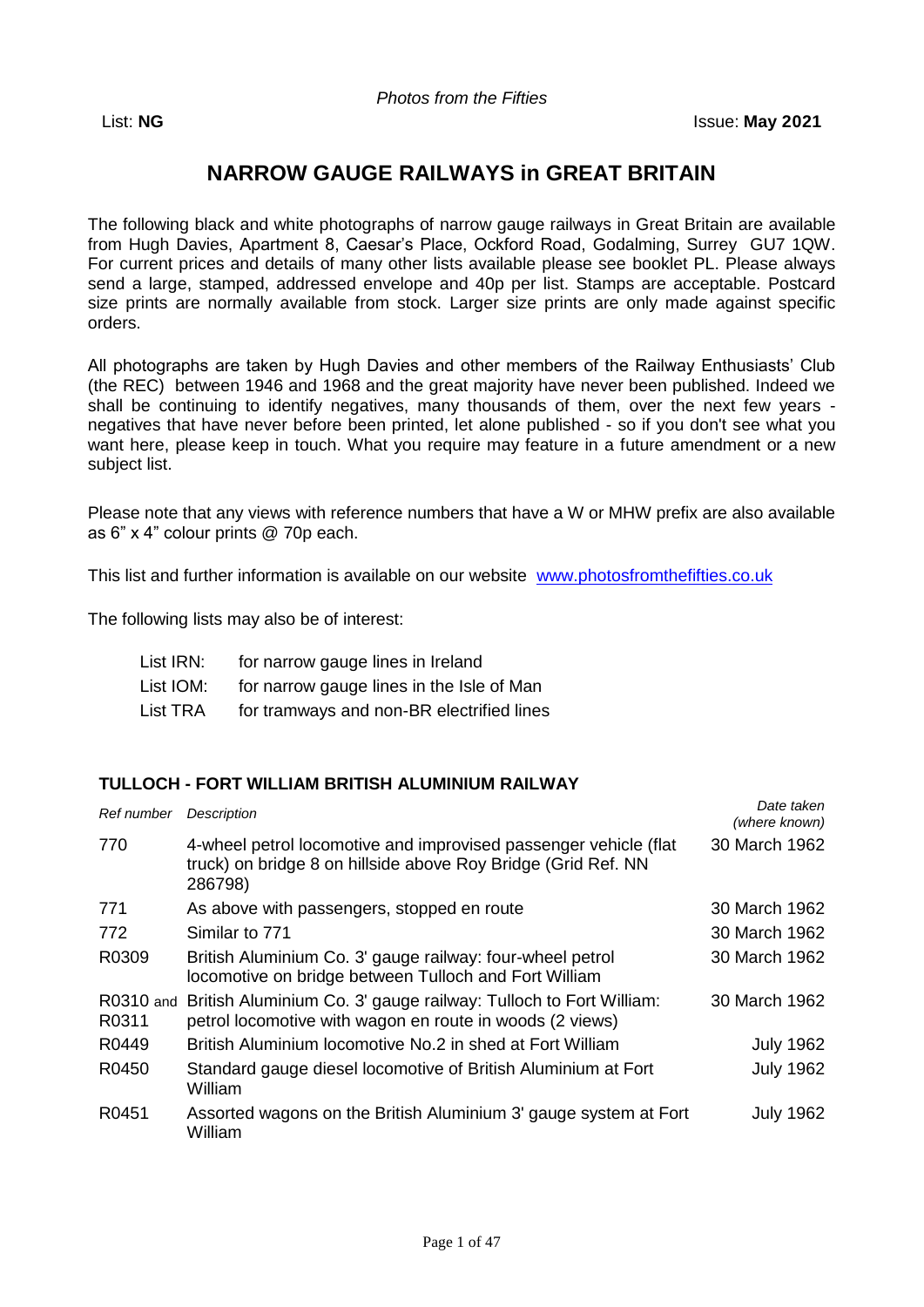*Photos from the Fifties*

List: **NG** Issue: **May 2021**

# NARROW GAUGE RAILWAYS in GREAT BRITAIN

The following black and white photographs of narrow gauge railways in Great Britain are available from Hugh Davies, Apartment 8, Caesar's Place, Ockford Road, Godalming, Surrey GU7 1QW. For current prices and details of many other lists available please see booklet PL. Please always send a large, stamped, addressed envelope and 40p per list. Stamps are acceptable. Postcard size prints are normally available from stock. Larger size prints are only made against specific orders.

All photographs are taken by Hugh Davies and other members of the Railway Enthusiasts' Club (the REC) between 1946 and 1968 and the great majority have never been published. Indeed we shall be continuing to identify negatives, many thousands of them, over the next few years - negatives that have never before been printed, let alone published - so if you don't see what you want here, please keep in touch. What you require may feature in a future amendment or a new subject list.

Please note that any views with reference numbers that have a W or MHW prefix are also available as 6" x 4" colour prints @ 70p each.

This list and further information is available on our website www.photosfromthefifties.co.uk

The following lists may also be of interest:

| | |
|---|---|
| List IRN: | for narrow gauge lines in Ireland |
| List IOM: | for narrow gauge lines in the Isle of Man |
| List TRA | for tramways and non-BR electrified lines |

## TULLOCH - FORT WILLIAM BRITISH ALUMINIUM RAILWAY

| *Ref number* | *Description* | *Date taken (where known)* |
|---|---|---|
| 770 | 4-wheel petrol locomotive and improvised passenger vehicle (flat truck) on bridge 8 on hillside above Roy Bridge (Grid Ref. NN 286798) | 30 March 1962 |
| 771 | As above with passengers, stopped en route | 30 March 1962 |
| 772 | Similar to 771 | 30 March 1962 |
| R0309 | British Aluminium Co. 3' gauge railway: four-wheel petrol locomotive on bridge between Tulloch and Fort William | 30 March 1962 |
| R0310 and R0311 | British Aluminium Co. 3' gauge railway: Tulloch to Fort William: petrol locomotive with wagon en route in woods (2 views) | 30 March 1962 |
| R0449 | British Aluminium locomotive No.2 in shed at Fort William | July 1962 |
| R0450 | Standard gauge diesel locomotive of British Aluminium at Fort William | July 1962 |
| R0451 | Assorted wagons on the British Aluminium 3' gauge system at Fort William | July 1962 |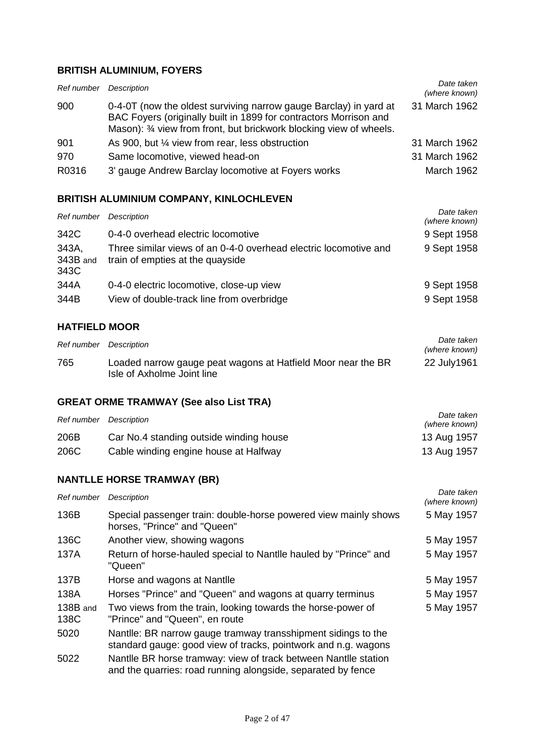## BRITISH ALUMINIUM, FOYERS

| *Ref number* | *Description* | *Date taken (where known)* |
|---|---|---|
| 900 | 0-4-0T (now the oldest surviving narrow gauge Barclay) in yard at BAC Foyers (originally built in 1899 for contractors Morrison and Mason): ¾ view from front, but brickwork blocking view of wheels. | 31 March 1962 |
| 901 | As 900, but ¼ view from rear, less obstruction | 31 March 1962 |
| 970 | Same locomotive, viewed head-on | 31 March 1962 |
| R0316 | 3' gauge Andrew Barclay locomotive at Foyers works | March 1962 |

## BRITISH ALUMINIUM COMPANY, KINLOCHLEVEN

| *Ref number* | *Description* | *Date taken (where known)* |
|---|---|---|
| 342C | 0-4-0 overhead electric locomotive | 9 Sept 1958 |
| 343A, 343B and 343C | Three similar views of an 0-4-0 overhead electric locomotive and train of empties at the quayside | 9 Sept 1958 |
| 344A | 0-4-0 electric locomotive, close-up view | 9 Sept 1958 |
| 344B | View of double-track line from overbridge | 9 Sept 1958 |

## HATFIELD MOOR

| *Ref number* | *Description* | *Date taken (where known)* |
|---|---|---|
| 765 | Loaded narrow gauge peat wagons at Hatfield Moor near the BR Isle of Axholme Joint line | 22 July1961 |

## GREAT ORME TRAMWAY (See also List TRA)

| *Ref number* | *Description* | *Date taken (where known)* |
|---|---|---|
| 206B | Car No.4 standing outside winding house | 13 Aug 1957 |
| 206C | Cable winding engine house at Halfway | 13 Aug 1957 |

## NANTLLE HORSE TRAMWAY (BR)

| *Ref number* | *Description* | *Date taken (where known)* |
|---|---|---|
| 136B | Special passenger train: double-horse powered view mainly shows horses, "Prince" and "Queen" | 5 May 1957 |
| 136C | Another view, showing wagons | 5 May 1957 |
| 137A | Return of horse-hauled special to Nantlle hauled by "Prince" and "Queen" | 5 May 1957 |
| 137B | Horse and wagons at Nantlle | 5 May 1957 |
| 138A | Horses "Prince" and "Queen" and wagons at quarry terminus | 5 May 1957 |
| 138B and 138C | Two views from the train, looking towards the horse-power of "Prince" and "Queen", en route | 5 May 1957 |
| 5020 | Nantlle: BR narrow gauge tramway transshipment sidings to the standard gauge: good view of tracks, pointwork and n.g. wagons | |
| 5022 | Nantlle BR horse tramway: view of track between Nantlle station and the quarries: road running alongside, separated by fence | |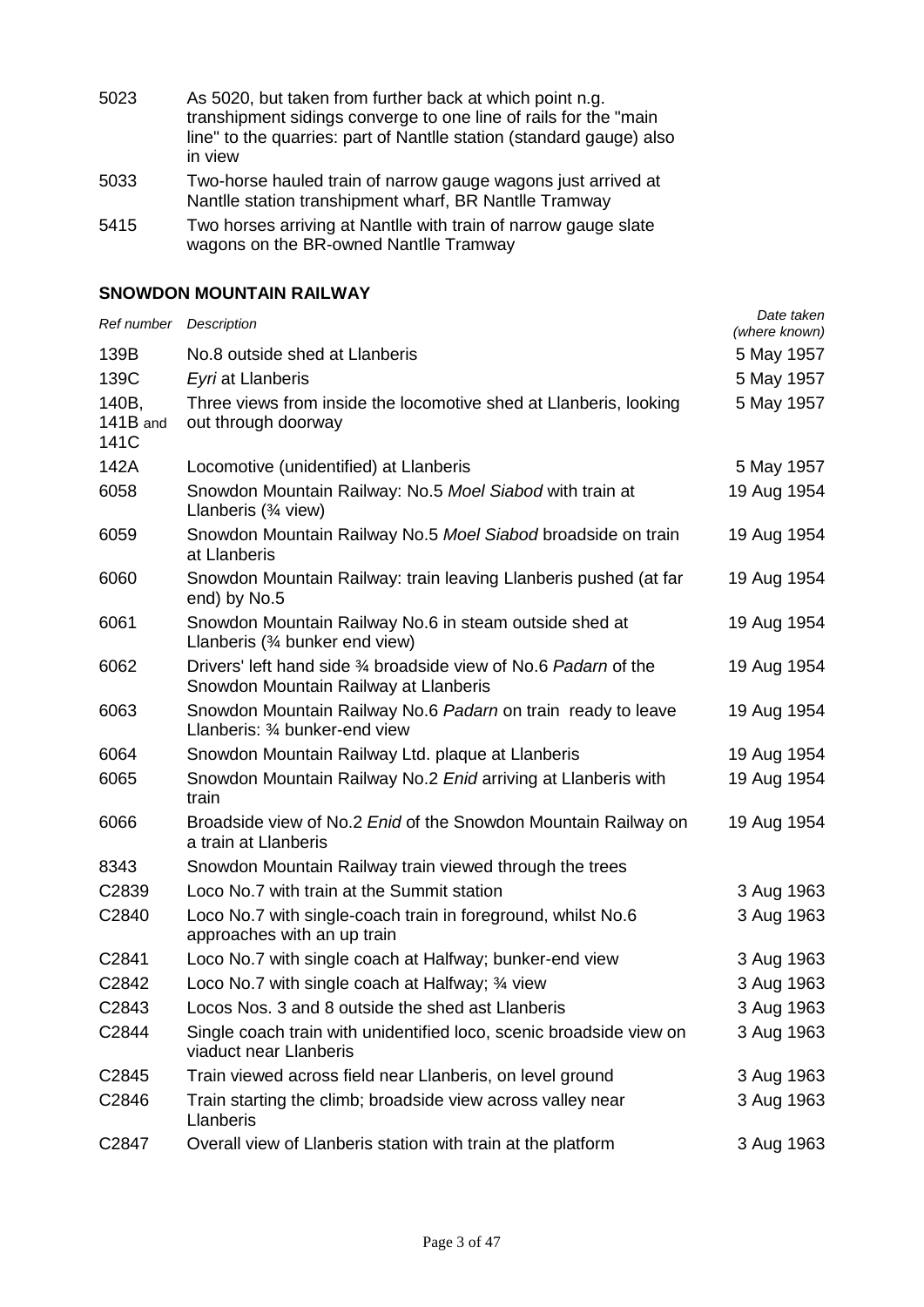| | | |
|---|---|---|
| 5023 | As 5020, but taken from further back at which point n.g. transhipment sidings converge to one line of rails for the "main line" to the quarries: part of Nantlle station (standard gauge) also in view | |
| 5033 | Two-horse hauled train of narrow gauge wagons just arrived at Nantlle station transhipment wharf, BR Nantlle Tramway | |
| 5415 | Two horses arriving at Nantlle with train of narrow gauge slate wagons on the BR-owned Nantlle Tramway | |

## SNOWDON MOUNTAIN RAILWAY

| *Ref number* | *Description* | *Date taken (where known)* |
|---|---|---|
| 139B | No.8 outside shed at Llanberis | 5 May 1957 |
| 139C | *Eyri* at Llanberis | 5 May 1957 |
| 140B, 141B and 141C | Three views from inside the locomotive shed at Llanberis, looking out through doorway | 5 May 1957 |
| 142A | Locomotive (unidentified) at Llanberis | 5 May 1957 |
| 6058 | Snowdon Mountain Railway: No.5 *Moel Siabod* with train at Llanberis (¾ view) | 19 Aug 1954 |
| 6059 | Snowdon Mountain Railway No.5 *Moel Siabod* broadside on train at Llanberis | 19 Aug 1954 |
| 6060 | Snowdon Mountain Railway: train leaving Llanberis pushed (at far end) by No.5 | 19 Aug 1954 |
| 6061 | Snowdon Mountain Railway No.6 in steam outside shed at Llanberis (¾ bunker end view) | 19 Aug 1954 |
| 6062 | Drivers' left hand side ¾ broadside view of No.6 *Padarn* of the Snowdon Mountain Railway at Llanberis | 19 Aug 1954 |
| 6063 | Snowdon Mountain Railway No.6 *Padarn* on train ready to leave Llanberis: ¾ bunker-end view | 19 Aug 1954 |
| 6064 | Snowdon Mountain Railway Ltd. plaque at Llanberis | 19 Aug 1954 |
| 6065 | Snowdon Mountain Railway No.2 *Enid* arriving at Llanberis with train | 19 Aug 1954 |
| 6066 | Broadside view of No.2 *Enid* of the Snowdon Mountain Railway on a train at Llanberis | 19 Aug 1954 |
| 8343 | Snowdon Mountain Railway train viewed through the trees | |
| C2839 | Loco No.7 with train at the Summit station | 3 Aug 1963 |
| C2840 | Loco No.7 with single-coach train in foreground, whilst No.6 approaches with an up train | 3 Aug 1963 |
| C2841 | Loco No.7 with single coach at Halfway; bunker-end view | 3 Aug 1963 |
| C2842 | Loco No.7 with single coach at Halfway; ¾ view | 3 Aug 1963 |
| C2843 | Locos Nos. 3 and 8 outside the shed ast Llanberis | 3 Aug 1963 |
| C2844 | Single coach train with unidentified loco, scenic broadside view on viaduct near Llanberis | 3 Aug 1963 |
| C2845 | Train viewed across field near Llanberis, on level ground | 3 Aug 1963 |
| C2846 | Train starting the climb; broadside view across valley near Llanberis | 3 Aug 1963 |
| C2847 | Overall view of Llanberis station with train at the platform | 3 Aug 1963 |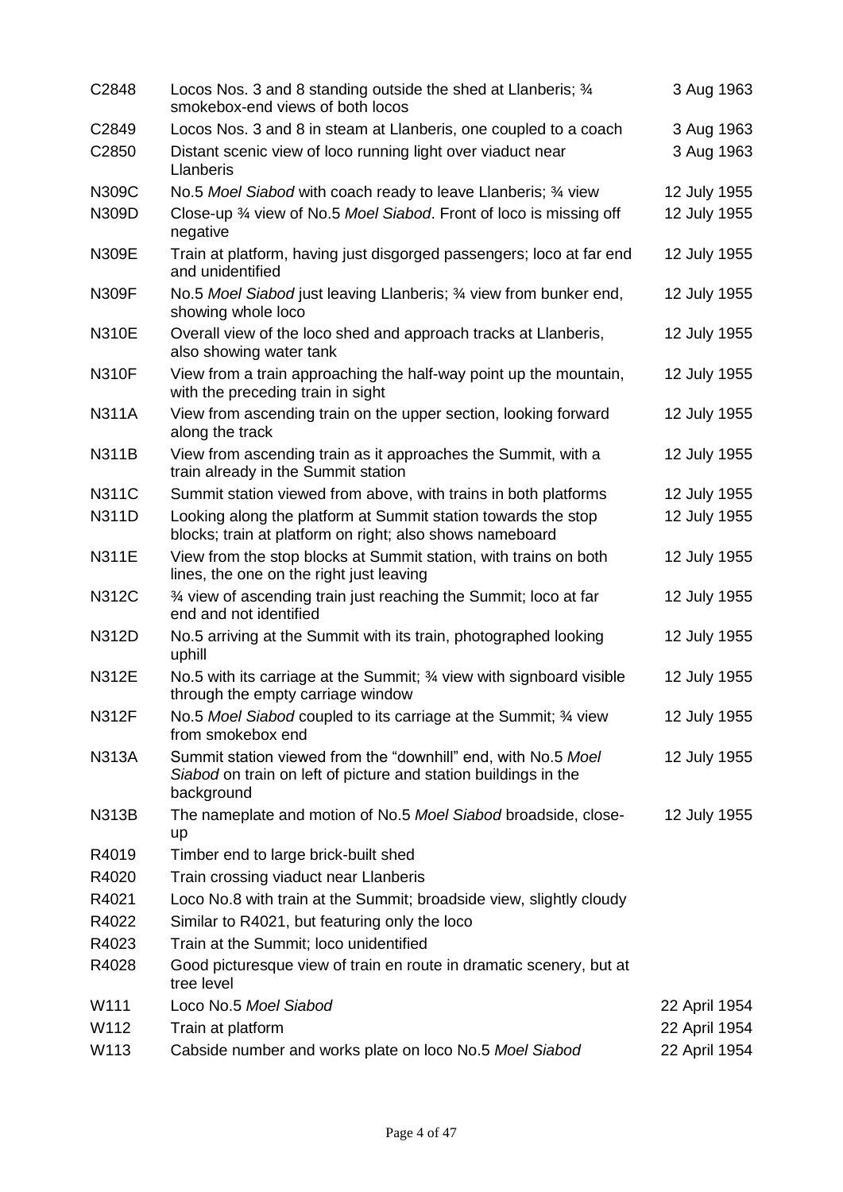| | | |
|---|---|---|
| C2848 | Locos Nos. 3 and 8 standing outside the shed at Llanberis; ¾ smokebox-end views of both locos | 3 Aug 1963 |
| C2849 | Locos Nos. 3 and 8 in steam at Llanberis, one coupled to a coach | 3 Aug 1963 |
| C2850 | Distant scenic view of loco running light over viaduct near Llanberis | 3 Aug 1963 |
| N309C | No.5 *Moel Siabod* with coach ready to leave Llanberis; ¾ view | 12 July 1955 |
| N309D | Close-up ¾ view of No.5 *Moel Siabod*. Front of loco is missing off negative | 12 July 1955 |
| N309E | Train at platform, having just disgorged passengers; loco at far end and unidentified | 12 July 1955 |
| N309F | No.5 *Moel Siabod* just leaving Llanberis; ¾ view from bunker end, showing whole loco | 12 July 1955 |
| N310E | Overall view of the loco shed and approach tracks at Llanberis, also showing water tank | 12 July 1955 |
| N310F | View from a train approaching the half-way point up the mountain, with the preceding train in sight | 12 July 1955 |
| N311A | View from ascending train on the upper section, looking forward along the track | 12 July 1955 |
| N311B | View from ascending train as it approaches the Summit, with a train already in the Summit station | 12 July 1955 |
| N311C | Summit station viewed from above, with trains in both platforms | 12 July 1955 |
| N311D | Looking along the platform at Summit station towards the stop blocks; train at platform on right; also shows nameboard | 12 July 1955 |
| N311E | View from the stop blocks at Summit station, with trains on both lines, the one on the right just leaving | 12 July 1955 |
| N312C | ¾ view of ascending train just reaching the Summit; loco at far end and not identified | 12 July 1955 |
| N312D | No.5 arriving at the Summit with its train, photographed looking uphill | 12 July 1955 |
| N312E | No.5 with its carriage at the Summit; ¾ view with signboard visible through the empty carriage window | 12 July 1955 |
| N312F | No.5 *Moel Siabod* coupled to its carriage at the Summit; ¾ view from smokebox end | 12 July 1955 |
| N313A | Summit station viewed from the "downhill" end, with No.5 *Moel Siabod* on train on left of picture and station buildings in the background | 12 July 1955 |
| N313B | The nameplate and motion of No.5 *Moel Siabod* broadside, close-up | 12 July 1955 |
| R4019 | Timber end to large brick-built shed | |
| R4020 | Train crossing viaduct near Llanberis | |
| R4021 | Loco No.8 with train at the Summit; broadside view, slightly cloudy | |
| R4022 | Similar to R4021, but featuring only the loco | |
| R4023 | Train at the Summit; loco unidentified | |
| R4028 | Good picturesque view of train en route in dramatic scenery, but at tree level | |
| W111 | Loco No.5 *Moel Siabod* | 22 April 1954 |
| W112 | Train at platform | 22 April 1954 |
| W113 | Cabside number and works plate on loco No.5 *Moel Siabod* | 22 April 1954 |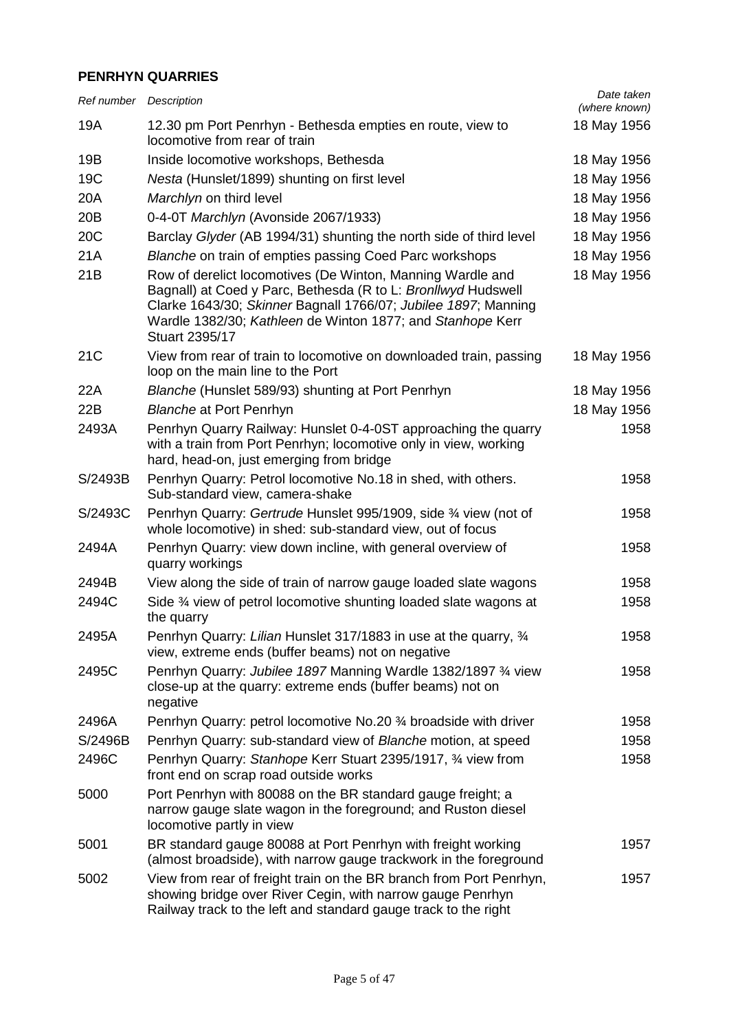## PENRHYN QUARRIES

| *Ref number* | *Description* | *Date taken (where known)* |
|---|---|---|
| 19A | 12.30 pm Port Penrhyn - Bethesda empties en route, view to locomotive from rear of train | 18 May 1956 |
| 19B | Inside locomotive workshops, Bethesda | 18 May 1956 |
| 19C | *Nesta* (Hunslet/1899) shunting on first level | 18 May 1956 |
| 20A | *Marchlyn* on third level | 18 May 1956 |
| 20B | 0-4-0T *Marchlyn* (Avonside 2067/1933) | 18 May 1956 |
| 20C | Barclay *Glyder* (AB 1994/31) shunting the north side of third level | 18 May 1956 |
| 21A | *Blanche* on train of empties passing Coed Parc workshops | 18 May 1956 |
| 21B | Row of derelict locomotives (De Winton, Manning Wardle and Bagnall) at Coed y Parc, Bethesda (R to L: *Bronllwyd* Hudswell Clarke 1643/30; *Skinner* Bagnall 1766/07; *Jubilee 1897*; Manning Wardle 1382/30; *Kathleen* de Winton 1877; and *Stanhope* Kerr Stuart 2395/17 | 18 May 1956 |
| 21C | View from rear of train to locomotive on downloaded train, passing loop on the main line to the Port | 18 May 1956 |
| 22A | *Blanche* (Hunslet 589/93) shunting at Port Penrhyn | 18 May 1956 |
| 22B | *Blanche* at Port Penrhyn | 18 May 1956 |
| 2493A | Penrhyn Quarry Railway: Hunslet 0-4-0ST approaching the quarry with a train from Port Penrhyn; locomotive only in view, working hard, head-on, just emerging from bridge | 1958 |
| S/2493B | Penrhyn Quarry: Petrol locomotive No.18 in shed, with others. Sub-standard view, camera-shake | 1958 |
| S/2493C | Penrhyn Quarry: *Gertrude* Hunslet 995/1909, side ¾ view (not of whole locomotive) in shed: sub-standard view, out of focus | 1958 |
| 2494A | Penrhyn Quarry: view down incline, with general overview of quarry workings | 1958 |
| 2494B | View along the side of train of narrow gauge loaded slate wagons | 1958 |
| 2494C | Side ¾ view of petrol locomotive shunting loaded slate wagons at the quarry | 1958 |
| 2495A | Penrhyn Quarry: *Lilian* Hunslet 317/1883 in use at the quarry, ¾ view, extreme ends (buffer beams) not on negative | 1958 |
| 2495C | Penrhyn Quarry: *Jubilee 1897* Manning Wardle 1382/1897 ¾ view close-up at the quarry: extreme ends (buffer beams) not on negative | 1958 |
| 2496A | Penrhyn Quarry: petrol locomotive No.20 ¾ broadside with driver | 1958 |
| S/2496B | Penrhyn Quarry: sub-standard view of *Blanche* motion, at speed | 1958 |
| 2496C | Penrhyn Quarry: *Stanhope* Kerr Stuart 2395/1917, ¾ view from front end on scrap road outside works | 1958 |
| 5000 | Port Penrhyn with 80088 on the BR standard gauge freight; a narrow gauge slate wagon in the foreground; and Ruston diesel locomotive partly in view | |
| 5001 | BR standard gauge 80088 at Port Penrhyn with freight working (almost broadside), with narrow gauge trackwork in the foreground | 1957 |
| 5002 | View from rear of freight train on the BR branch from Port Penrhyn, showing bridge over River Cegin, with narrow gauge Penrhyn Railway track to the left and standard gauge track to the right | 1957 |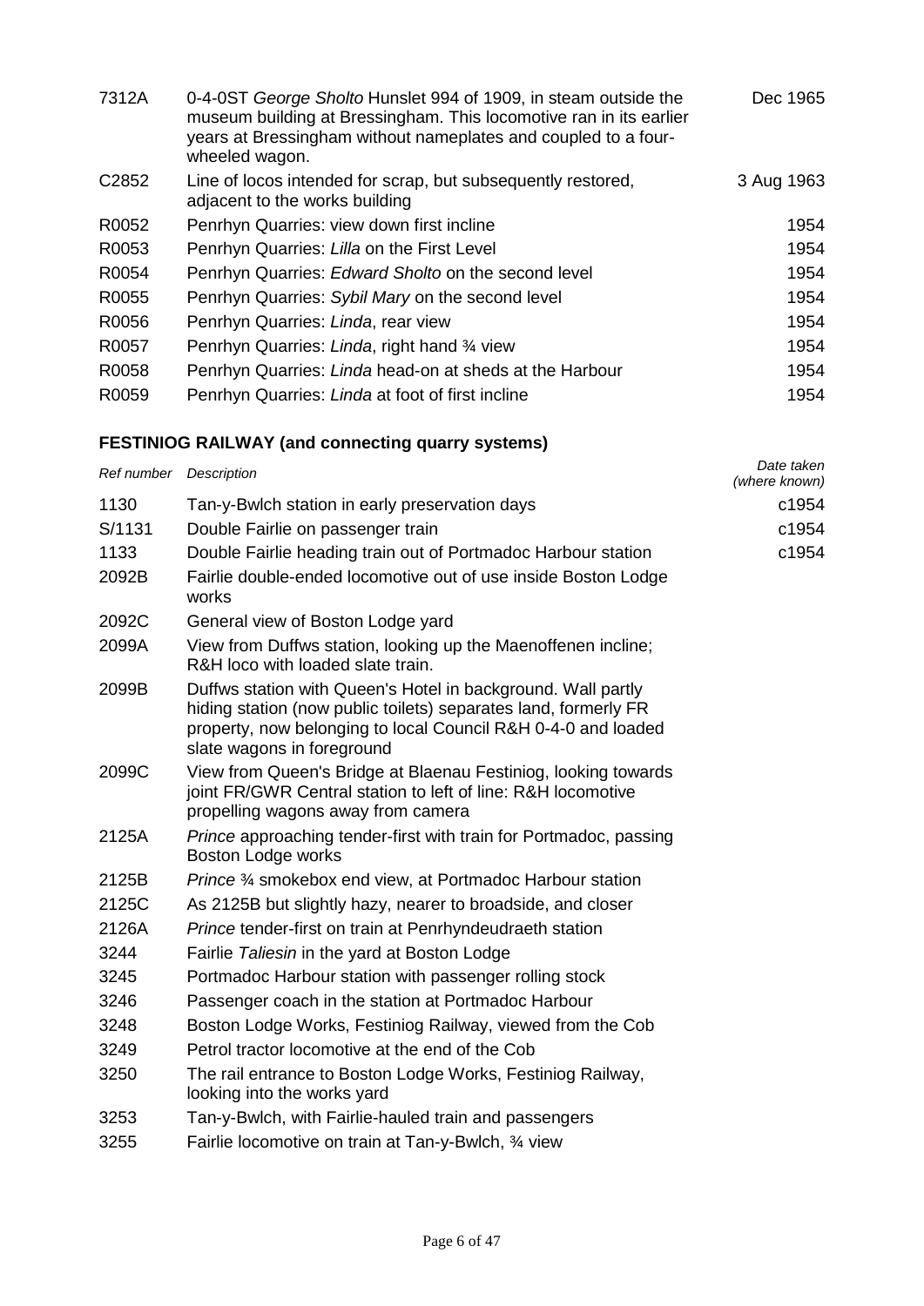| | | |
|---|---|---|
| 7312A | 0-4-0ST *George Sholto* Hunslet 994 of 1909, in steam outside the museum building at Bressingham. This locomotive ran in its earlier years at Bressingham without nameplates and coupled to a four-wheeled wagon. | Dec 1965 |
| C2852 | Line of locos intended for scrap, but subsequently restored, adjacent to the works building | 3 Aug 1963 |
| R0052 | Penrhyn Quarries: view down first incline | 1954 |
| R0053 | Penrhyn Quarries: *Lilla* on the First Level | 1954 |
| R0054 | Penrhyn Quarries: *Edward Sholto* on the second level | 1954 |
| R0055 | Penrhyn Quarries: *Sybil Mary* on the second level | 1954 |
| R0056 | Penrhyn Quarries: *Linda*, rear view | 1954 |
| R0057 | Penrhyn Quarries: *Linda*, right hand ¾ view | 1954 |
| R0058 | Penrhyn Quarries: *Linda* head-on at sheds at the Harbour | 1954 |
| R0059 | Penrhyn Quarries: *Linda* at foot of first incline | 1954 |

## FESTINIOG RAILWAY (and connecting quarry systems)

| *Ref number* | *Description* | *Date taken (where known)* |
|---|---|---|
| 1130 | Tan-y-Bwlch station in early preservation days | c1954 |
| S/1131 | Double Fairlie on passenger train | c1954 |
| 1133 | Double Fairlie heading train out of Portmadoc Harbour station | c1954 |
| 2092B | Fairlie double-ended locomotive out of use inside Boston Lodge works | |
| 2092C | General view of Boston Lodge yard | |
| 2099A | View from Duffws station, looking up the Maenoffenen incline; R&H loco with loaded slate train. | |
| 2099B | Duffws station with Queen's Hotel in background. Wall partly hiding station (now public toilets) separates land, formerly FR property, now belonging to local Council R&H 0-4-0 and loaded slate wagons in foreground | |
| 2099C | View from Queen's Bridge at Blaenau Festiniog, looking towards joint FR/GWR Central station to left of line: R&H locomotive propelling wagons away from camera | |
| 2125A | *Prince* approaching tender-first with train for Portmadoc, passing Boston Lodge works | |
| 2125B | *Prince* ¾ smokebox end view, at Portmadoc Harbour station | |
| 2125C | As 2125B but slightly hazy, nearer to broadside, and closer | |
| 2126A | *Prince* tender-first on train at Penrhyndeudraeth station | |
| 3244 | Fairlie *Taliesin* in the yard at Boston Lodge | |
| 3245 | Portmadoc Harbour station with passenger rolling stock | |
| 3246 | Passenger coach in the station at Portmadoc Harbour | |
| 3248 | Boston Lodge Works, Festiniog Railway, viewed from the Cob | |
| 3249 | Petrol tractor locomotive at the end of the Cob | |
| 3250 | The rail entrance to Boston Lodge Works, Festiniog Railway, looking into the works yard | |
| 3253 | Tan-y-Bwlch, with Fairlie-hauled train and passengers | |
| 3255 | Fairlie locomotive on train at Tan-y-Bwlch, ¾ view | |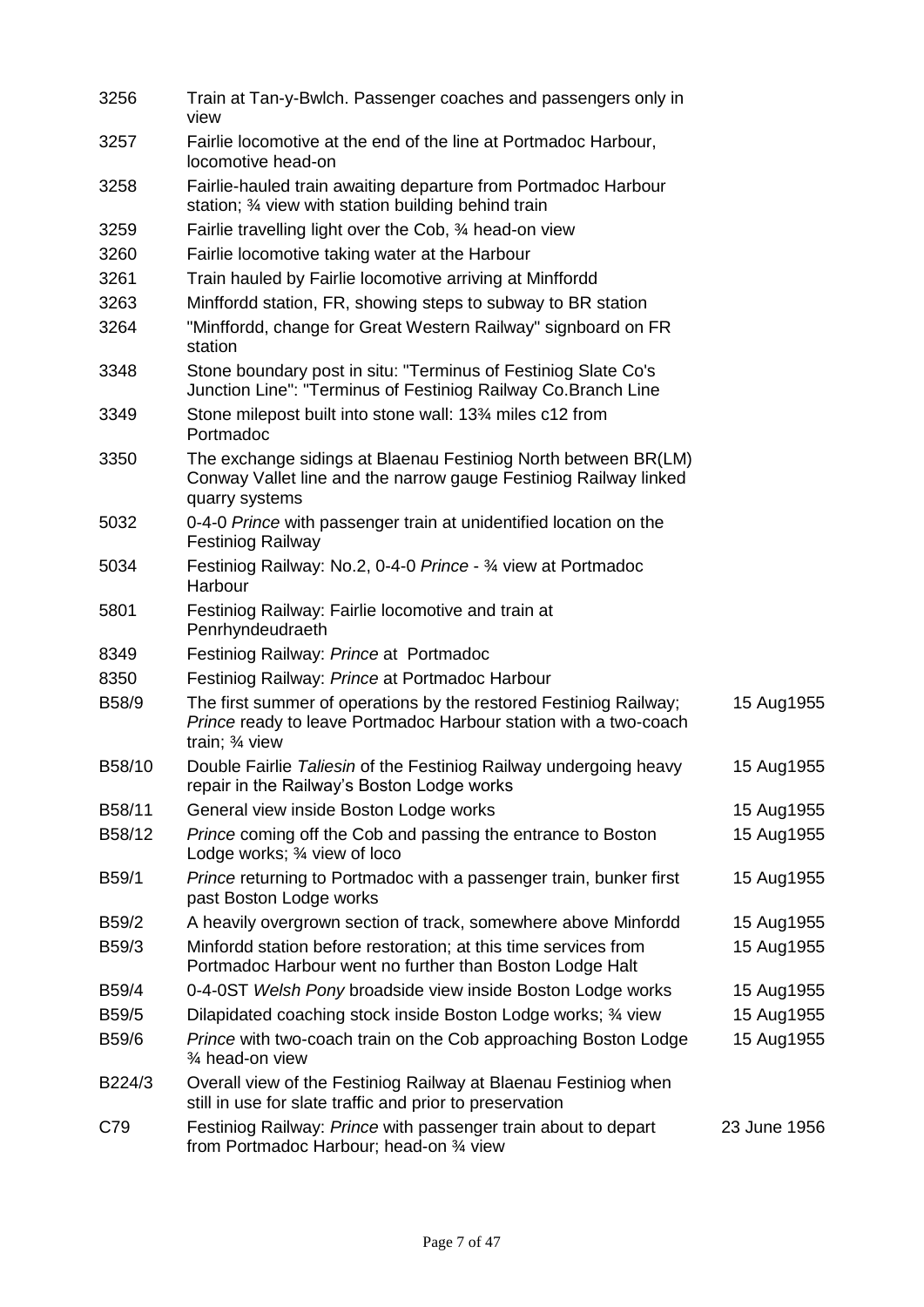| | | |
|---|---|---|
| 3256 | Train at Tan-y-Bwlch. Passenger coaches and passengers only in view | |
| 3257 | Fairlie locomotive at the end of the line at Portmadoc Harbour, locomotive head-on | |
| 3258 | Fairlie-hauled train awaiting departure from Portmadoc Harbour station; ¾ view with station building behind train | |
| 3259 | Fairlie travelling light over the Cob, ¾ head-on view | |
| 3260 | Fairlie locomotive taking water at the Harbour | |
| 3261 | Train hauled by Fairlie locomotive arriving at Minffordd | |
| 3263 | Minffordd station, FR, showing steps to subway to BR station | |
| 3264 | "Minffordd, change for Great Western Railway" signboard on FR station | |
| 3348 | Stone boundary post in situ: "Terminus of Festiniog Slate Co's Junction Line": "Terminus of Festiniog Railway Co.Branch Line | |
| 3349 | Stone milepost built into stone wall: 13¾ miles c12 from Portmadoc | |
| 3350 | The exchange sidings at Blaenau Festiniog North between BR(LM) Conway Vallet line and the narrow gauge Festiniog Railway linked quarry systems | |
| 5032 | 0-4-0 *Prince* with passenger train at unidentified location on the Festiniog Railway | |
| 5034 | Festiniog Railway: No.2, 0-4-0 *Prince* - ¾ view at Portmadoc Harbour | |
| 5801 | Festiniog Railway: Fairlie locomotive and train at Penrhyndeudraeth | |
| 8349 | Festiniog Railway: *Prince* at Portmadoc | |
| 8350 | Festiniog Railway: *Prince* at Portmadoc Harbour | |
| B58/9 | The first summer of operations by the restored Festiniog Railway; *Prince* ready to leave Portmadoc Harbour station with a two-coach train; ¾ view | 15 Aug1955 |
| B58/10 | Double Fairlie *Taliesin* of the Festiniog Railway undergoing heavy repair in the Railway's Boston Lodge works | 15 Aug1955 |
| B58/11 | General view inside Boston Lodge works | 15 Aug1955 |
| B58/12 | *Prince* coming off the Cob and passing the entrance to Boston Lodge works; ¾ view of loco | 15 Aug1955 |
| B59/1 | *Prince* returning to Portmadoc with a passenger train, bunker first past Boston Lodge works | 15 Aug1955 |
| B59/2 | A heavily overgrown section of track, somewhere above Minfordd | 15 Aug1955 |
| B59/3 | Minfordd station before restoration; at this time services from Portmadoc Harbour went no further than Boston Lodge Halt | 15 Aug1955 |
| B59/4 | 0-4-0ST *Welsh Pony* broadside view inside Boston Lodge works | 15 Aug1955 |
| B59/5 | Dilapidated coaching stock inside Boston Lodge works; ¾ view | 15 Aug1955 |
| B59/6 | *Prince* with two-coach train on the Cob approaching Boston Lodge ¾ head-on view | 15 Aug1955 |
| B224/3 | Overall view of the Festiniog Railway at Blaenau Festiniog when still in use for slate traffic and prior to preservation | |
| C79 | Festiniog Railway: *Prince* with passenger train about to depart from Portmadoc Harbour; head-on ¾ view | 23 June 1956 |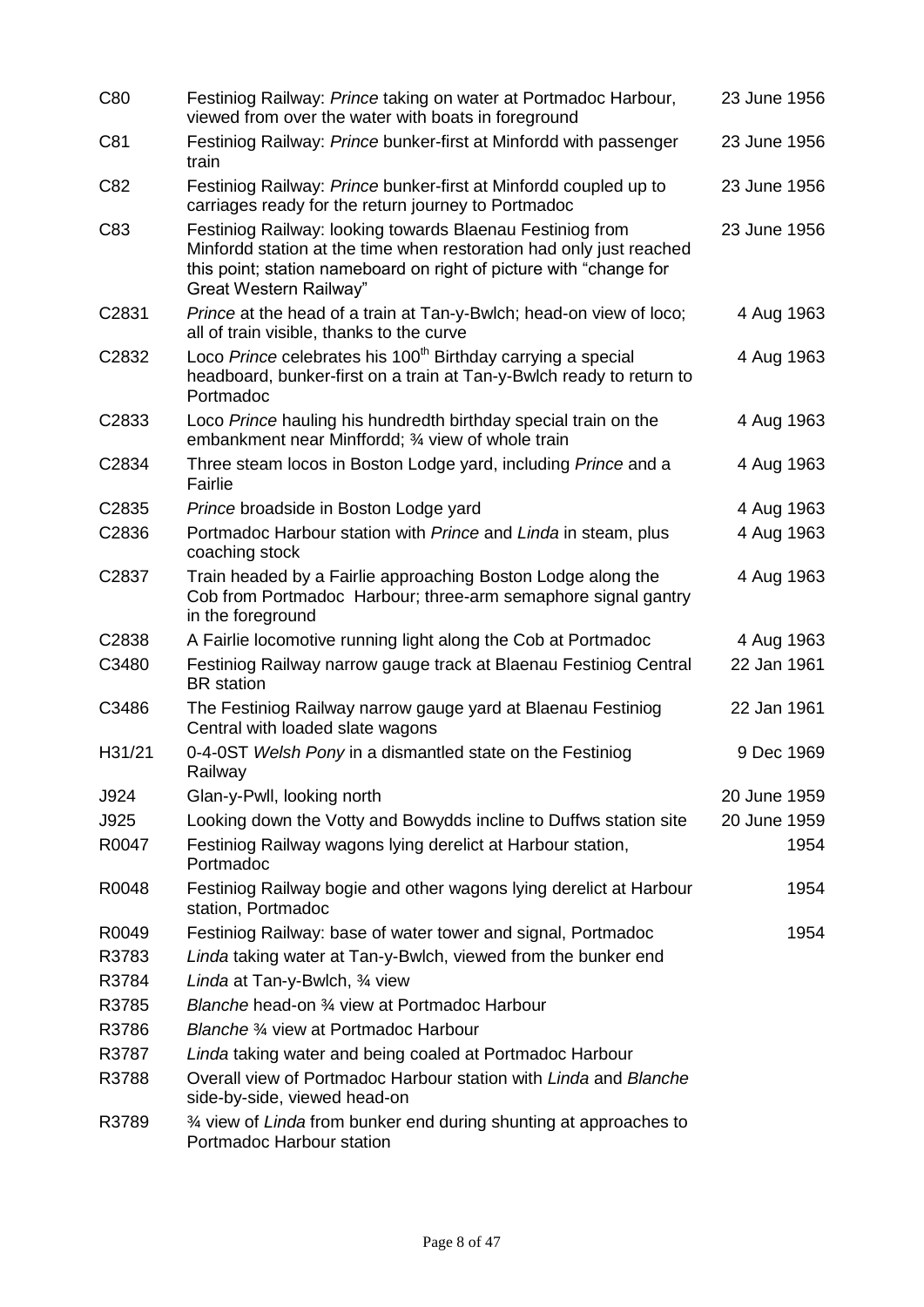| | | |
|---|---|---|
| C80 | Festiniog Railway: *Prince* taking on water at Portmadoc Harbour, viewed from over the water with boats in foreground | 23 June 1956 |
| C81 | Festiniog Railway: *Prince* bunker-first at Minfordd with passenger train | 23 June 1956 |
| C82 | Festiniog Railway: *Prince* bunker-first at Minfordd coupled up to carriages ready for the return journey to Portmadoc | 23 June 1956 |
| C83 | Festiniog Railway: looking towards Blaenau Festiniog from Minfordd station at the time when restoration had only just reached this point; station nameboard on right of picture with "change for Great Western Railway" | 23 June 1956 |
| C2831 | *Prince* at the head of a train at Tan-y-Bwlch; head-on view of loco; all of train visible, thanks to the curve | 4 Aug 1963 |
| C2832 | Loco *Prince* celebrates his 100th Birthday carrying a special headboard, bunker-first on a train at Tan-y-Bwlch ready to return to Portmadoc | 4 Aug 1963 |
| C2833 | Loco *Prince* hauling his hundredth birthday special train on the embankment near Minffordd; ¾ view of whole train | 4 Aug 1963 |
| C2834 | Three steam locos in Boston Lodge yard, including *Prince* and a Fairlie | 4 Aug 1963 |
| C2835 | *Prince* broadside in Boston Lodge yard | 4 Aug 1963 |
| C2836 | Portmadoc Harbour station with *Prince* and *Linda* in steam, plus coaching stock | 4 Aug 1963 |
| C2837 | Train headed by a Fairlie approaching Boston Lodge along the Cob from Portmadoc Harbour; three-arm semaphore signal gantry in the foreground | 4 Aug 1963 |
| C2838 | A Fairlie locomotive running light along the Cob at Portmadoc | 4 Aug 1963 |
| C3480 | Festiniog Railway narrow gauge track at Blaenau Festiniog Central BR station | 22 Jan 1961 |
| C3486 | The Festiniog Railway narrow gauge yard at Blaenau Festiniog Central with loaded slate wagons | 22 Jan 1961 |
| H31/21 | 0-4-0ST *Welsh Pony* in a dismantled state on the Festiniog Railway | 9 Dec 1969 |
| J924 | Glan-y-Pwll, looking north | 20 June 1959 |
| J925 | Looking down the Votty and Bowydds incline to Duffws station site | 20 June 1959 |
| R0047 | Festiniog Railway wagons lying derelict at Harbour station, Portmadoc | 1954 |
| R0048 | Festiniog Railway bogie and other wagons lying derelict at Harbour station, Portmadoc | 1954 |
| R0049 | Festiniog Railway: base of water tower and signal, Portmadoc | 1954 |
| R3783 | *Linda* taking water at Tan-y-Bwlch, viewed from the bunker end | |
| R3784 | *Linda* at Tan-y-Bwlch, ¾ view | |
| R3785 | *Blanche* head-on ¾ view at Portmadoc Harbour | |
| R3786 | *Blanche* ¾ view at Portmadoc Harbour | |
| R3787 | *Linda* taking water and being coaled at Portmadoc Harbour | |
| R3788 | Overall view of Portmadoc Harbour station with *Linda* and *Blanche* side-by-side, viewed head-on | |
| R3789 | ¾ view of *Linda* from bunker end during shunting at approaches to Portmadoc Harbour station | |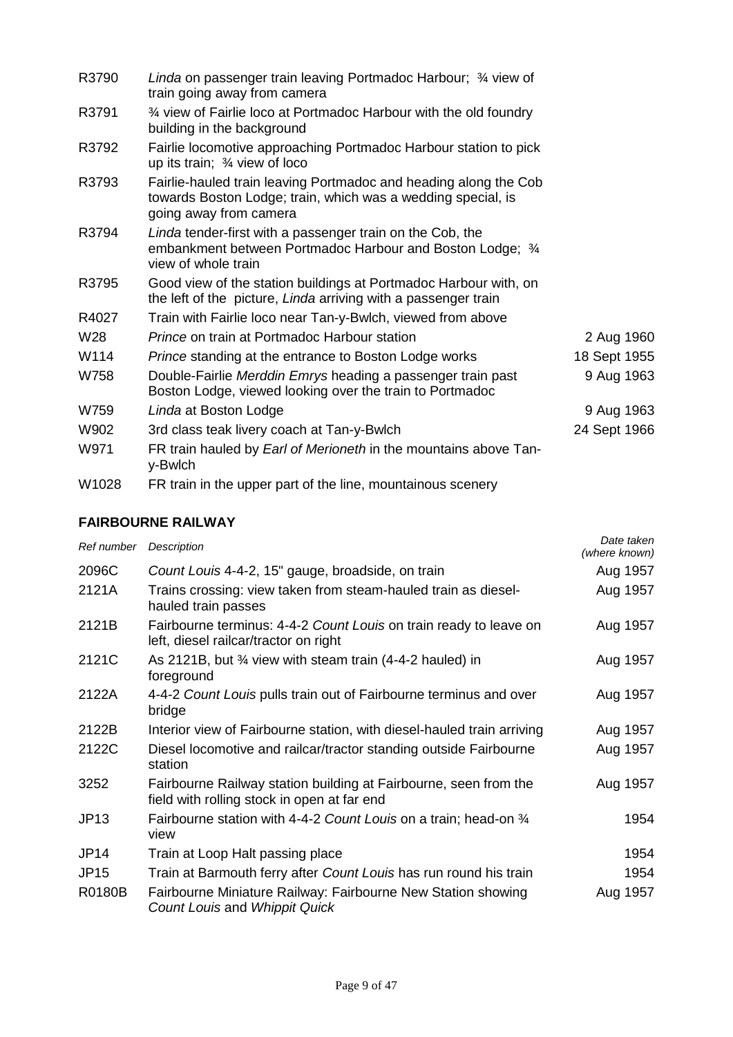| | | |
|---|---|---|
| R3790 | *Linda* on passenger train leaving Portmadoc Harbour; ¾ view of train going away from camera | |
| R3791 | ¾ view of Fairlie loco at Portmadoc Harbour with the old foundry building in the background | |
| R3792 | Fairlie locomotive approaching Portmadoc Harbour station to pick up its train; ¾ view of loco | |
| R3793 | Fairlie-hauled train leaving Portmadoc and heading along the Cob towards Boston Lodge; train, which was a wedding special, is going away from camera | |
| R3794 | *Linda* tender-first with a passenger train on the Cob, the embankment between Portmadoc Harbour and Boston Lodge; ¾ view of whole train | |
| R3795 | Good view of the station buildings at Portmadoc Harbour with, on the left of the picture, *Linda* arriving with a passenger train | |
| R4027 | Train with Fairlie loco near Tan-y-Bwlch, viewed from above | |
| W28 | *Prince* on train at Portmadoc Harbour station | 2 Aug 1960 |
| W114 | *Prince* standing at the entrance to Boston Lodge works | 18 Sept 1955 |
| W758 | Double-Fairlie *Merddin Emrys* heading a passenger train past Boston Lodge, viewed looking over the train to Portmadoc | 9 Aug 1963 |
| W759 | *Linda* at Boston Lodge | 9 Aug 1963 |
| W902 | 3rd class teak livery coach at Tan-y-Bwlch | 24 Sept 1966 |
| W971 | FR train hauled by *Earl of Merioneth* in the mountains above Tan-y-Bwlch | |
| W1028 | FR train in the upper part of the line, mountainous scenery | |

## FAIRBOURNE RAILWAY

| *Ref number* | *Description* | *Date taken (where known)* |
|---|---|---|
| 2096C | *Count Louis* 4-4-2, 15" gauge, broadside, on train | Aug 1957 |
| 2121A | Trains crossing: view taken from steam-hauled train as diesel-hauled train passes | Aug 1957 |
| 2121B | Fairbourne terminus: 4-4-2 *Count Louis* on train ready to leave on left, diesel railcar/tractor on right | Aug 1957 |
| 2121C | As 2121B, but ¾ view with steam train (4-4-2 hauled) in foreground | Aug 1957 |
| 2122A | 4-4-2 *Count Louis* pulls train out of Fairbourne terminus and over bridge | Aug 1957 |
| 2122B | Interior view of Fairbourne station, with diesel-hauled train arriving | Aug 1957 |
| 2122C | Diesel locomotive and railcar/tractor standing outside Fairbourne station | Aug 1957 |
| 3252 | Fairbourne Railway station building at Fairbourne, seen from the field with rolling stock in open at far end | Aug 1957 |
| JP13 | Fairbourne station with 4-4-2 *Count Louis* on a train; head-on ¾ view | 1954 |
| JP14 | Train at Loop Halt passing place | 1954 |
| JP15 | Train at Barmouth ferry after *Count Louis* has run round his train | 1954 |
| R0180B | Fairbourne Miniature Railway: Fairbourne New Station showing *Count Louis* and *Whippit Quick* | Aug 1957 |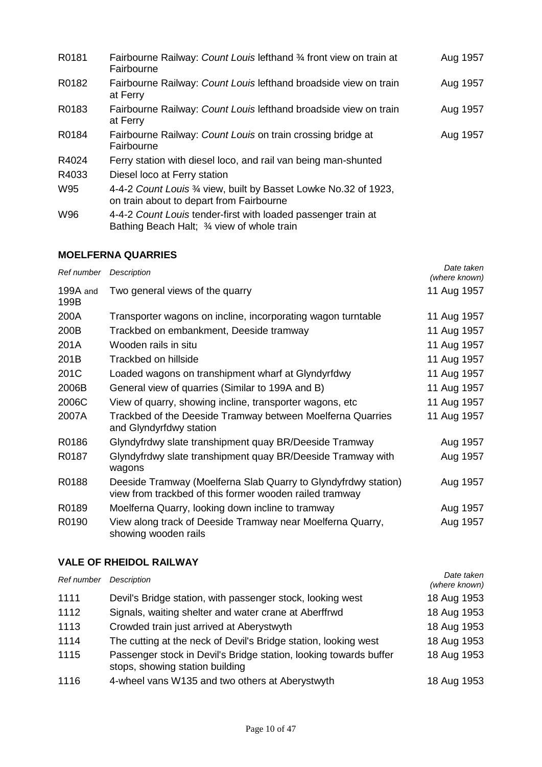| | | |
|---|---|---|
| R0181 | Fairbourne Railway: *Count Louis* lefthand ¾ front view on train at Fairbourne | Aug 1957 |
| R0182 | Fairbourne Railway: *Count Louis* lefthand broadside view on train at Ferry | Aug 1957 |
| R0183 | Fairbourne Railway: *Count Louis* lefthand broadside view on train at Ferry | Aug 1957 |
| R0184 | Fairbourne Railway: *Count Louis* on train crossing bridge at Fairbourne | Aug 1957 |
| R4024 | Ferry station with diesel loco, and rail van being man-shunted | |
| R4033 | Diesel loco at Ferry station | |
| W95 | 4-4-2 *Count Louis* ¾ view, built by Basset Lowke No.32 of 1923, on train about to depart from Fairbourne | |
| W96 | 4-4-2 *Count Louis* tender-first with loaded passenger train at Bathing Beach Halt; ¾ view of whole train | |

### MOELFERNA QUARRIES

| *Ref number* | *Description* | *Date taken (where known)* |
|---|---|---|
| 199A and 199B | Two general views of the quarry | 11 Aug 1957 |
| 200A | Transporter wagons on incline, incorporating wagon turntable | 11 Aug 1957 |
| 200B | Trackbed on embankment, Deeside tramway | 11 Aug 1957 |
| 201A | Wooden rails in situ | 11 Aug 1957 |
| 201B | Trackbed on hillside | 11 Aug 1957 |
| 201C | Loaded wagons on transhipment wharf at Glyndyrfdwy | 11 Aug 1957 |
| 2006B | General view of quarries (Similar to 199A and B) | 11 Aug 1957 |
| 2006C | View of quarry, showing incline, transporter wagons, etc | 11 Aug 1957 |
| 2007A | Trackbed of the Deeside Tramway between Moelferna Quarries and Glyndyrfdwy station | 11 Aug 1957 |
| R0186 | Glyndyfrdwy slate transhipment quay BR/Deeside Tramway | Aug 1957 |
| R0187 | Glyndyfrdwy slate transhipment quay BR/Deeside Tramway with wagons | Aug 1957 |
| R0188 | Deeside Tramway (Moelferna Slab Quarry to Glyndyfrdwy station) view from trackbed of this former wooden railed tramway | Aug 1957 |
| R0189 | Moelferna Quarry, looking down incline to tramway | Aug 1957 |
| R0190 | View along track of Deeside Tramway near Moelferna Quarry, showing wooden rails | Aug 1957 |

### VALE OF RHEIDOL RAILWAY

| *Ref number* | *Description* | *Date taken (where known)* |
|---|---|---|
| 1111 | Devil's Bridge station, with passenger stock, looking west | 18 Aug 1953 |
| 1112 | Signals, waiting shelter and water crane at Aberffrwd | 18 Aug 1953 |
| 1113 | Crowded train just arrived at Aberystwyth | 18 Aug 1953 |
| 1114 | The cutting at the neck of Devil's Bridge station, looking west | 18 Aug 1953 |
| 1115 | Passenger stock in Devil's Bridge station, looking towards buffer stops, showing station building | 18 Aug 1953 |
| 1116 | 4-wheel vans W135 and two others at Aberystwyth | 18 Aug 1953 |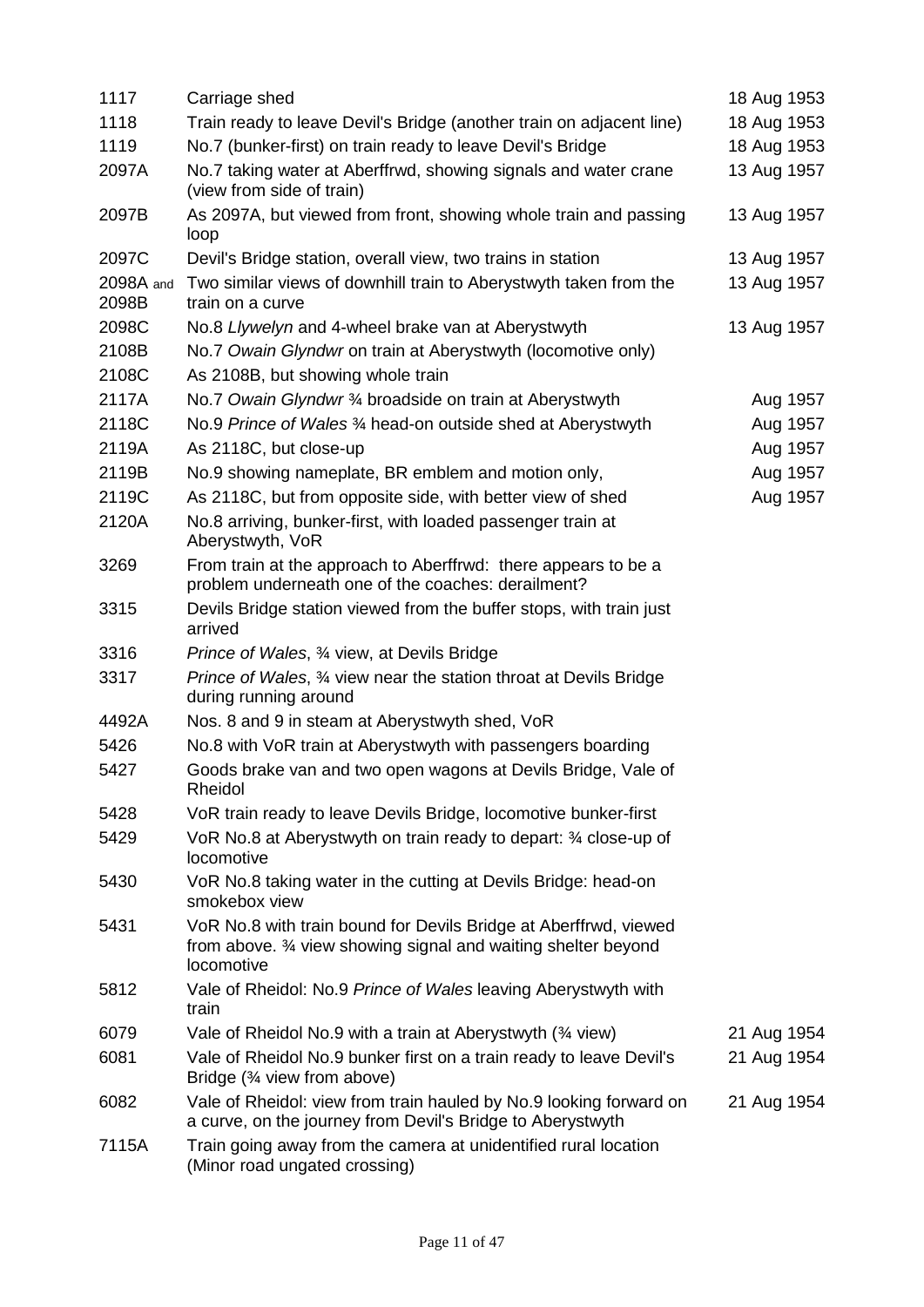| | | |
|---|---|---|
| 1117 | Carriage shed | 18 Aug 1953 |
| 1118 | Train ready to leave Devil's Bridge (another train on adjacent line) | 18 Aug 1953 |
| 1119 | No.7 (bunker-first) on train ready to leave Devil's Bridge | 18 Aug 1953 |
| 2097A | No.7 taking water at Aberffrwd, showing signals and water crane (view from side of train) | 13 Aug 1957 |
| 2097B | As 2097A, but viewed from front, showing whole train and passing loop | 13 Aug 1957 |
| 2097C | Devil's Bridge station, overall view, two trains in station | 13 Aug 1957 |
| 2098A and 2098B | Two similar views of downhill train to Aberystwyth taken from the train on a curve | 13 Aug 1957 |
| 2098C | No.8 *Llywelyn* and 4-wheel brake van at Aberystwyth | 13 Aug 1957 |
| 2108B | No.7 *Owain Glyndwr* on train at Aberystwyth (locomotive only) | |
| 2108C | As 2108B, but showing whole train | |
| 2117A | No.7 *Owain Glyndwr* ¾ broadside on train at Aberystwyth | Aug 1957 |
| 2118C | No.9 *Prince of Wales* ¾ head-on outside shed at Aberystwyth | Aug 1957 |
| 2119A | As 2118C, but close-up | Aug 1957 |
| 2119B | No.9 showing nameplate, BR emblem and motion only, | Aug 1957 |
| 2119C | As 2118C, but from opposite side, with better view of shed | Aug 1957 |
| 2120A | No.8 arriving, bunker-first, with loaded passenger train at Aberystwyth, VoR | |
| 3269 | From train at the approach to Aberffrwd: there appears to be a problem underneath one of the coaches: derailment? | |
| 3315 | Devils Bridge station viewed from the buffer stops, with train just arrived | |
| 3316 | *Prince of Wales*, ¾ view, at Devils Bridge | |
| 3317 | *Prince of Wales*, ¾ view near the station throat at Devils Bridge during running around | |
| 4492A | Nos. 8 and 9 in steam at Aberystwyth shed, VoR | |
| 5426 | No.8 with VoR train at Aberystwyth with passengers boarding | |
| 5427 | Goods brake van and two open wagons at Devils Bridge, Vale of Rheidol | |
| 5428 | VoR train ready to leave Devils Bridge, locomotive bunker-first | |
| 5429 | VoR No.8 at Aberystwyth on train ready to depart: ¾ close-up of locomotive | |
| 5430 | VoR No.8 taking water in the cutting at Devils Bridge: head-on smokebox view | |
| 5431 | VoR No.8 with train bound for Devils Bridge at Aberffrwd, viewed from above. ¾ view showing signal and waiting shelter beyond locomotive | |
| 5812 | Vale of Rheidol: No.9 *Prince of Wales* leaving Aberystwyth with train | |
| 6079 | Vale of Rheidol No.9 with a train at Aberystwyth (¾ view) | 21 Aug 1954 |
| 6081 | Vale of Rheidol No.9 bunker first on a train ready to leave Devil's Bridge (¾ view from above) | 21 Aug 1954 |
| 6082 | Vale of Rheidol: view from train hauled by No.9 looking forward on a curve, on the journey from Devil's Bridge to Aberystwyth | 21 Aug 1954 |
| 7115A | Train going away from the camera at unidentified rural location (Minor road ungated crossing) | |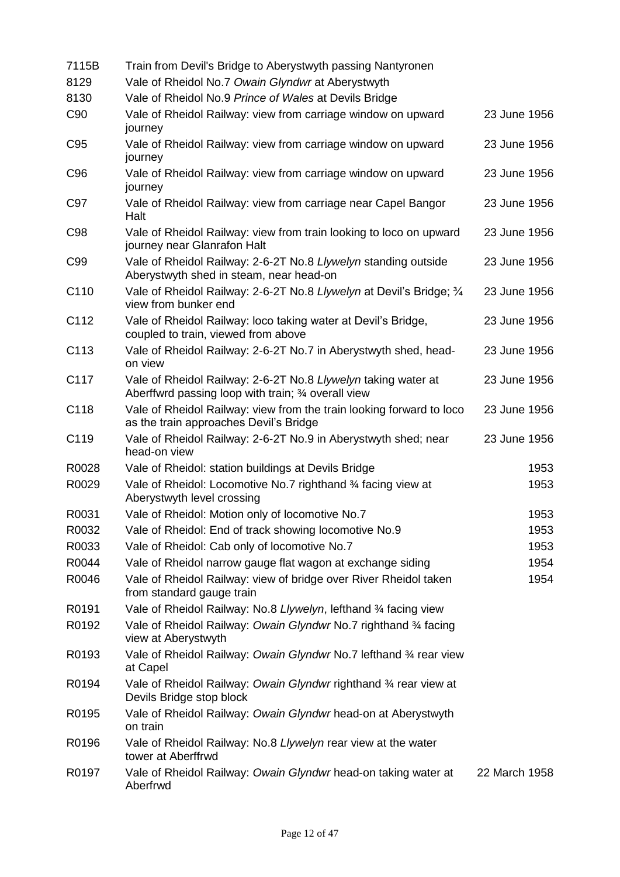| | | |
|---|---|---|
| 7115B | Train from Devil's Bridge to Aberystwyth passing Nantyronen | |
| 8129 | Vale of Rheidol No.7 *Owain Glyndwr* at Aberystwyth | |
| 8130 | Vale of Rheidol No.9 *Prince of Wales* at Devils Bridge | |
| C90 | Vale of Rheidol Railway: view from carriage window on upward journey | 23 June 1956 |
| C95 | Vale of Rheidol Railway: view from carriage window on upward journey | 23 June 1956 |
| C96 | Vale of Rheidol Railway: view from carriage window on upward journey | 23 June 1956 |
| C97 | Vale of Rheidol Railway: view from carriage near Capel Bangor Halt | 23 June 1956 |
| C98 | Vale of Rheidol Railway: view from train looking to loco on upward journey near Glanrafon Halt | 23 June 1956 |
| C99 | Vale of Rheidol Railway: 2-6-2T No.8 *Llywelyn* standing outside Aberystwyth shed in steam, near head-on | 23 June 1956 |
| C110 | Vale of Rheidol Railway: 2-6-2T No.8 *Llywelyn* at Devil's Bridge; ¾ view from bunker end | 23 June 1956 |
| C112 | Vale of Rheidol Railway: loco taking water at Devil's Bridge, coupled to train, viewed from above | 23 June 1956 |
| C113 | Vale of Rheidol Railway: 2-6-2T No.7 in Aberystwyth shed, head-on view | 23 June 1956 |
| C117 | Vale of Rheidol Railway: 2-6-2T No.8 *Llywelyn* taking water at Aberffwrd passing loop with train; ¾ overall view | 23 June 1956 |
| C118 | Vale of Rheidol Railway: view from the train looking forward to loco as the train approaches Devil's Bridge | 23 June 1956 |
| C119 | Vale of Rheidol Railway: 2-6-2T No.9 in Aberystwyth shed; near head-on view | 23 June 1956 |
| R0028 | Vale of Rheidol: station buildings at Devils Bridge | 1953 |
| R0029 | Vale of Rheidol: Locomotive No.7 righthand ¾ facing view at Aberystwyth level crossing | 1953 |
| R0031 | Vale of Rheidol: Motion only of locomotive No.7 | 1953 |
| R0032 | Vale of Rheidol: End of track showing locomotive No.9 | 1953 |
| R0033 | Vale of Rheidol: Cab only of locomotive No.7 | 1953 |
| R0044 | Vale of Rheidol narrow gauge flat wagon at exchange siding | 1954 |
| R0046 | Vale of Rheidol Railway: view of bridge over River Rheidol taken from standard gauge train | 1954 |
| R0191 | Vale of Rheidol Railway: No.8 *Llywelyn*, lefthand ¾ facing view | |
| R0192 | Vale of Rheidol Railway: *Owain Glyndwr* No.7 righthand ¾ facing view at Aberystwyth | |
| R0193 | Vale of Rheidol Railway: *Owain Glyndwr* No.7 lefthand ¾ rear view at Capel | |
| R0194 | Vale of Rheidol Railway: *Owain Glyndwr* righthand ¾ rear view at Devils Bridge stop block | |
| R0195 | Vale of Rheidol Railway: *Owain Glyndwr* head-on at Aberystwyth on train | |
| R0196 | Vale of Rheidol Railway: No.8 *Llywelyn* rear view at the water tower at Aberffrwd | |
| R0197 | Vale of Rheidol Railway: *Owain Glyndwr* head-on taking water at Aberfrwd | 22 March 1958 |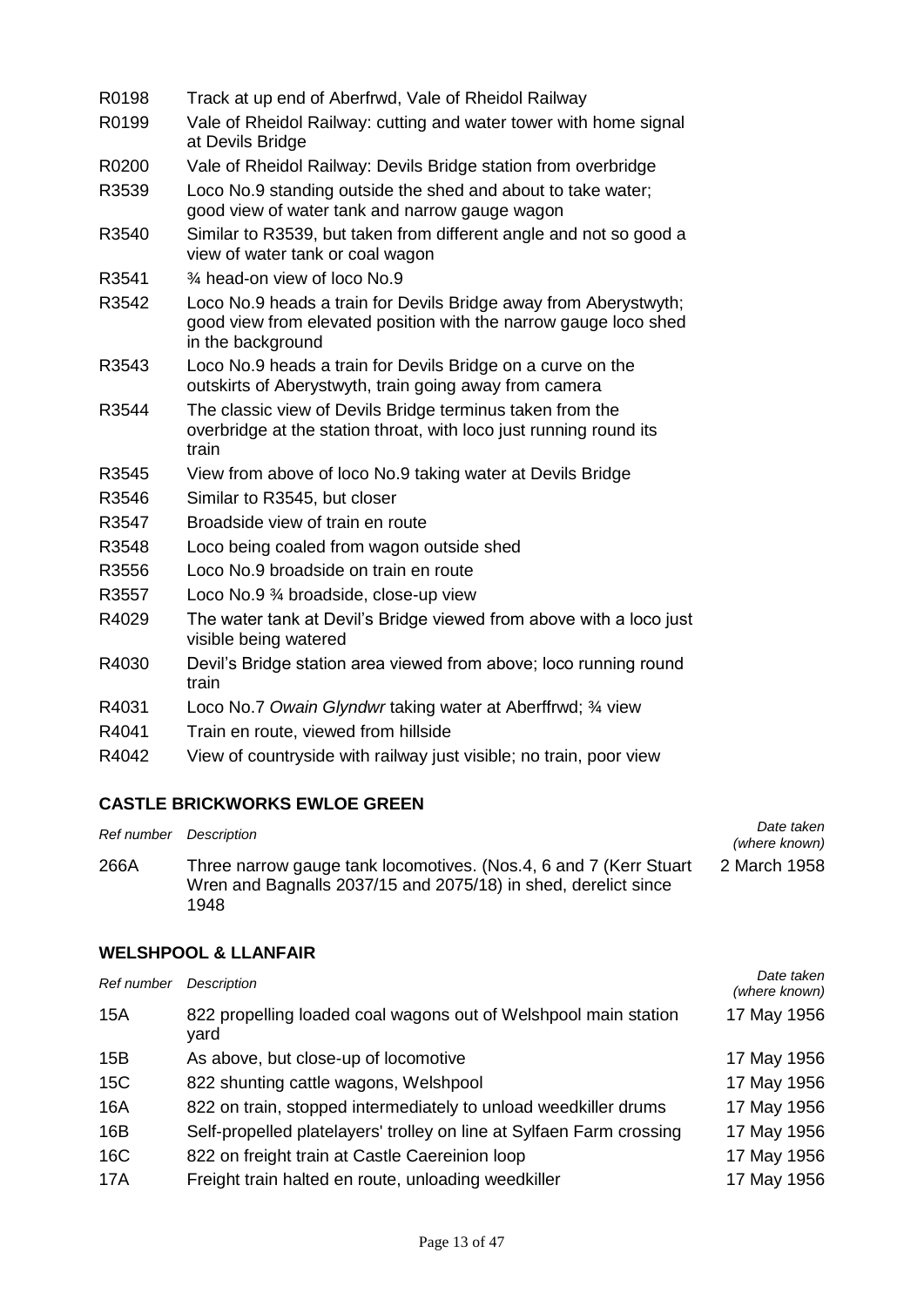| | |
|---|---|
| R0198 | Track at up end of Aberfrwd, Vale of Rheidol Railway |
| R0199 | Vale of Rheidol Railway: cutting and water tower with home signal at Devils Bridge |
| R0200 | Vale of Rheidol Railway: Devils Bridge station from overbridge |
| R3539 | Loco No.9 standing outside the shed and about to take water; good view of water tank and narrow gauge wagon |
| R3540 | Similar to R3539, but taken from different angle and not so good a view of water tank or coal wagon |
| R3541 | ¾ head-on view of loco No.9 |
| R3542 | Loco No.9 heads a train for Devils Bridge away from Aberystwyth; good view from elevated position with the narrow gauge loco shed in the background |
| R3543 | Loco No.9 heads a train for Devils Bridge on a curve on the outskirts of Aberystwyth, train going away from camera |
| R3544 | The classic view of Devils Bridge terminus taken from the overbridge at the station throat, with loco just running round its train |
| R3545 | View from above of loco No.9 taking water at Devils Bridge |
| R3546 | Similar to R3545, but closer |
| R3547 | Broadside view of train en route |
| R3548 | Loco being coaled from wagon outside shed |
| R3556 | Loco No.9 broadside on train en route |
| R3557 | Loco No.9 ¾ broadside, close-up view |
| R4029 | The water tank at Devil's Bridge viewed from above with a loco just visible being watered |
| R4030 | Devil's Bridge station area viewed from above; loco running round train |
| R4031 | Loco No.7 *Owain Glyndwr* taking water at Aberffrwd; ¾ view |
| R4041 | Train en route, viewed from hillside |
| R4042 | View of countryside with railway just visible; no train, poor view |

## CASTLE BRICKWORKS EWLOE GREEN

| *Ref number* | *Description* | *Date taken (where known)* |
|---|---|---|
| 266A | Three narrow gauge tank locomotives. (Nos.4, 6 and 7 (Kerr Stuart Wren and Bagnalls 2037/15 and 2075/18) in shed, derelict since 1948 | 2 March 1958 |

## WELSHPOOL & LLANFAIR

| *Ref number* | *Description* | *Date taken (where known)* |
|---|---|---|
| 15A | 822 propelling loaded coal wagons out of Welshpool main station yard | 17 May 1956 |
| 15B | As above, but close-up of locomotive | 17 May 1956 |
| 15C | 822 shunting cattle wagons, Welshpool | 17 May 1956 |
| 16A | 822 on train, stopped intermediately to unload weedkiller drums | 17 May 1956 |
| 16B | Self-propelled platelayers' trolley on line at Sylfaen Farm crossing | 17 May 1956 |
| 16C | 822 on freight train at Castle Caereinion loop | 17 May 1956 |
| 17A | Freight train halted en route, unloading weedkiller | 17 May 1956 |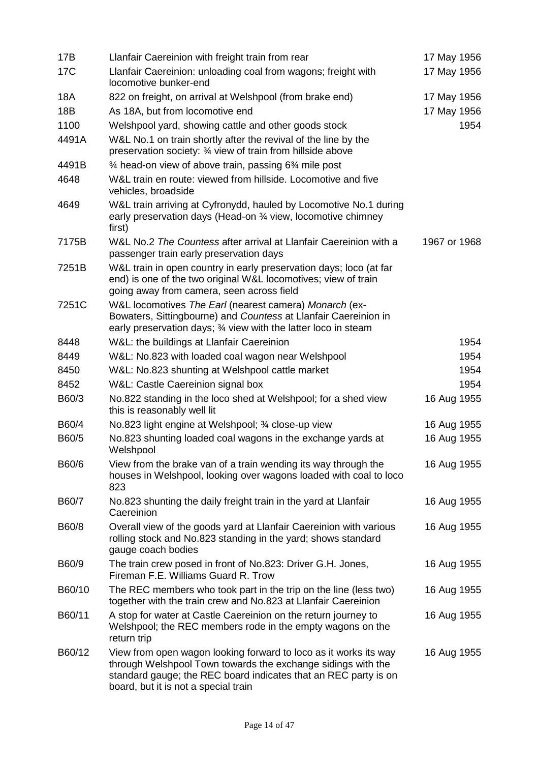| | | |
|---|---|---|
| 17B | Llanfair Caereinion with freight train from rear | 17 May 1956 |
| 17C | Llanfair Caereinion: unloading coal from wagons; freight with locomotive bunker-end | 17 May 1956 |
| 18A | 822 on freight, on arrival at Welshpool (from brake end) | 17 May 1956 |
| 18B | As 18A, but from locomotive end | 17 May 1956 |
| 1100 | Welshpool yard, showing cattle and other goods stock | 1954 |
| 4491A | W&L No.1 on train shortly after the revival of the line by the preservation society: ¾ view of train from hillside above | |
| 4491B | ¾ head-on view of above train, passing 6¾ mile post | |
| 4648 | W&L train en route: viewed from hillside. Locomotive and five vehicles, broadside | |
| 4649 | W&L train arriving at Cyfronydd, hauled by Locomotive No.1 during early preservation days (Head-on ¾ view, locomotive chimney first) | |
| 7175B | W&L No.2 *The Countess* after arrival at Llanfair Caereinion with a passenger train early preservation days | 1967 or 1968 |
| 7251B | W&L train in open country in early preservation days; loco (at far end) is one of the two original W&L locomotives; view of train going away from camera, seen across field | |
| 7251C | W&L locomotives *The Earl* (nearest camera) *Monarch* (ex-Bowaters, Sittingbourne) and *Countess* at Llanfair Caereinion in early preservation days; ¾ view with the latter loco in steam | |
| 8448 | W&L: the buildings at Llanfair Caereinion | 1954 |
| 8449 | W&L: No.823 with loaded coal wagon near Welshpool | 1954 |
| 8450 | W&L: No.823 shunting at Welshpool cattle market | 1954 |
| 8452 | W&L: Castle Caereinion signal box | 1954 |
| B60/3 | No.822 standing in the loco shed at Welshpool; for a shed view this is reasonably well lit | 16 Aug 1955 |
| B60/4 | No.823 light engine at Welshpool; ¾ close-up view | 16 Aug 1955 |
| B60/5 | No.823 shunting loaded coal wagons in the exchange yards at Welshpool | 16 Aug 1955 |
| B60/6 | View from the brake van of a train wending its way through the houses in Welshpool, looking over wagons loaded with coal to loco 823 | 16 Aug 1955 |
| B60/7 | No.823 shunting the daily freight train in the yard at Llanfair Caereinion | 16 Aug 1955 |
| B60/8 | Overall view of the goods yard at Llanfair Caereinion with various rolling stock and No.823 standing in the yard; shows standard gauge coach bodies | 16 Aug 1955 |
| B60/9 | The train crew posed in front of No.823: Driver G.H. Jones, Fireman F.E. Williams Guard R. Trow | 16 Aug 1955 |
| B60/10 | The REC members who took part in the trip on the line (less two) together with the train crew and No.823 at Llanfair Caereinion | 16 Aug 1955 |
| B60/11 | A stop for water at Castle Caereinion on the return journey to Welshpool; the REC members rode in the empty wagons on the return trip | 16 Aug 1955 |
| B60/12 | View from open wagon looking forward to loco as it works its way through Welshpool Town towards the exchange sidings with the standard gauge; the REC board indicates that an REC party is on board, but it is not a special train | 16 Aug 1955 |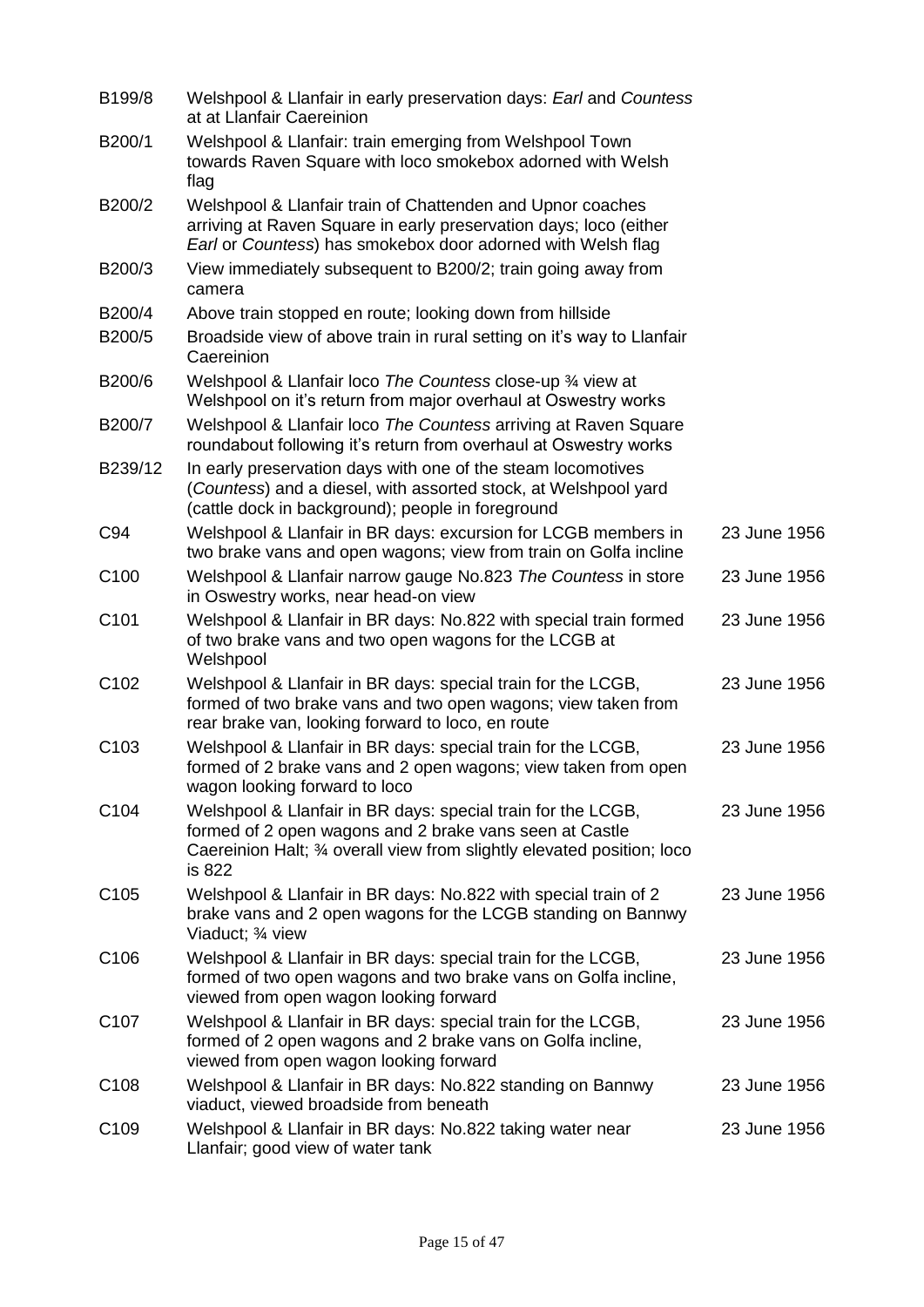| | | |
|---|---|---|
| B199/8 | Welshpool & Llanfair in early preservation days: *Earl* and *Countess* at at Llanfair Caereinion | |
| B200/1 | Welshpool & Llanfair: train emerging from Welshpool Town towards Raven Square with loco smokebox adorned with Welsh flag | |
| B200/2 | Welshpool & Llanfair train of Chattenden and Upnor coaches arriving at Raven Square in early preservation days; loco (either *Earl* or *Countess*) has smokebox door adorned with Welsh flag | |
| B200/3 | View immediately subsequent to B200/2; train going away from camera | |
| B200/4 | Above train stopped en route; looking down from hillside | |
| B200/5 | Broadside view of above train in rural setting on it's way to Llanfair Caereinion | |
| B200/6 | Welshpool & Llanfair loco *The Countess* close-up ¾ view at Welshpool on it's return from major overhaul at Oswestry works | |
| B200/7 | Welshpool & Llanfair loco *The Countess* arriving at Raven Square roundabout following it's return from overhaul at Oswestry works | |
| B239/12 | In early preservation days with one of the steam locomotives (*Countess*) and a diesel, with assorted stock, at Welshpool yard (cattle dock in background); people in foreground | |
| C94 | Welshpool & Llanfair in BR days: excursion for LCGB members in two brake vans and open wagons; view from train on Golfa incline | 23 June 1956 |
| C100 | Welshpool & Llanfair narrow gauge No.823 *The Countess* in store in Oswestry works, near head-on view | 23 June 1956 |
| C101 | Welshpool & Llanfair in BR days: No.822 with special train formed of two brake vans and two open wagons for the LCGB at Welshpool | 23 June 1956 |
| C102 | Welshpool & Llanfair in BR days: special train for the LCGB, formed of two brake vans and two open wagons; view taken from rear brake van, looking forward to loco, en route | 23 June 1956 |
| C103 | Welshpool & Llanfair in BR days: special train for the LCGB, formed of 2 brake vans and 2 open wagons; view taken from open wagon looking forward to loco | 23 June 1956 |
| C104 | Welshpool & Llanfair in BR days: special train for the LCGB, formed of 2 open wagons and 2 brake vans seen at Castle Caereinion Halt; ¾ overall view from slightly elevated position; loco is 822 | 23 June 1956 |
| C105 | Welshpool & Llanfair in BR days: No.822 with special train of 2 brake vans and 2 open wagons for the LCGB standing on Bannwy Viaduct; ¾ view | 23 June 1956 |
| C106 | Welshpool & Llanfair in BR days: special train for the LCGB, formed of two open wagons and two brake vans on Golfa incline, viewed from open wagon looking forward | 23 June 1956 |
| C107 | Welshpool & Llanfair in BR days: special train for the LCGB, formed of 2 open wagons and 2 brake vans on Golfa incline, viewed from open wagon looking forward | 23 June 1956 |
| C108 | Welshpool & Llanfair in BR days: No.822 standing on Bannwy viaduct, viewed broadside from beneath | 23 June 1956 |
| C109 | Welshpool & Llanfair in BR days: No.822 taking water near Llanfair; good view of water tank | 23 June 1956 |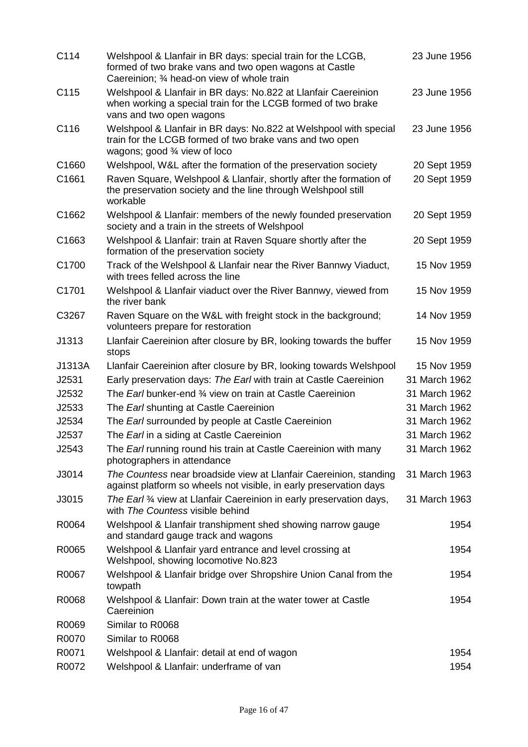| | | |
|---|---|---|
| C114 | Welshpool & Llanfair in BR days: special train for the LCGB, formed of two brake vans and two open wagons at Castle Caereinion; ¾ head-on view of whole train | 23 June 1956 |
| C115 | Welshpool & Llanfair in BR days: No.822 at Llanfair Caereinion when working a special train for the LCGB formed of two brake vans and two open wagons | 23 June 1956 |
| C116 | Welshpool & Llanfair in BR days: No.822 at Welshpool with special train for the LCGB formed of two brake vans and two open wagons; good ¾ view of loco | 23 June 1956 |
| C1660 | Welshpool, W&L after the formation of the preservation society | 20 Sept 1959 |
| C1661 | Raven Square, Welshpool & Llanfair, shortly after the formation of the preservation society and the line through Welshpool still workable | 20 Sept 1959 |
| C1662 | Welshpool & Llanfair: members of the newly founded preservation society and a train in the streets of Welshpool | 20 Sept 1959 |
| C1663 | Welshpool & Llanfair: train at Raven Square shortly after the formation of the preservation society | 20 Sept 1959 |
| C1700 | Track of the Welshpool & Llanfair near the River Bannwy Viaduct, with trees felled across the line | 15 Nov 1959 |
| C1701 | Welshpool & Llanfair viaduct over the River Bannwy, viewed from the river bank | 15 Nov 1959 |
| C3267 | Raven Square on the W&L with freight stock in the background; volunteers prepare for restoration | 14 Nov 1959 |
| J1313 | Llanfair Caereinion after closure by BR, looking towards the buffer stops | 15 Nov 1959 |
| J1313A | Llanfair Caereinion after closure by BR, looking towards Welshpool | 15 Nov 1959 |
| J2531 | Early preservation days: *The Earl* with train at Castle Caereinion | 31 March 1962 |
| J2532 | The *Earl* bunker-end ¾ view on train at Castle Caereinion | 31 March 1962 |
| J2533 | The *Earl* shunting at Castle Caereinion | 31 March 1962 |
| J2534 | The *Earl* surrounded by people at Castle Caereinion | 31 March 1962 |
| J2537 | The *Earl* in a siding at Castle Caereinion | 31 March 1962 |
| J2543 | The *Earl* running round his train at Castle Caereinion with many photographers in attendance | 31 March 1962 |
| J3014 | *The Countess* near broadside view at Llanfair Caereinion, standing against platform so wheels not visible, in early preservation days | 31 March 1963 |
| J3015 | *The Earl* ¾ view at Llanfair Caereinion in early preservation days, with *The Countess* visible behind | 31 March 1963 |
| R0064 | Welshpool & Llanfair transhipment shed showing narrow gauge and standard gauge track and wagons | 1954 |
| R0065 | Welshpool & Llanfair yard entrance and level crossing at Welshpool, showing locomotive No.823 | 1954 |
| R0067 | Welshpool & Llanfair bridge over Shropshire Union Canal from the towpath | 1954 |
| R0068 | Welshpool & Llanfair: Down train at the water tower at Castle Caereinion | 1954 |
| R0069 | Similar to R0068 | |
| R0070 | Similar to R0068 | |
| R0071 | Welshpool & Llanfair: detail at end of wagon | 1954 |
| R0072 | Welshpool & Llanfair: underframe of van | 1954 |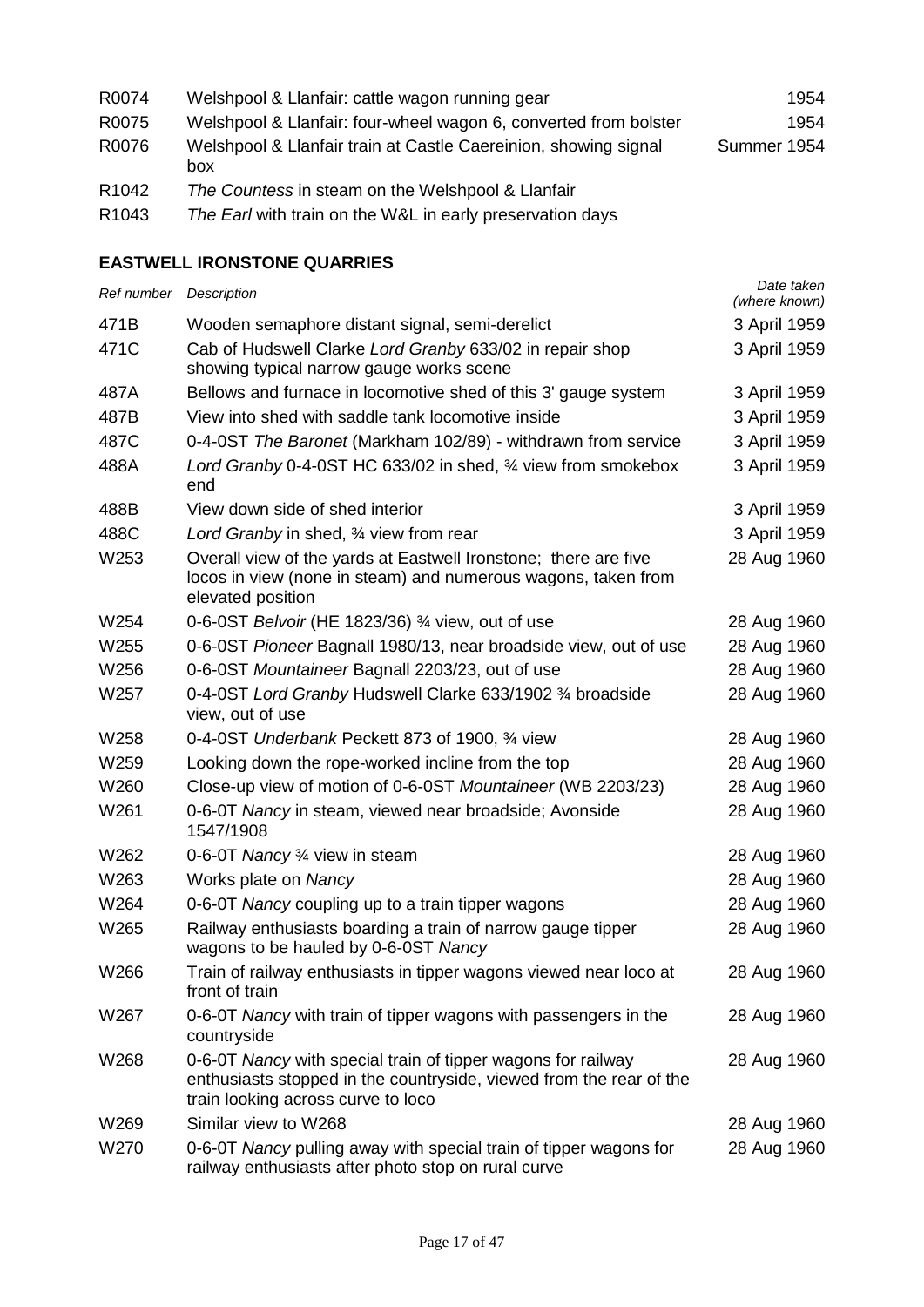| | | |
|---|---|---|
| R0074 | Welshpool & Llanfair: cattle wagon running gear | 1954 |
| R0075 | Welshpool & Llanfair: four-wheel wagon 6, converted from bolster | 1954 |
| R0076 | Welshpool & Llanfair train at Castle Caereinion, showing signal box | Summer 1954 |
| R1042 | *The Countess* in steam on the Welshpool & Llanfair | |
| R1043 | *The Earl* with train on the W&L in early preservation days | |

## EASTWELL IRONSTONE QUARRIES

| *Ref number* | *Description* | *Date taken (where known)* |
|---|---|---|
| 471B | Wooden semaphore distant signal, semi-derelict | 3 April 1959 |
| 471C | Cab of Hudswell Clarke *Lord Granby* 633/02 in repair shop showing typical narrow gauge works scene | 3 April 1959 |
| 487A | Bellows and furnace in locomotive shed of this 3' gauge system | 3 April 1959 |
| 487B | View into shed with saddle tank locomotive inside | 3 April 1959 |
| 487C | 0-4-0ST *The Baronet* (Markham 102/89) - withdrawn from service | 3 April 1959 |
| 488A | *Lord Granby* 0-4-0ST HC 633/02 in shed, ¾ view from smokebox end | 3 April 1959 |
| 488B | View down side of shed interior | 3 April 1959 |
| 488C | *Lord Granby* in shed, ¾ view from rear | 3 April 1959 |
| W253 | Overall view of the yards at Eastwell Ironstone; there are five locos in view (none in steam) and numerous wagons, taken from elevated position | 28 Aug 1960 |
| W254 | 0-6-0ST *Belvoir* (HE 1823/36) ¾ view, out of use | 28 Aug 1960 |
| W255 | 0-6-0ST *Pioneer* Bagnall 1980/13, near broadside view, out of use | 28 Aug 1960 |
| W256 | 0-6-0ST *Mountaineer* Bagnall 2203/23, out of use | 28 Aug 1960 |
| W257 | 0-4-0ST *Lord Granby* Hudswell Clarke 633/1902 ¾ broadside view, out of use | 28 Aug 1960 |
| W258 | 0-4-0ST *Underbank* Peckett 873 of 1900, ¾ view | 28 Aug 1960 |
| W259 | Looking down the rope-worked incline from the top | 28 Aug 1960 |
| W260 | Close-up view of motion of 0-6-0ST *Mountaineer* (WB 2203/23) | 28 Aug 1960 |
| W261 | 0-6-0T *Nancy* in steam, viewed near broadside; Avonside 1547/1908 | 28 Aug 1960 |
| W262 | 0-6-0T *Nancy* ¾ view in steam | 28 Aug 1960 |
| W263 | Works plate on *Nancy* | 28 Aug 1960 |
| W264 | 0-6-0T *Nancy* coupling up to a train tipper wagons | 28 Aug 1960 |
| W265 | Railway enthusiasts boarding a train of narrow gauge tipper wagons to be hauled by 0-6-0ST *Nancy* | 28 Aug 1960 |
| W266 | Train of railway enthusiasts in tipper wagons viewed near loco at front of train | 28 Aug 1960 |
| W267 | 0-6-0T *Nancy* with train of tipper wagons with passengers in the countryside | 28 Aug 1960 |
| W268 | 0-6-0T *Nancy* with special train of tipper wagons for railway enthusiasts stopped in the countryside, viewed from the rear of the train looking across curve to loco | 28 Aug 1960 |
| W269 | Similar view to W268 | 28 Aug 1960 |
| W270 | 0-6-0T *Nancy* pulling away with special train of tipper wagons for railway enthusiasts after photo stop on rural curve | 28 Aug 1960 |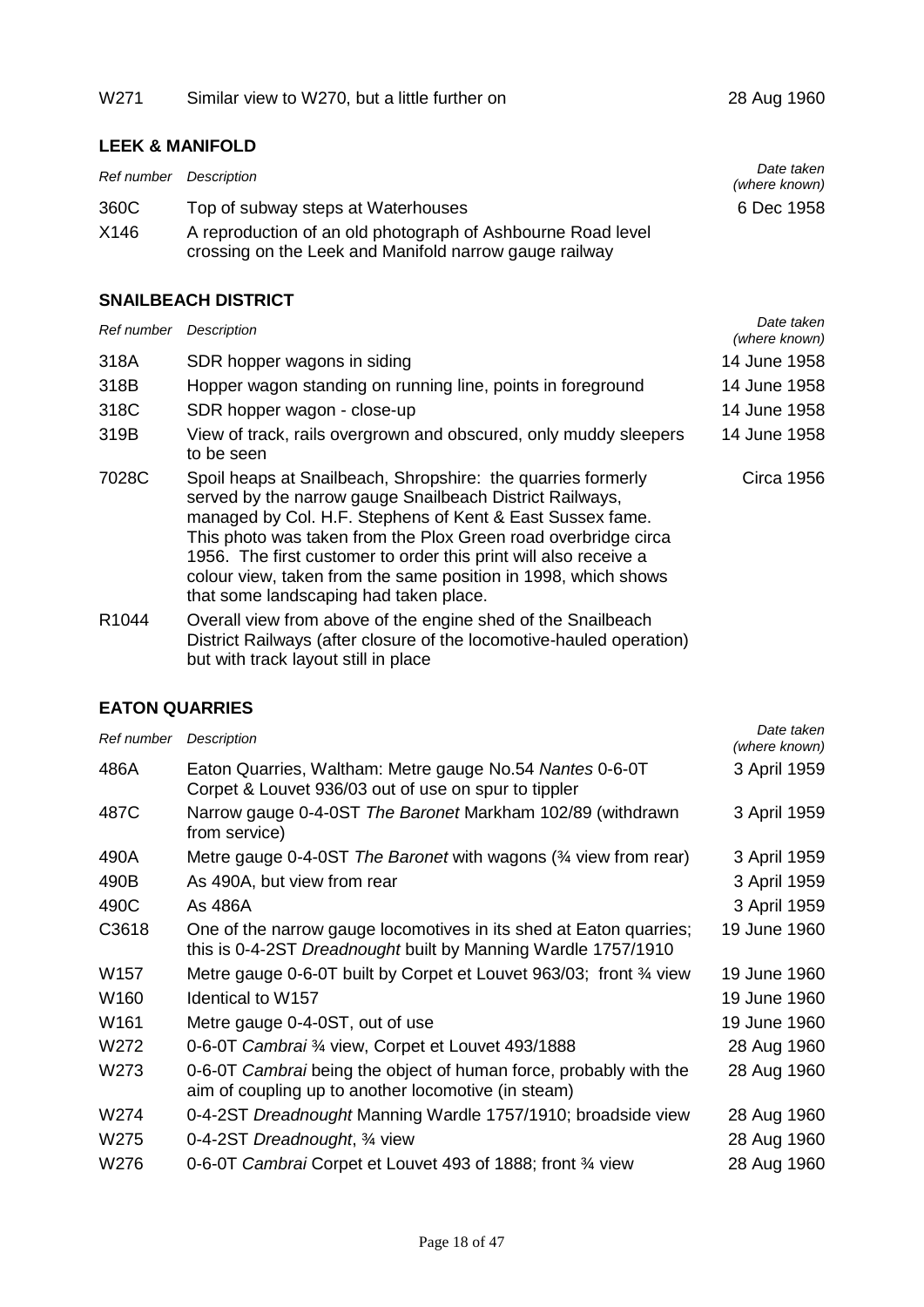| | | |
|---|---|---|
| W271 | Similar view to W270, but a little further on | 28 Aug 1960 |

## LEEK & MANIFOLD

| *Ref number* | *Description* | *Date taken (where known)* |
|---|---|---|
| 360C | Top of subway steps at Waterhouses | 6 Dec 1958 |
| X146 | A reproduction of an old photograph of Ashbourne Road level crossing on the Leek and Manifold narrow gauge railway | |

## SNAILBEACH DISTRICT

| *Ref number* | *Description* | *Date taken (where known)* |
|---|---|---|
| 318A | SDR hopper wagons in siding | 14 June 1958 |
| 318B | Hopper wagon standing on running line, points in foreground | 14 June 1958 |
| 318C | SDR hopper wagon - close-up | 14 June 1958 |
| 319B | View of track, rails overgrown and obscured, only muddy sleepers to be seen | 14 June 1958 |
| 7028C | Spoil heaps at Snailbeach, Shropshire: the quarries formerly served by the narrow gauge Snailbeach District Railways, managed by Col. H.F. Stephens of Kent & East Sussex fame. This photo was taken from the Plox Green road overbridge circa 1956. The first customer to order this print will also receive a colour view, taken from the same position in 1998, which shows that some landscaping had taken place. | Circa 1956 |
| R1044 | Overall view from above of the engine shed of the Snailbeach District Railways (after closure of the locomotive-hauled operation) but with track layout still in place | |

## EATON QUARRIES

| *Ref number* | *Description* | *Date taken (where known)* |
|---|---|---|
| 486A | Eaton Quarries, Waltham: Metre gauge No.54 *Nantes* 0-6-0T Corpet & Louvet 936/03 out of use on spur to tippler | 3 April 1959 |
| 487C | Narrow gauge 0-4-0ST *The Baronet* Markham 102/89 (withdrawn from service) | 3 April 1959 |
| 490A | Metre gauge 0-4-0ST *The Baronet* with wagons (¾ view from rear) | 3 April 1959 |
| 490B | As 490A, but view from rear | 3 April 1959 |
| 490C | As 486A | 3 April 1959 |
| C3618 | One of the narrow gauge locomotives in its shed at Eaton quarries; this is 0-4-2ST *Dreadnought* built by Manning Wardle 1757/1910 | 19 June 1960 |
| W157 | Metre gauge 0-6-0T built by Corpet et Louvet 963/03; front ¾ view | 19 June 1960 |
| W160 | Identical to W157 | 19 June 1960 |
| W161 | Metre gauge 0-4-0ST, out of use | 19 June 1960 |
| W272 | 0-6-0T *Cambrai* ¾ view, Corpet et Louvet 493/1888 | 28 Aug 1960 |
| W273 | 0-6-0T *Cambrai* being the object of human force, probably with the aim of coupling up to another locomotive (in steam) | 28 Aug 1960 |
| W274 | 0-4-2ST *Dreadnought* Manning Wardle 1757/1910; broadside view | 28 Aug 1960 |
| W275 | 0-4-2ST *Dreadnought*, ¾ view | 28 Aug 1960 |
| W276 | 0-6-0T *Cambrai* Corpet et Louvet 493 of 1888; front ¾ view | 28 Aug 1960 |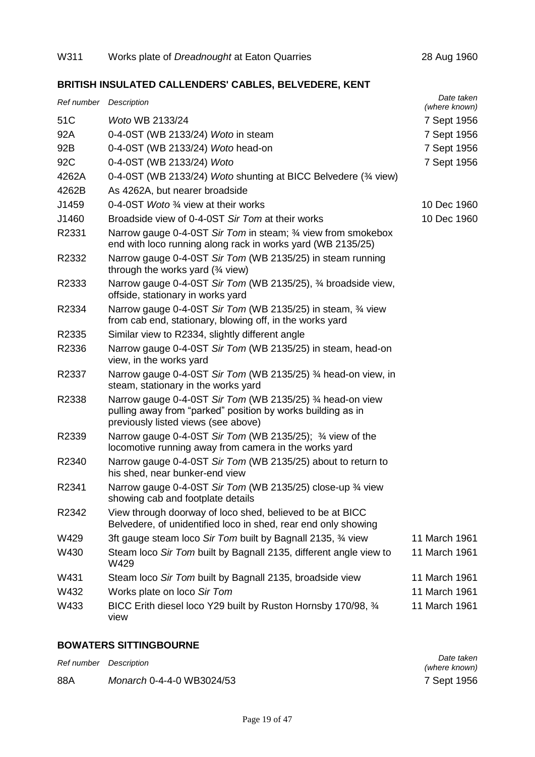| | | |
|---|---|---|
| W311 | Works plate of *Dreadnought* at Eaton Quarries | 28 Aug 1960 |

## BRITISH INSULATED CALLENDERS' CABLES, BELVEDERE, KENT

| *Ref number* | *Description* | *Date taken (where known)* |
|---|---|---|
| 51C | *Woto* WB 2133/24 | 7 Sept 1956 |
| 92A | 0-4-0ST (WB 2133/24) *Woto* in steam | 7 Sept 1956 |
| 92B | 0-4-0ST (WB 2133/24) *Woto* head-on | 7 Sept 1956 |
| 92C | 0-4-0ST (WB 2133/24) *Woto* | 7 Sept 1956 |
| 4262A | 0-4-0ST (WB 2133/24) *Woto* shunting at BICC Belvedere (¾ view) | |
| 4262B | As 4262A, but nearer broadside | |
| J1459 | 0-4-0ST *Woto* ¾ view at their works | 10 Dec 1960 |
| J1460 | Broadside view of 0-4-0ST *Sir Tom* at their works | 10 Dec 1960 |
| R2331 | Narrow gauge 0-4-0ST *Sir Tom* in steam; ¾ view from smokebox end with loco running along rack in works yard (WB 2135/25) | |
| R2332 | Narrow gauge 0-4-0ST *Sir Tom* (WB 2135/25) in steam running through the works yard (¾ view) | |
| R2333 | Narrow gauge 0-4-0ST *Sir Tom* (WB 2135/25), ¾ broadside view, offside, stationary in works yard | |
| R2334 | Narrow gauge 0-4-0ST *Sir Tom* (WB 2135/25) in steam, ¾ view from cab end, stationary, blowing off, in the works yard | |
| R2335 | Similar view to R2334, slightly different angle | |
| R2336 | Narrow gauge 0-4-0ST *Sir Tom* (WB 2135/25) in steam, head-on view, in the works yard | |
| R2337 | Narrow gauge 0-4-0ST *Sir Tom* (WB 2135/25) ¾ head-on view, in steam, stationary in the works yard | |
| R2338 | Narrow gauge 0-4-0ST *Sir Tom* (WB 2135/25) ¾ head-on view pulling away from "parked" position by works building as in previously listed views (see above) | |
| R2339 | Narrow gauge 0-4-0ST *Sir Tom* (WB 2135/25); ¾ view of the locomotive running away from camera in the works yard | |
| R2340 | Narrow gauge 0-4-0ST *Sir Tom* (WB 2135/25) about to return to his shed, near bunker-end view | |
| R2341 | Narrow gauge 0-4-0ST *Sir Tom* (WB 2135/25) close-up ¾ view showing cab and footplate details | |
| R2342 | View through doorway of loco shed, believed to be at BICC Belvedere, of unidentified loco in shed, rear end only showing | |
| W429 | 3ft gauge steam loco *Sir Tom* built by Bagnall 2135, ¾ view | 11 March 1961 |
| W430 | Steam loco *Sir Tom* built by Bagnall 2135, different angle view to W429 | 11 March 1961 |
| W431 | Steam loco *Sir Tom* built by Bagnall 2135, broadside view | 11 March 1961 |
| W432 | Works plate on loco *Sir Tom* | 11 March 1961 |
| W433 | BICC Erith diesel loco Y29 built by Ruston Hornsby 170/98, ¾ view | 11 March 1961 |

## BOWATERS SITTINGBOURNE

| *Ref number* | *Description* | *Date taken (where known)* |
|---|---|---|
| 88A | *Monarch* 0-4-4-0 WB3024/53 | 7 Sept 1956 |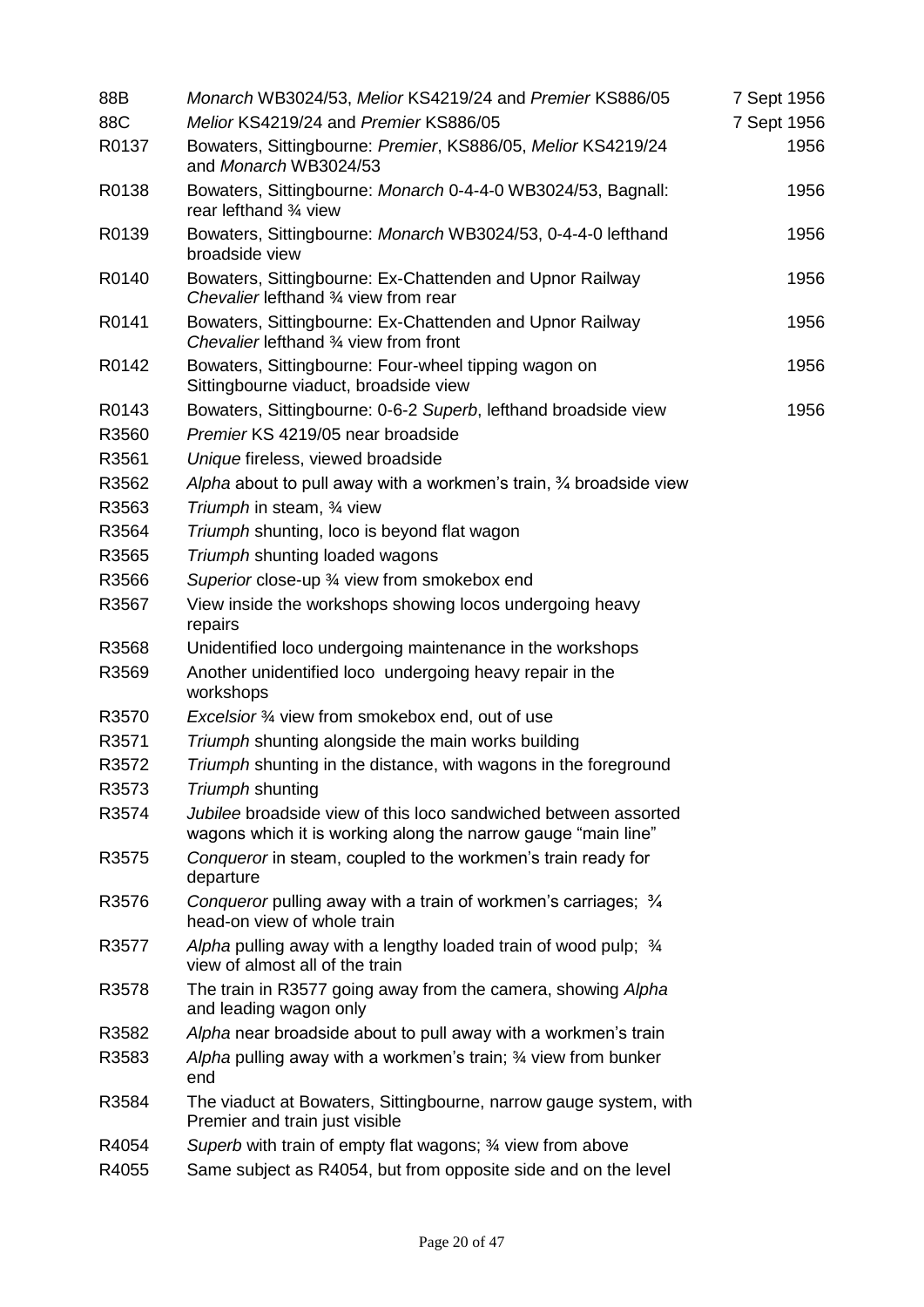| | | |
|---|---|---|
| 88B | *Monarch* WB3024/53, *Melior* KS4219/24 and *Premier* KS886/05 | 7 Sept 1956 |
| 88C | *Melior* KS4219/24 and *Premier* KS886/05 | 7 Sept 1956 |
| R0137 | Bowaters, Sittingbourne: *Premier*, KS886/05, *Melior* KS4219/24 and *Monarch* WB3024/53 | 1956 |
| R0138 | Bowaters, Sittingbourne: *Monarch* 0-4-4-0 WB3024/53, Bagnall: rear lefthand ¾ view | 1956 |
| R0139 | Bowaters, Sittingbourne: *Monarch* WB3024/53, 0-4-4-0 lefthand broadside view | 1956 |
| R0140 | Bowaters, Sittingbourne: Ex-Chattenden and Upnor Railway *Chevalier* lefthand ¾ view from rear | 1956 |
| R0141 | Bowaters, Sittingbourne: Ex-Chattenden and Upnor Railway *Chevalier* lefthand ¾ view from front | 1956 |
| R0142 | Bowaters, Sittingbourne: Four-wheel tipping wagon on Sittingbourne viaduct, broadside view | 1956 |
| R0143 | Bowaters, Sittingbourne: 0-6-2 *Superb*, lefthand broadside view | 1956 |
| R3560 | *Premier* KS 4219/05 near broadside | |
| R3561 | *Unique* fireless, viewed broadside | |
| R3562 | *Alpha* about to pull away with a workmen's train, ¾ broadside view | |
| R3563 | *Triumph* in steam, ¾ view | |
| R3564 | *Triumph* shunting, loco is beyond flat wagon | |
| R3565 | *Triumph* shunting loaded wagons | |
| R3566 | *Superior* close-up ¾ view from smokebox end | |
| R3567 | View inside the workshops showing locos undergoing heavy repairs | |
| R3568 | Unidentified loco undergoing maintenance in the workshops | |
| R3569 | Another unidentified loco undergoing heavy repair in the workshops | |
| R3570 | *Excelsior* ¾ view from smokebox end, out of use | |
| R3571 | *Triumph* shunting alongside the main works building | |
| R3572 | *Triumph* shunting in the distance, with wagons in the foreground | |
| R3573 | *Triumph* shunting | |
| R3574 | *Jubilee* broadside view of this loco sandwiched between assorted wagons which it is working along the narrow gauge "main line" | |
| R3575 | *Conqueror* in steam, coupled to the workmen's train ready for departure | |
| R3576 | *Conqueror* pulling away with a train of workmen's carriages; ¾ head-on view of whole train | |
| R3577 | *Alpha* pulling away with a lengthy loaded train of wood pulp; ¾ view of almost all of the train | |
| R3578 | The train in R3577 going away from the camera, showing *Alpha* and leading wagon only | |
| R3582 | *Alpha* near broadside about to pull away with a workmen's train | |
| R3583 | *Alpha* pulling away with a workmen's train; ¾ view from bunker end | |
| R3584 | The viaduct at Bowaters, Sittingbourne, narrow gauge system, with Premier and train just visible | |
| R4054 | *Superb* with train of empty flat wagons; ¾ view from above | |
| R4055 | Same subject as R4054, but from opposite side and on the level | |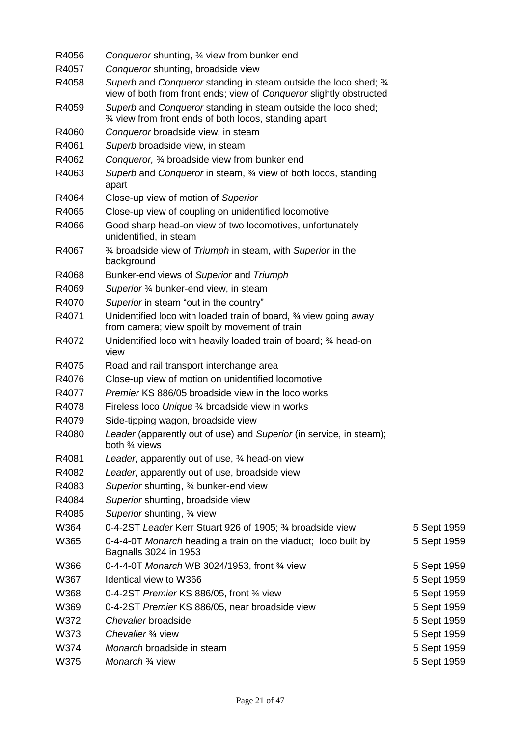| | | |
|---|---|---|
| R4056 | *Conqueror* shunting, ¾ view from bunker end | |
| R4057 | *Conqueror* shunting, broadside view | |
| R4058 | *Superb* and *Conqueror* standing in steam outside the loco shed; ¾ view of both from front ends; view of *Conqueror* slightly obstructed | |
| R4059 | *Superb* and *Conqueror* standing in steam outside the loco shed; ¾ view from front ends of both locos, standing apart | |
| R4060 | *Conqueror* broadside view, in steam | |
| R4061 | *Superb* broadside view, in steam | |
| R4062 | *Conqueror,* ¾ broadside view from bunker end | |
| R4063 | *Superb* and *Conqueror* in steam, ¾ view of both locos, standing apart | |
| R4064 | Close-up view of motion of *Superior* | |
| R4065 | Close-up view of coupling on unidentified locomotive | |
| R4066 | Good sharp head-on view of two locomotives, unfortunately unidentified, in steam | |
| R4067 | ¾ broadside view of *Triumph* in steam, with *Superior* in the background | |
| R4068 | Bunker-end views of *Superior* and *Triumph* | |
| R4069 | *Superior* ¾ bunker-end view, in steam | |
| R4070 | *Superior* in steam "out in the country" | |
| R4071 | Unidentified loco with loaded train of board, ¾ view going away from camera; view spoilt by movement of train | |
| R4072 | Unidentified loco with heavily loaded train of board; ¾ head-on view | |
| R4075 | Road and rail transport interchange area | |
| R4076 | Close-up view of motion on unidentified locomotive | |
| R4077 | *Premier* KS 886/05 broadside view in the loco works | |
| R4078 | Fireless loco *Unique* ¾ broadside view in works | |
| R4079 | Side-tipping wagon, broadside view | |
| R4080 | *Leader* (apparently out of use) and *Superior* (in service, in steam); both ¾ views | |
| R4081 | *Leader,* apparently out of use, ¾ head-on view | |
| R4082 | *Leader,* apparently out of use, broadside view | |
| R4083 | *Superior* shunting, ¾ bunker-end view | |
| R4084 | *Superior* shunting, broadside view | |
| R4085 | *Superior* shunting, ¾ view | |
| W364 | 0-4-2ST *Leader* Kerr Stuart 926 of 1905; ¾ broadside view | 5 Sept 1959 |
| W365 | 0-4-4-0T *Monarch* heading a train on the viaduct; loco built by Bagnalls 3024 in 1953 | 5 Sept 1959 |
| W366 | 0-4-4-0T *Monarch* WB 3024/1953, front ¾ view | 5 Sept 1959 |
| W367 | Identical view to W366 | 5 Sept 1959 |
| W368 | 0-4-2ST *Premier* KS 886/05, front ¾ view | 5 Sept 1959 |
| W369 | 0-4-2ST *Premier* KS 886/05, near broadside view | 5 Sept 1959 |
| W372 | *Chevalier* broadside | 5 Sept 1959 |
| W373 | *Chevalier* ¾ view | 5 Sept 1959 |
| W374 | *Monarch* broadside in steam | 5 Sept 1959 |
| W375 | *Monarch* ¾ view | 5 Sept 1959 |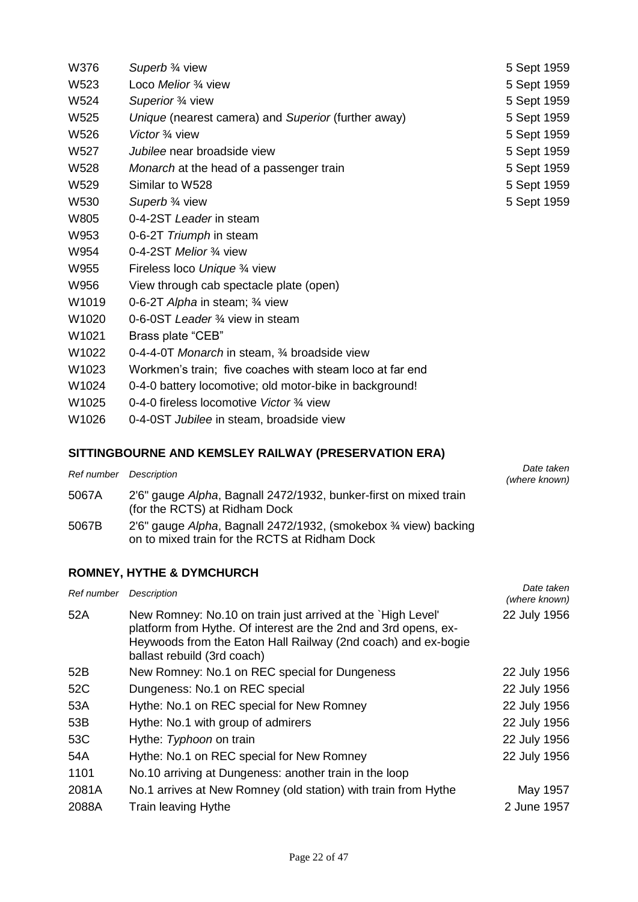| | | |
|---|---|---|
| W376 | *Superb* ¾ view | 5 Sept 1959 |
| W523 | Loco *Melior* ¾ view | 5 Sept 1959 |
| W524 | *Superior* ¾ view | 5 Sept 1959 |
| W525 | *Unique* (nearest camera) and *Superior* (further away) | 5 Sept 1959 |
| W526 | *Victor* ¾ view | 5 Sept 1959 |
| W527 | *Jubilee* near broadside view | 5 Sept 1959 |
| W528 | *Monarch* at the head of a passenger train | 5 Sept 1959 |
| W529 | Similar to W528 | 5 Sept 1959 |
| W530 | *Superb* ¾ view | 5 Sept 1959 |
| W805 | 0-4-2ST *Leader* in steam | |
| W953 | 0-6-2T *Triumph* in steam | |
| W954 | 0-4-2ST *Melior* ¾ view | |
| W955 | Fireless loco *Unique* ¾ view | |
| W956 | View through cab spectacle plate (open) | |
| W1019 | 0-6-2T *Alpha* in steam; ¾ view | |
| W1020 | 0-6-0ST *Leader* ¾ view in steam | |
| W1021 | Brass plate "CEB" | |
| W1022 | 0-4-4-0T *Monarch* in steam, ¾ broadside view | |
| W1023 | Workmen's train; five coaches with steam loco at far end | |
| W1024 | 0-4-0 battery locomotive; old motor-bike in background! | |
| W1025 | 0-4-0 fireless locomotive *Victor* ¾ view | |
| W1026 | 0-4-0ST *Jubilee* in steam, broadside view | |

## SITTINGBOURNE AND KEMSLEY RAILWAY (PRESERVATION ERA)

| *Ref number* | *Description* | *Date taken (where known)* |
|---|---|---|
| 5067A | 2'6" gauge *Alpha*, Bagnall 2472/1932, bunker-first on mixed train (for the RCTS) at Ridham Dock | |
| 5067B | 2'6" gauge *Alpha*, Bagnall 2472/1932, (smokebox ¾ view) backing on to mixed train for the RCTS at Ridham Dock | |

## ROMNEY, HYTHE & DYMCHURCH

| *Ref number* | *Description* | *Date taken (where known)* |
|---|---|---|
| 52A | New Romney: No.10 on train just arrived at the `High Level' platform from Hythe. Of interest are the 2nd and 3rd opens, ex-Heywoods from the Eaton Hall Railway (2nd coach) and ex-bogie ballast rebuild (3rd coach) | 22 July 1956 |
| 52B | New Romney: No.1 on REC special for Dungeness | 22 July 1956 |
| 52C | Dungeness: No.1 on REC special | 22 July 1956 |
| 53A | Hythe: No.1 on REC special for New Romney | 22 July 1956 |
| 53B | Hythe: No.1 with group of admirers | 22 July 1956 |
| 53C | Hythe: *Typhoon* on train | 22 July 1956 |
| 54A | Hythe: No.1 on REC special for New Romney | 22 July 1956 |
| 1101 | No.10 arriving at Dungeness: another train in the loop | |
| 2081A | No.1 arrives at New Romney (old station) with train from Hythe | May 1957 |
| 2088A | Train leaving Hythe | 2 June 1957 |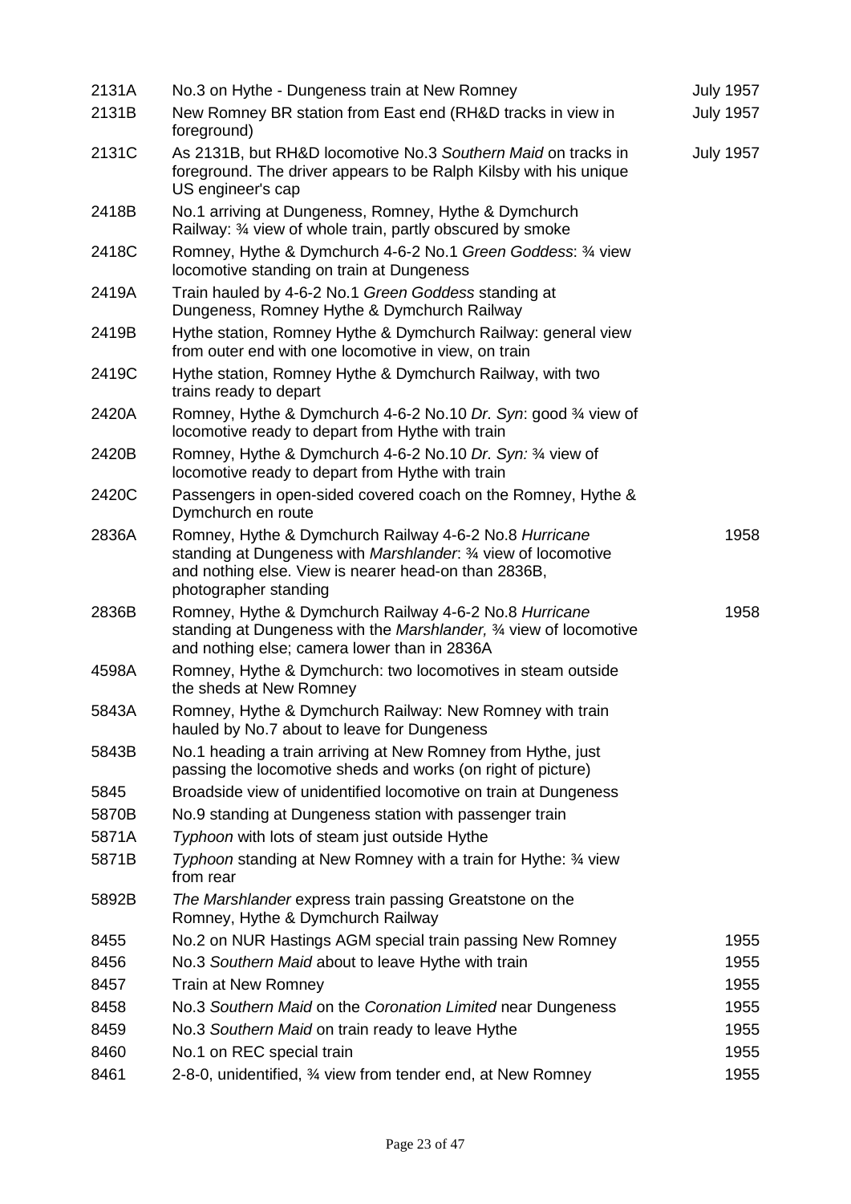| | | |
|---|---|---|
| 2131A | No.3 on Hythe - Dungeness train at New Romney | July 1957 |
| 2131B | New Romney BR station from East end (RH&D tracks in view in foreground) | July 1957 |
| 2131C | As 2131B, but RH&D locomotive No.3 *Southern Maid* on tracks in foreground. The driver appears to be Ralph Kilsby with his unique US engineer's cap | July 1957 |
| 2418B | No.1 arriving at Dungeness, Romney, Hythe & Dymchurch Railway: ¾ view of whole train, partly obscured by smoke | |
| 2418C | Romney, Hythe & Dymchurch 4-6-2 No.1 *Green Goddess*: ¾ view locomotive standing on train at Dungeness | |
| 2419A | Train hauled by 4-6-2 No.1 *Green Goddess* standing at Dungeness, Romney Hythe & Dymchurch Railway | |
| 2419B | Hythe station, Romney Hythe & Dymchurch Railway: general view from outer end with one locomotive in view, on train | |
| 2419C | Hythe station, Romney Hythe & Dymchurch Railway, with two trains ready to depart | |
| 2420A | Romney, Hythe & Dymchurch 4-6-2 No.10 *Dr. Syn*: good ¾ view of locomotive ready to depart from Hythe with train | |
| 2420B | Romney, Hythe & Dymchurch 4-6-2 No.10 *Dr. Syn:* ¾ view of locomotive ready to depart from Hythe with train | |
| 2420C | Passengers in open-sided covered coach on the Romney, Hythe & Dymchurch en route | |
| 2836A | Romney, Hythe & Dymchurch Railway 4-6-2 No.8 *Hurricane* standing at Dungeness with *Marshlander*: ¾ view of locomotive and nothing else. View is nearer head-on than 2836B, photographer standing | 1958 |
| 2836B | Romney, Hythe & Dymchurch Railway 4-6-2 No.8 *Hurricane* standing at Dungeness with the *Marshlander,* ¾ view of locomotive and nothing else; camera lower than in 2836A | 1958 |
| 4598A | Romney, Hythe & Dymchurch: two locomotives in steam outside the sheds at New Romney | |
| 5843A | Romney, Hythe & Dymchurch Railway: New Romney with train hauled by No.7 about to leave for Dungeness | |
| 5843B | No.1 heading a train arriving at New Romney from Hythe, just passing the locomotive sheds and works (on right of picture) | |
| 5845 | Broadside view of unidentified locomotive on train at Dungeness | |
| 5870B | No.9 standing at Dungeness station with passenger train | |
| 5871A | *Typhoon* with lots of steam just outside Hythe | |
| 5871B | *Typhoon* standing at New Romney with a train for Hythe: ¾ view from rear | |
| 5892B | *The Marshlander* express train passing Greatstone on the Romney, Hythe & Dymchurch Railway | |
| 8455 | No.2 on NUR Hastings AGM special train passing New Romney | 1955 |
| 8456 | No.3 *Southern Maid* about to leave Hythe with train | 1955 |
| 8457 | Train at New Romney | 1955 |
| 8458 | No.3 *Southern Maid* on the *Coronation Limited* near Dungeness | 1955 |
| 8459 | No.3 *Southern Maid* on train ready to leave Hythe | 1955 |
| 8460 | No.1 on REC special train | 1955 |
| 8461 | 2-8-0, unidentified, ¾ view from tender end, at New Romney | 1955 |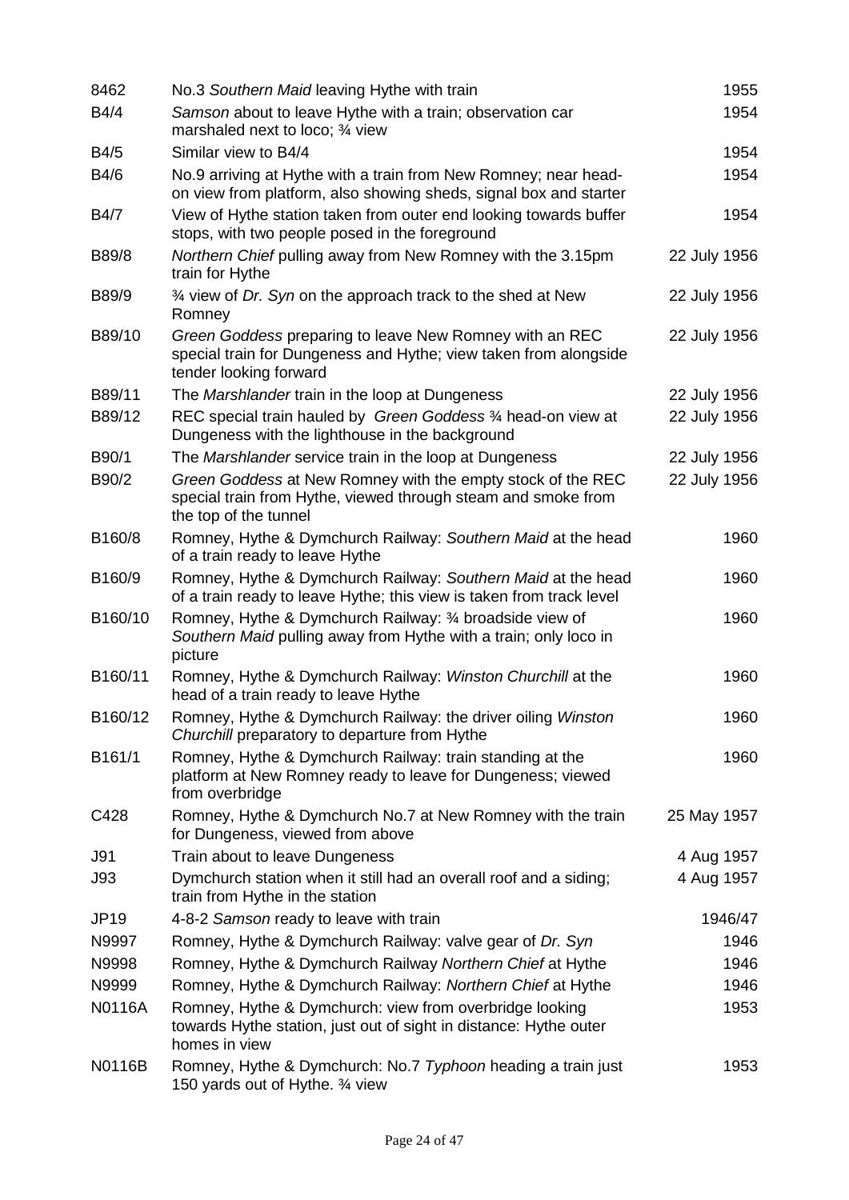| | | |
|---|---|---|
| 8462 | No.3 *Southern Maid* leaving Hythe with train | 1955 |
| B4/4 | *Samson* about to leave Hythe with a train; observation car marshaled next to loco; ¾ view | 1954 |
| B4/5 | Similar view to B4/4 | 1954 |
| B4/6 | No.9 arriving at Hythe with a train from New Romney; near head-on view from platform, also showing sheds, signal box and starter | 1954 |
| B4/7 | View of Hythe station taken from outer end looking towards buffer stops, with two people posed in the foreground | 1954 |
| B89/8 | *Northern Chief* pulling away from New Romney with the 3.15pm train for Hythe | 22 July 1956 |
| B89/9 | ¾ view of *Dr. Syn* on the approach track to the shed at New Romney | 22 July 1956 |
| B89/10 | *Green Goddess* preparing to leave New Romney with an REC special train for Dungeness and Hythe; view taken from alongside tender looking forward | 22 July 1956 |
| B89/11 | The *Marshlander* train in the loop at Dungeness | 22 July 1956 |
| B89/12 | REC special train hauled by *Green Goddess* ¾ head-on view at Dungeness with the lighthouse in the background | 22 July 1956 |
| B90/1 | The *Marshlander* service train in the loop at Dungeness | 22 July 1956 |
| B90/2 | *Green Goddess* at New Romney with the empty stock of the REC special train from Hythe, viewed through steam and smoke from the top of the tunnel | 22 July 1956 |
| B160/8 | Romney, Hythe & Dymchurch Railway: *Southern Maid* at the head of a train ready to leave Hythe | 1960 |
| B160/9 | Romney, Hythe & Dymchurch Railway: *Southern Maid* at the head of a train ready to leave Hythe; this view is taken from track level | 1960 |
| B160/10 | Romney, Hythe & Dymchurch Railway: ¾ broadside view of *Southern Maid* pulling away from Hythe with a train; only loco in picture | 1960 |
| B160/11 | Romney, Hythe & Dymchurch Railway: *Winston Churchill* at the head of a train ready to leave Hythe | 1960 |
| B160/12 | Romney, Hythe & Dymchurch Railway: the driver oiling *Winston Churchill* preparatory to departure from Hythe | 1960 |
| B161/1 | Romney, Hythe & Dymchurch Railway: train standing at the platform at New Romney ready to leave for Dungeness; viewed from overbridge | 1960 |
| C428 | Romney, Hythe & Dymchurch No.7 at New Romney with the train for Dungeness, viewed from above | 25 May 1957 |
| J91 | Train about to leave Dungeness | 4 Aug 1957 |
| J93 | Dymchurch station when it still had an overall roof and a siding; train from Hythe in the station | 4 Aug 1957 |
| JP19 | 4-8-2 *Samson* ready to leave with train | 1946/47 |
| N9997 | Romney, Hythe & Dymchurch Railway: valve gear of *Dr. Syn* | 1946 |
| N9998 | Romney, Hythe & Dymchurch Railway *Northern Chief* at Hythe | 1946 |
| N9999 | Romney, Hythe & Dymchurch Railway: *Northern Chief* at Hythe | 1946 |
| N0116A | Romney, Hythe & Dymchurch: view from overbridge looking towards Hythe station, just out of sight in distance: Hythe outer homes in view | 1953 |
| N0116B | Romney, Hythe & Dymchurch: No.7 *Typhoon* heading a train just 150 yards out of Hythe. ¾ view | 1953 |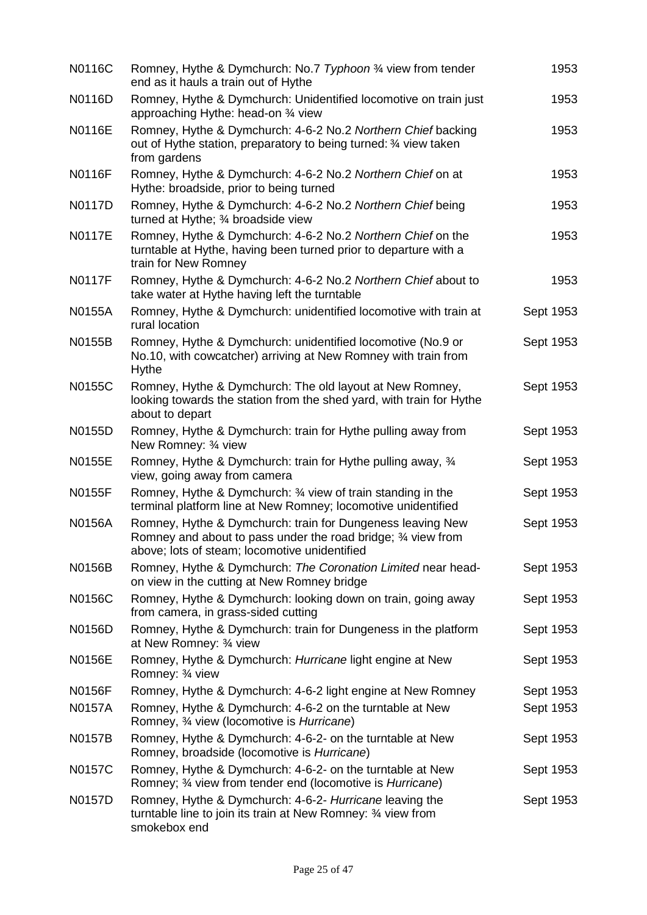| | | |
|---|---|---|
| N0116C | Romney, Hythe & Dymchurch: No.7 *Typhoon* ¾ view from tender end as it hauls a train out of Hythe | 1953 |
| N0116D | Romney, Hythe & Dymchurch: Unidentified locomotive on train just approaching Hythe: head-on ¾ view | 1953 |
| N0116E | Romney, Hythe & Dymchurch: 4-6-2 No.2 *Northern Chief* backing out of Hythe station, preparatory to being turned: ¾ view taken from gardens | 1953 |
| N0116F | Romney, Hythe & Dymchurch: 4-6-2 No.2 *Northern Chief* on at Hythe: broadside, prior to being turned | 1953 |
| N0117D | Romney, Hythe & Dymchurch: 4-6-2 No.2 *Northern Chief* being turned at Hythe; ¾ broadside view | 1953 |
| N0117E | Romney, Hythe & Dymchurch: 4-6-2 No.2 *Northern Chief* on the turntable at Hythe, having been turned prior to departure with a train for New Romney | 1953 |
| N0117F | Romney, Hythe & Dymchurch: 4-6-2 No.2 *Northern Chief* about to take water at Hythe having left the turntable | 1953 |
| N0155A | Romney, Hythe & Dymchurch: unidentified locomotive with train at rural location | Sept 1953 |
| N0155B | Romney, Hythe & Dymchurch: unidentified locomotive (No.9 or No.10, with cowcatcher) arriving at New Romney with train from Hythe | Sept 1953 |
| N0155C | Romney, Hythe & Dymchurch: The old layout at New Romney, looking towards the station from the shed yard, with train for Hythe about to depart | Sept 1953 |
| N0155D | Romney, Hythe & Dymchurch: train for Hythe pulling away from New Romney: ¾ view | Sept 1953 |
| N0155E | Romney, Hythe & Dymchurch: train for Hythe pulling away, ¾ view, going away from camera | Sept 1953 |
| N0155F | Romney, Hythe & Dymchurch: ¾ view of train standing in the terminal platform line at New Romney; locomotive unidentified | Sept 1953 |
| N0156A | Romney, Hythe & Dymchurch: train for Dungeness leaving New Romney and about to pass under the road bridge; ¾ view from above; lots of steam; locomotive unidentified | Sept 1953 |
| N0156B | Romney, Hythe & Dymchurch: *The Coronation Limited* near head-on view in the cutting at New Romney bridge | Sept 1953 |
| N0156C | Romney, Hythe & Dymchurch: looking down on train, going away from camera, in grass-sided cutting | Sept 1953 |
| N0156D | Romney, Hythe & Dymchurch: train for Dungeness in the platform at New Romney: ¾ view | Sept 1953 |
| N0156E | Romney, Hythe & Dymchurch: *Hurricane* light engine at New Romney: ¾ view | Sept 1953 |
| N0156F | Romney, Hythe & Dymchurch: 4-6-2 light engine at New Romney | Sept 1953 |
| N0157A | Romney, Hythe & Dymchurch: 4-6-2 on the turntable at New Romney, ¾ view (locomotive is *Hurricane*) | Sept 1953 |
| N0157B | Romney, Hythe & Dymchurch: 4-6-2- on the turntable at New Romney, broadside (locomotive is *Hurricane*) | Sept 1953 |
| N0157C | Romney, Hythe & Dymchurch: 4-6-2- on the turntable at New Romney; ¾ view from tender end (locomotive is *Hurricane*) | Sept 1953 |
| N0157D | Romney, Hythe & Dymchurch: 4-6-2- *Hurricane* leaving the turntable line to join its train at New Romney: ¾ view from smokebox end | Sept 1953 |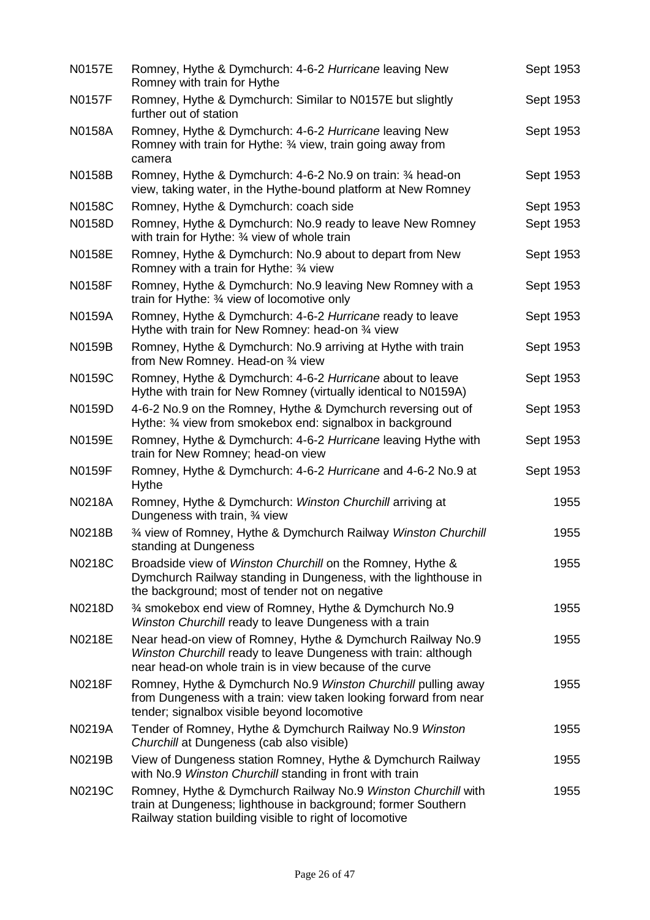| | | |
|---|---|---|
| N0157E | Romney, Hythe & Dymchurch: 4-6-2 *Hurricane* leaving New Romney with train for Hythe | Sept 1953 |
| N0157F | Romney, Hythe & Dymchurch: Similar to N0157E but slightly further out of station | Sept 1953 |
| N0158A | Romney, Hythe & Dymchurch: 4-6-2 *Hurricane* leaving New Romney with train for Hythe: ¾ view, train going away from camera | Sept 1953 |
| N0158B | Romney, Hythe & Dymchurch: 4-6-2 No.9 on train: ¾ head-on view, taking water, in the Hythe-bound platform at New Romney | Sept 1953 |
| N0158C | Romney, Hythe & Dymchurch: coach side | Sept 1953 |
| N0158D | Romney, Hythe & Dymchurch: No.9 ready to leave New Romney with train for Hythe: ¾ view of whole train | Sept 1953 |
| N0158E | Romney, Hythe & Dymchurch: No.9 about to depart from New Romney with a train for Hythe: ¾ view | Sept 1953 |
| N0158F | Romney, Hythe & Dymchurch: No.9 leaving New Romney with a train for Hythe: ¾ view of locomotive only | Sept 1953 |
| N0159A | Romney, Hythe & Dymchurch: 4-6-2 *Hurricane* ready to leave Hythe with train for New Romney: head-on ¾ view | Sept 1953 |
| N0159B | Romney, Hythe & Dymchurch: No.9 arriving at Hythe with train from New Romney. Head-on ¾ view | Sept 1953 |
| N0159C | Romney, Hythe & Dymchurch: 4-6-2 *Hurricane* about to leave Hythe with train for New Romney (virtually identical to N0159A) | Sept 1953 |
| N0159D | 4-6-2 No.9 on the Romney, Hythe & Dymchurch reversing out of Hythe: ¾ view from smokebox end: signalbox in background | Sept 1953 |
| N0159E | Romney, Hythe & Dymchurch: 4-6-2 *Hurricane* leaving Hythe with train for New Romney; head-on view | Sept 1953 |
| N0159F | Romney, Hythe & Dymchurch: 4-6-2 *Hurricane* and 4-6-2 No.9 at Hythe | Sept 1953 |
| N0218A | Romney, Hythe & Dymchurch: *Winston Churchill* arriving at Dungeness with train, ¾ view | 1955 |
| N0218B | ¾ view of Romney, Hythe & Dymchurch Railway *Winston Churchill* standing at Dungeness | 1955 |
| N0218C | Broadside view of *Winston Churchill* on the Romney, Hythe & Dymchurch Railway standing in Dungeness, with the lighthouse in the background; most of tender not on negative | 1955 |
| N0218D | ¾ smokebox end view of Romney, Hythe & Dymchurch No.9 *Winston Churchill* ready to leave Dungeness with a train | 1955 |
| N0218E | Near head-on view of Romney, Hythe & Dymchurch Railway No.9 *Winston Churchill* ready to leave Dungeness with train: although near head-on whole train is in view because of the curve | 1955 |
| N0218F | Romney, Hythe & Dymchurch No.9 *Winston Churchill* pulling away from Dungeness with a train: view taken looking forward from near tender; signalbox visible beyond locomotive | 1955 |
| N0219A | Tender of Romney, Hythe & Dymchurch Railway No.9 *Winston Churchill* at Dungeness (cab also visible) | 1955 |
| N0219B | View of Dungeness station Romney, Hythe & Dymchurch Railway with No.9 *Winston Churchill* standing in front with train | 1955 |
| N0219C | Romney, Hythe & Dymchurch Railway No.9 *Winston Churchill* with train at Dungeness; lighthouse in background; former Southern Railway station building visible to right of locomotive | 1955 |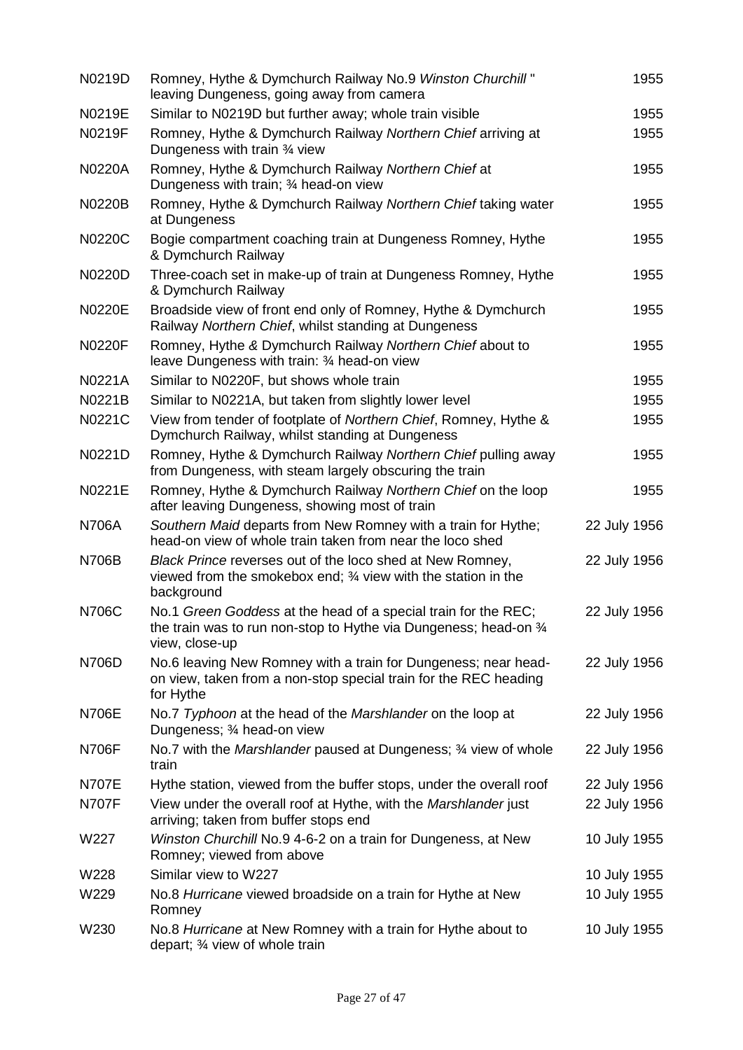| | | |
|---|---|---|
| N0219D | Romney, Hythe & Dymchurch Railway No.9 *Winston Churchill* " leaving Dungeness, going away from camera | 1955 |
| N0219E | Similar to N0219D but further away; whole train visible | 1955 |
| N0219F | Romney, Hythe & Dymchurch Railway *Northern Chief* arriving at Dungeness with train ¾ view | 1955 |
| N0220A | Romney, Hythe & Dymchurch Railway *Northern Chief* at Dungeness with train; ¾ head-on view | 1955 |
| N0220B | Romney, Hythe & Dymchurch Railway *Northern Chief* taking water at Dungeness | 1955 |
| N0220C | Bogie compartment coaching train at Dungeness Romney, Hythe & Dymchurch Railway | 1955 |
| N0220D | Three-coach set in make-up of train at Dungeness Romney, Hythe & Dymchurch Railway | 1955 |
| N0220E | Broadside view of front end only of Romney, Hythe & Dymchurch Railway *Northern Chief*, whilst standing at Dungeness | 1955 |
| N0220F | Romney, Hythe *&* Dymchurch Railway *Northern Chief* about to leave Dungeness with train: ¾ head-on view | 1955 |
| N0221A | Similar to N0220F, but shows whole train | 1955 |
| N0221B | Similar to N0221A, but taken from slightly lower level | 1955 |
| N0221C | View from tender of footplate of *Northern Chief*, Romney, Hythe & Dymchurch Railway, whilst standing at Dungeness | 1955 |
| N0221D | Romney, Hythe & Dymchurch Railway *Northern Chief* pulling away from Dungeness, with steam largely obscuring the train | 1955 |
| N0221E | Romney, Hythe & Dymchurch Railway *Northern Chief* on the loop after leaving Dungeness, showing most of train | 1955 |
| N706A | *Southern Maid* departs from New Romney with a train for Hythe; head-on view of whole train taken from near the loco shed | 22 July 1956 |
| N706B | *Black Prince* reverses out of the loco shed at New Romney, viewed from the smokebox end; ¾ view with the station in the background | 22 July 1956 |
| N706C | No.1 *Green Goddess* at the head of a special train for the REC; the train was to run non-stop to Hythe via Dungeness; head-on ¾ view, close-up | 22 July 1956 |
| N706D | No.6 leaving New Romney with a train for Dungeness; near head-on view, taken from a non-stop special train for the REC heading for Hythe | 22 July 1956 |
| N706E | No.7 *Typhoon* at the head of the *Marshlander* on the loop at Dungeness; ¾ head-on view | 22 July 1956 |
| N706F | No.7 with the *Marshlander* paused at Dungeness; ¾ view of whole train | 22 July 1956 |
| N707E | Hythe station, viewed from the buffer stops, under the overall roof | 22 July 1956 |
| N707F | View under the overall roof at Hythe, with the *Marshlander* just arriving; taken from buffer stops end | 22 July 1956 |
| W227 | *Winston Churchill* No.9 4-6-2 on a train for Dungeness, at New Romney; viewed from above | 10 July 1955 |
| W228 | Similar view to W227 | 10 July 1955 |
| W229 | No.8 *Hurricane* viewed broadside on a train for Hythe at New Romney | 10 July 1955 |
| W230 | No.8 *Hurricane* at New Romney with a train for Hythe about to depart; ¾ view of whole train | 10 July 1955 |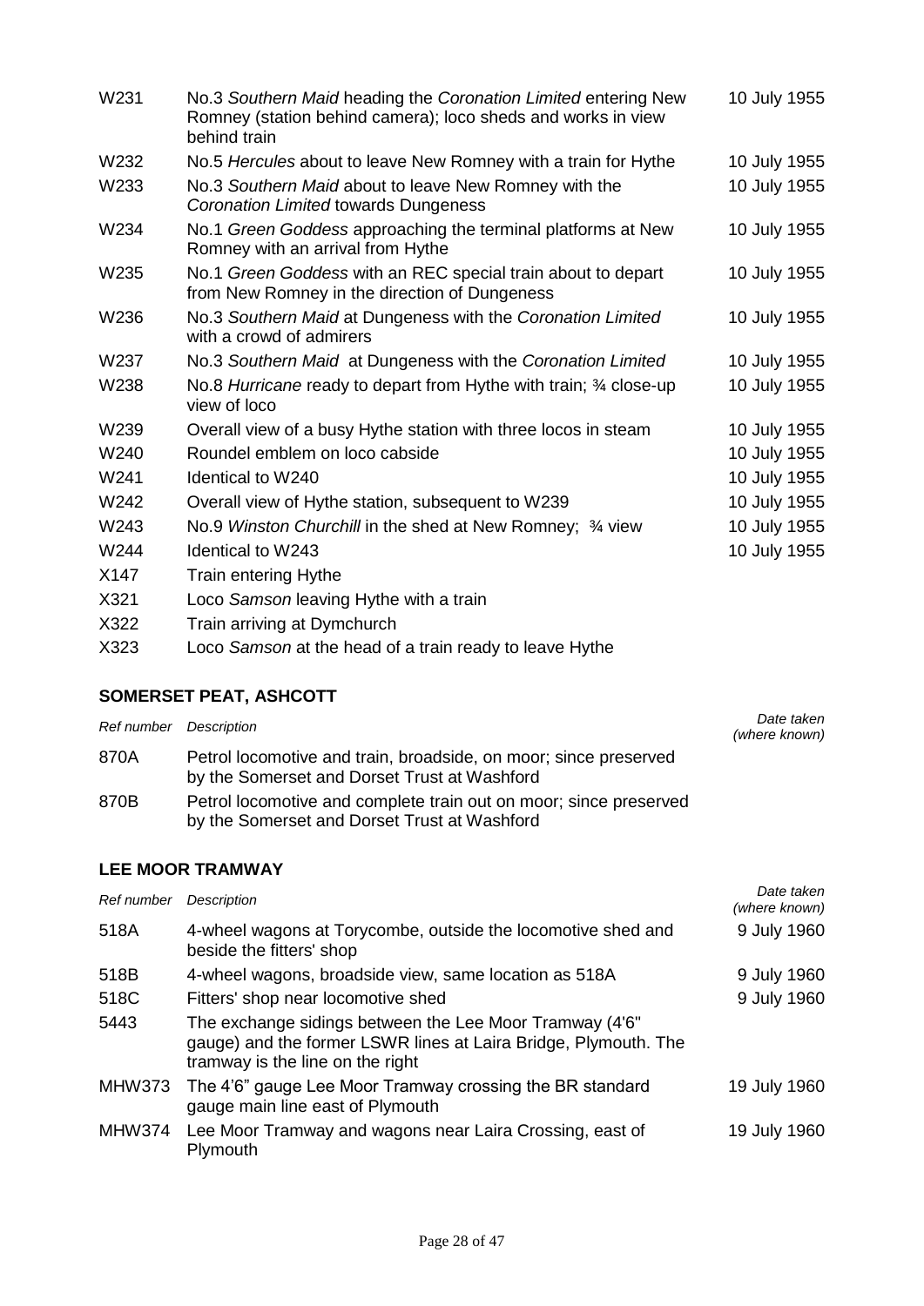| | | |
|---|---|---|
| W231 | No.3 *Southern Maid* heading the *Coronation Limited* entering New Romney (station behind camera); loco sheds and works in view behind train | 10 July 1955 |
| W232 | No.5 *Hercules* about to leave New Romney with a train for Hythe | 10 July 1955 |
| W233 | No.3 *Southern Maid* about to leave New Romney with the *Coronation Limited* towards Dungeness | 10 July 1955 |
| W234 | No.1 *Green Goddess* approaching the terminal platforms at New Romney with an arrival from Hythe | 10 July 1955 |
| W235 | No.1 *Green Goddess* with an REC special train about to depart from New Romney in the direction of Dungeness | 10 July 1955 |
| W236 | No.3 *Southern Maid* at Dungeness with the *Coronation Limited* with a crowd of admirers | 10 July 1955 |
| W237 | No.3 *Southern Maid* at Dungeness with the *Coronation Limited* | 10 July 1955 |
| W238 | No.8 *Hurricane* ready to depart from Hythe with train; ¾ close-up view of loco | 10 July 1955 |
| W239 | Overall view of a busy Hythe station with three locos in steam | 10 July 1955 |
| W240 | Roundel emblem on loco cabside | 10 July 1955 |
| W241 | Identical to W240 | 10 July 1955 |
| W242 | Overall view of Hythe station, subsequent to W239 | 10 July 1955 |
| W243 | No.9 *Winston Churchill* in the shed at New Romney; ¾ view | 10 July 1955 |
| W244 | Identical to W243 | 10 July 1955 |
| X147 | Train entering Hythe | |
| X321 | Loco *Samson* leaving Hythe with a train | |
| X322 | Train arriving at Dymchurch | |
| X323 | Loco *Samson* at the head of a train ready to leave Hythe | |

## SOMERSET PEAT, ASHCOTT

| *Ref number* | *Description* | *Date taken (where known)* |
|---|---|---|
| 870A | Petrol locomotive and train, broadside, on moor; since preserved by the Somerset and Dorset Trust at Washford | |
| 870B | Petrol locomotive and complete train out on moor; since preserved by the Somerset and Dorset Trust at Washford | |

## LEE MOOR TRAMWAY

| *Ref number* | *Description* | *Date taken (where known)* |
|---|---|---|
| 518A | 4-wheel wagons at Torycombe, outside the locomotive shed and beside the fitters' shop | 9 July 1960 |
| 518B | 4-wheel wagons, broadside view, same location as 518A | 9 July 1960 |
| 518C | Fitters' shop near locomotive shed | 9 July 1960 |
| 5443 | The exchange sidings between the Lee Moor Tramway (4'6" gauge) and the former LSWR lines at Laira Bridge, Plymouth. The tramway is the line on the right | |
| MHW373 | The 4'6" gauge Lee Moor Tramway crossing the BR standard gauge main line east of Plymouth | 19 July 1960 |
| MHW374 | Lee Moor Tramway and wagons near Laira Crossing, east of Plymouth | 19 July 1960 |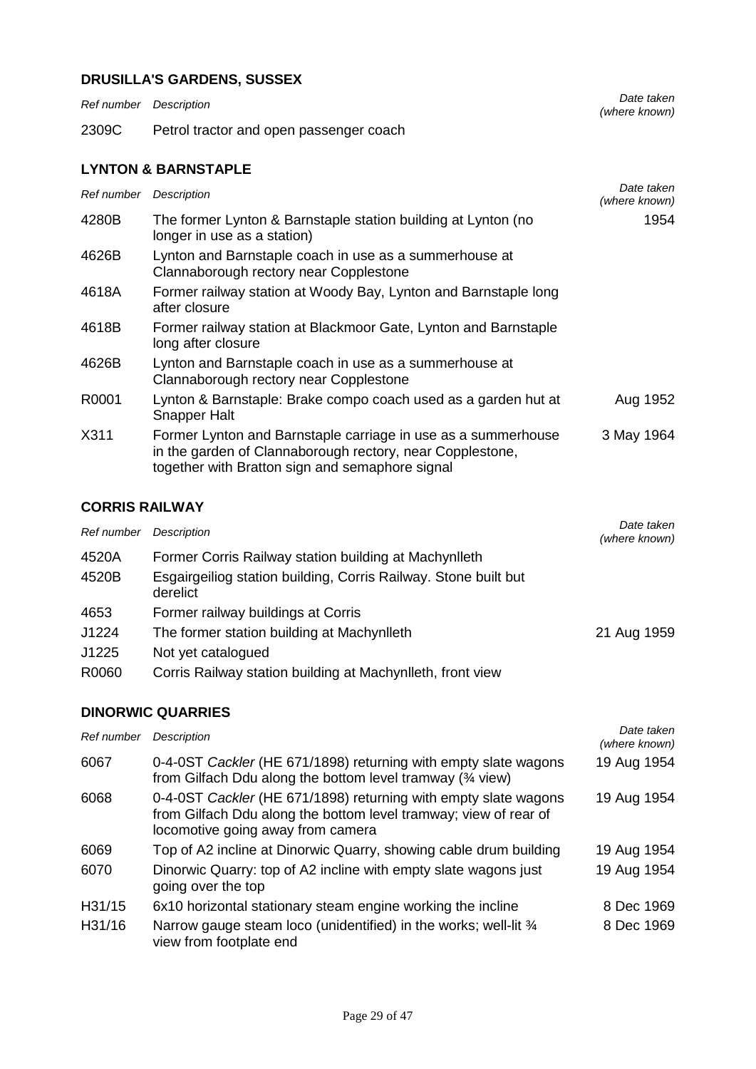## DRUSILLA'S GARDENS, SUSSEX

| *Ref number* | *Description* | *Date taken (where known)* |
|---|---|---|
| 2309C | Petrol tractor and open passenger coach | |

## LYNTON & BARNSTAPLE

| *Ref number* | *Description* | *Date taken (where known)* |
|---|---|---|
| 4280B | The former Lynton & Barnstaple station building at Lynton (no longer in use as a station) | 1954 |
| 4626B | Lynton and Barnstaple coach in use as a summerhouse at Clannaborough rectory near Copplestone | |
| 4618A | Former railway station at Woody Bay, Lynton and Barnstaple long after closure | |
| 4618B | Former railway station at Blackmoor Gate, Lynton and Barnstaple long after closure | |
| 4626B | Lynton and Barnstaple coach in use as a summerhouse at Clannaborough rectory near Copplestone | |
| R0001 | Lynton & Barnstaple: Brake compo coach used as a garden hut at Snapper Halt | Aug 1952 |
| X311 | Former Lynton and Barnstaple carriage in use as a summerhouse in the garden of Clannaborough rectory, near Copplestone, together with Bratton sign and semaphore signal | 3 May 1964 |

## CORRIS RAILWAY

| *Ref number* | *Description* | *Date taken (where known)* |
|---|---|---|
| 4520A | Former Corris Railway station building at Machynlleth | |
| 4520B | Esgairgeiliog station building, Corris Railway. Stone built but derelict | |
| 4653 | Former railway buildings at Corris | |
| J1224 | The former station building at Machynlleth | 21 Aug 1959 |
| J1225 | Not yet catalogued | |
| R0060 | Corris Railway station building at Machynlleth, front view | |

## DINORWIC QUARRIES

| *Ref number* | *Description* | *Date taken (where known)* |
|---|---|---|
| 6067 | 0-4-0ST *Cackler* (HE 671/1898) returning with empty slate wagons from Gilfach Ddu along the bottom level tramway (¾ view) | 19 Aug 1954 |
| 6068 | 0-4-0ST *Cackler* (HE 671/1898) returning with empty slate wagons from Gilfach Ddu along the bottom level tramway; view of rear of locomotive going away from camera | 19 Aug 1954 |
| 6069 | Top of A2 incline at Dinorwic Quarry, showing cable drum building | 19 Aug 1954 |
| 6070 | Dinorwic Quarry: top of A2 incline with empty slate wagons just going over the top | 19 Aug 1954 |
| H31/15 | 6x10 horizontal stationary steam engine working the incline | 8 Dec 1969 |
| H31/16 | Narrow gauge steam loco (unidentified) in the works; well-lit ¾ view from footplate end | 8 Dec 1969 |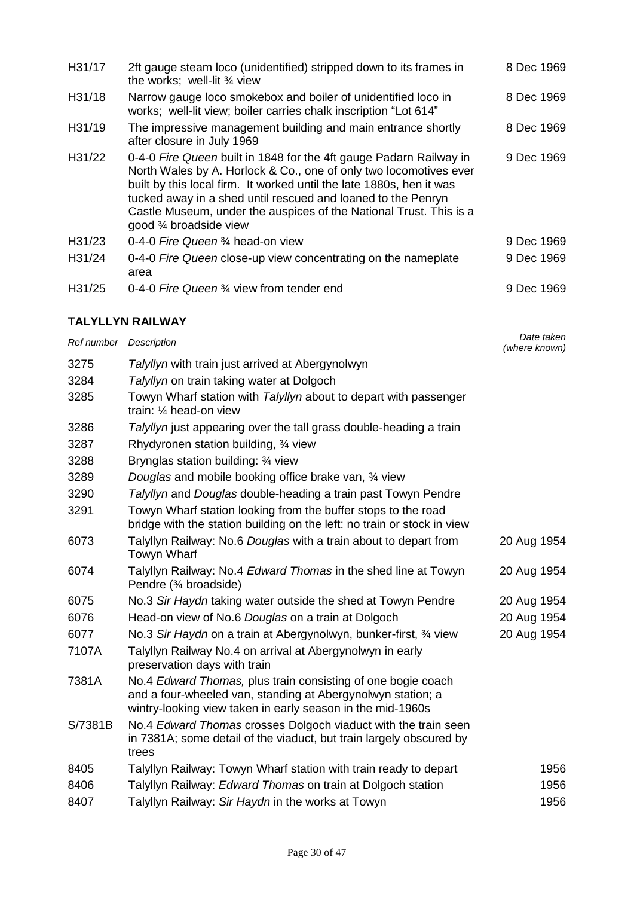| | | |
|---|---|---|
| H31/17 | 2ft gauge steam loco (unidentified) stripped down to its frames in the works; well-lit ¾ view | 8 Dec 1969 |
| H31/18 | Narrow gauge loco smokebox and boiler of unidentified loco in works; well-lit view; boiler carries chalk inscription “Lot 614” | 8 Dec 1969 |
| H31/19 | The impressive management building and main entrance shortly after closure in July 1969 | 8 Dec 1969 |
| H31/22 | 0-4-0 *Fire Queen* built in 1848 for the 4ft gauge Padarn Railway in North Wales by A. Horlock & Co., one of only two locomotives ever built by this local firm. It worked until the late 1880s, hen it was tucked away in a shed until rescued and loaned to the Penryn Castle Museum, under the auspices of the National Trust. This is a good ¾ broadside view | 9 Dec 1969 |
| H31/23 | 0-4-0 *Fire Queen* ¾ head-on view | 9 Dec 1969 |
| H31/24 | 0-4-0 *Fire Queen* close-up view concentrating on the nameplate area | 9 Dec 1969 |
| H31/25 | 0-4-0 *Fire Queen* ¾ view from tender end | 9 Dec 1969 |

## TALYLLYN RAILWAY

| *Ref number* | *Description* | *Date taken (where known)* |
|---|---|---|
| 3275 | *Talyllyn* with train just arrived at Abergynolwyn | |
| 3284 | *Talyllyn* on train taking water at Dolgoch | |
| 3285 | Towyn Wharf station with *Talyllyn* about to depart with passenger train: ¼ head-on view | |
| 3286 | *Talyllyn* just appearing over the tall grass double-heading a train | |
| 3287 | Rhydyronen station building, ¾ view | |
| 3288 | Brynglas station building: ¾ view | |
| 3289 | *Douglas* and mobile booking office brake van, ¾ view | |
| 3290 | *Talyllyn* and *Douglas* double-heading a train past Towyn Pendre | |
| 3291 | Towyn Wharf station looking from the buffer stops to the road bridge with the station building on the left: no train or stock in view | |
| 6073 | Talyllyn Railway: No.6 *Douglas* with a train about to depart from Towyn Wharf | 20 Aug 1954 |
| 6074 | Talyllyn Railway: No.4 *Edward Thomas* in the shed line at Towyn Pendre (¾ broadside) | 20 Aug 1954 |
| 6075 | No.3 *Sir Haydn* taking water outside the shed at Towyn Pendre | 20 Aug 1954 |
| 6076 | Head-on view of No.6 *Douglas* on a train at Dolgoch | 20 Aug 1954 |
| 6077 | No.3 *Sir Haydn* on a train at Abergynolwyn, bunker-first, ¾ view | 20 Aug 1954 |
| 7107A | Talyllyn Railway No.4 on arrival at Abergynolwyn in early preservation days with train | |
| 7381A | No.4 *Edward Thomas,* plus train consisting of one bogie coach and a four-wheeled van, standing at Abergynolwyn station; a wintry-looking view taken in early season in the mid-1960s | |
| S/7381B | No.4 *Edward Thomas* crosses Dolgoch viaduct with the train seen in 7381A; some detail of the viaduct, but train largely obscured by trees | |
| 8405 | Talyllyn Railway: Towyn Wharf station with train ready to depart | 1956 |
| 8406 | Talyllyn Railway: *Edward Thomas* on train at Dolgoch station | 1956 |
| 8407 | Talyllyn Railway: *Sir Haydn* in the works at Towyn | 1956 |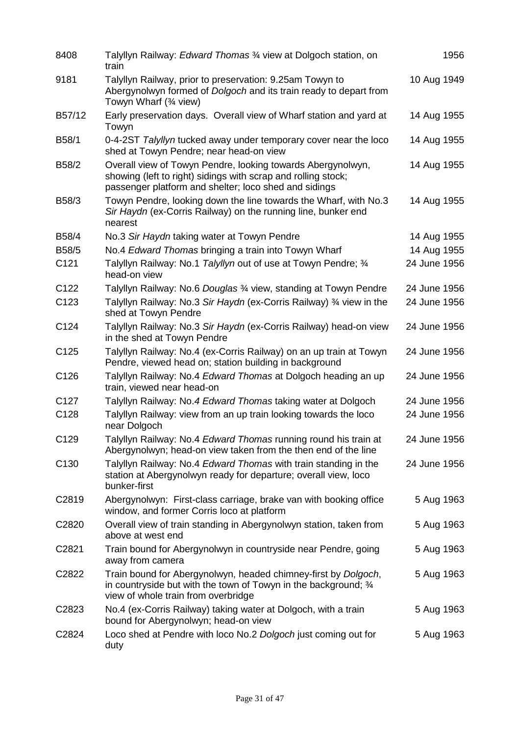| | | |
|---|---|---|
| 8408 | Talyllyn Railway: *Edward Thomas* ¾ view at Dolgoch station, on train | 1956 |
| 9181 | Talyllyn Railway, prior to preservation: 9.25am Towyn to Abergynolwyn formed of *Dolgoch* and its train ready to depart from Towyn Wharf (¾ view) | 10 Aug 1949 |
| B57/12 | Early preservation days. Overall view of Wharf station and yard at Towyn | 14 Aug 1955 |
| B58/1 | 0-4-2ST *Talyllyn* tucked away under temporary cover near the loco shed at Towyn Pendre; near head-on view | 14 Aug 1955 |
| B58/2 | Overall view of Towyn Pendre, looking towards Abergynolwyn, showing (left to right) sidings with scrap and rolling stock; passenger platform and shelter; loco shed and sidings | 14 Aug 1955 |
| B58/3 | Towyn Pendre, looking down the line towards the Wharf, with No.3 *Sir Haydn* (ex-Corris Railway) on the running line, bunker end nearest | 14 Aug 1955 |
| B58/4 | No.3 *Sir Haydn* taking water at Towyn Pendre | 14 Aug 1955 |
| B58/5 | No.4 *Edward Thomas* bringing a train into Towyn Wharf | 14 Aug 1955 |
| C121 | Talyllyn Railway: No.1 *Talyllyn* out of use at Towyn Pendre; ¾ head-on view | 24 June 1956 |
| C122 | Talyllyn Railway: No.6 *Douglas* ¾ view, standing at Towyn Pendre | 24 June 1956 |
| C123 | Talyllyn Railway: No.3 *Sir Haydn* (ex-Corris Railway) ¾ view in the shed at Towyn Pendre | 24 June 1956 |
| C124 | Talyllyn Railway: No.3 *Sir Haydn* (ex-Corris Railway) head-on view in the shed at Towyn Pendre | 24 June 1956 |
| C125 | Talyllyn Railway: No.4 (ex-Corris Railway) on an up train at Towyn Pendre, viewed head on; station building in background | 24 June 1956 |
| C126 | Talyllyn Railway: No.4 *Edward Thomas* at Dolgoch heading an up train, viewed near head-on | 24 June 1956 |
| C127 | Talyllyn Railway: No.*4 Edward Thomas* taking water at Dolgoch | 24 June 1956 |
| C128 | Talyllyn Railway: view from an up train looking towards the loco near Dolgoch | 24 June 1956 |
| C129 | Talyllyn Railway: No.4 *Edward Thomas* running round his train at Abergynolwyn; head-on view taken from the then end of the line | 24 June 1956 |
| C130 | Talyllyn Railway: No.4 *Edward Thomas* with train standing in the station at Abergynolwyn ready for departure; overall view, loco bunker-first | 24 June 1956 |
| C2819 | Abergynolwyn: First-class carriage, brake van with booking office window, and former Corris loco at platform | 5 Aug 1963 |
| C2820 | Overall view of train standing in Abergynolwyn station, taken from above at west end | 5 Aug 1963 |
| C2821 | Train bound for Abergynolwyn in countryside near Pendre, going away from camera | 5 Aug 1963 |
| C2822 | Train bound for Abergynolwyn, headed chimney-first by *Dolgoch*, in countryside but with the town of Towyn in the background; ¾ view of whole train from overbridge | 5 Aug 1963 |
| C2823 | No.4 (ex-Corris Railway) taking water at Dolgoch, with a train bound for Abergynolwyn; head-on view | 5 Aug 1963 |
| C2824 | Loco shed at Pendre with loco No.2 *Dolgoch* just coming out for duty | 5 Aug 1963 |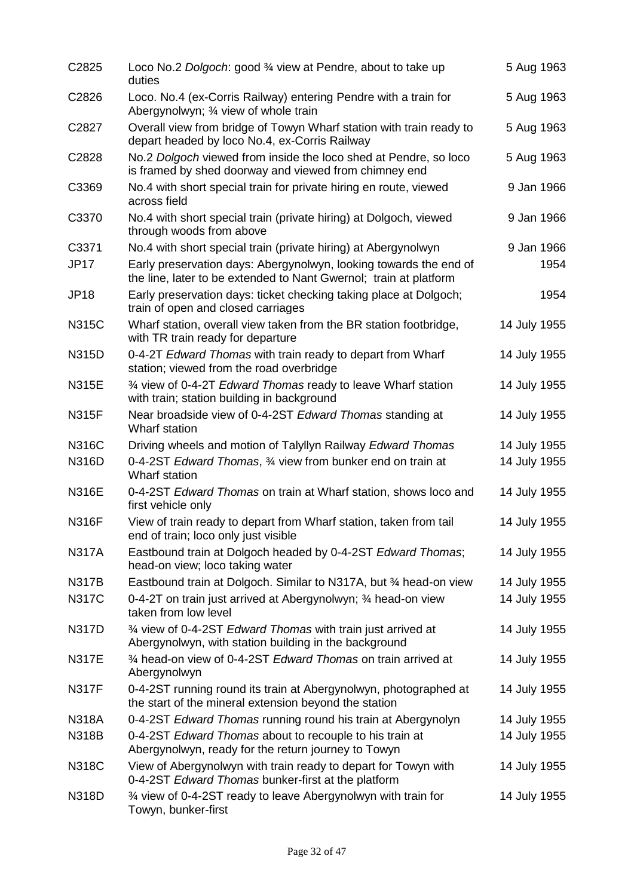| | | |
|---|---|---|
| C2825 | Loco No.2 *Dolgoch*: good ¾ view at Pendre, about to take up duties | 5 Aug 1963 |
| C2826 | Loco. No.4 (ex-Corris Railway) entering Pendre with a train for Abergynolwyn; ¾ view of whole train | 5 Aug 1963 |
| C2827 | Overall view from bridge of Towyn Wharf station with train ready to depart headed by loco No.4, ex-Corris Railway | 5 Aug 1963 |
| C2828 | No.2 *Dolgoch* viewed from inside the loco shed at Pendre, so loco is framed by shed doorway and viewed from chimney end | 5 Aug 1963 |
| C3369 | No.4 with short special train for private hiring en route, viewed across field | 9 Jan 1966 |
| C3370 | No.4 with short special train (private hiring) at Dolgoch, viewed through woods from above | 9 Jan 1966 |
| C3371 | No.4 with short special train (private hiring) at Abergynolwyn | 9 Jan 1966 |
| JP17 | Early preservation days: Abergynolwyn, looking towards the end of the line, later to be extended to Nant Gwernol; train at platform | 1954 |
| JP18 | Early preservation days: ticket checking taking place at Dolgoch; train of open and closed carriages | 1954 |
| N315C | Wharf station, overall view taken from the BR station footbridge, with TR train ready for departure | 14 July 1955 |
| N315D | 0-4-2T *Edward Thomas* with train ready to depart from Wharf station; viewed from the road overbridge | 14 July 1955 |
| N315E | ¾ view of 0-4-2T *Edward Thomas* ready to leave Wharf station with train; station building in background | 14 July 1955 |
| N315F | Near broadside view of 0-4-2ST *Edward Thomas* standing at Wharf station | 14 July 1955 |
| N316C | Driving wheels and motion of Talyllyn Railway *Edward Thomas* | 14 July 1955 |
| N316D | 0-4-2ST *Edward Thomas*, ¾ view from bunker end on train at Wharf station | 14 July 1955 |
| N316E | 0-4-2ST *Edward Thomas* on train at Wharf station, shows loco and first vehicle only | 14 July 1955 |
| N316F | View of train ready to depart from Wharf station, taken from tail end of train; loco only just visible | 14 July 1955 |
| N317A | Eastbound train at Dolgoch headed by 0-4-2ST *Edward Thomas*; head-on view; loco taking water | 14 July 1955 |
| N317B | Eastbound train at Dolgoch. Similar to N317A, but ¾ head-on view | 14 July 1955 |
| N317C | 0-4-2T on train just arrived at Abergynolwyn; ¾ head-on view taken from low level | 14 July 1955 |
| N317D | ¾ view of 0-4-2ST *Edward Thomas* with train just arrived at Abergynolwyn, with station building in the background | 14 July 1955 |
| N317E | ¾ head-on view of 0-4-2ST *Edward Thomas* on train arrived at Abergynolwyn | 14 July 1955 |
| N317F | 0-4-2ST running round its train at Abergynolwyn, photographed at the start of the mineral extension beyond the station | 14 July 1955 |
| N318A | 0-4-2ST *Edward Thomas* running round his train at Abergynolyn | 14 July 1955 |
| N318B | 0-4-2ST *Edward Thomas* about to recouple to his train at Abergynolwyn, ready for the return journey to Towyn | 14 July 1955 |
| N318C | View of Abergynolwyn with train ready to depart for Towyn with 0-4-2ST *Edward Thomas* bunker-first at the platform | 14 July 1955 |
| N318D | ¾ view of 0-4-2ST ready to leave Abergynolwyn with train for Towyn, bunker-first | 14 July 1955 |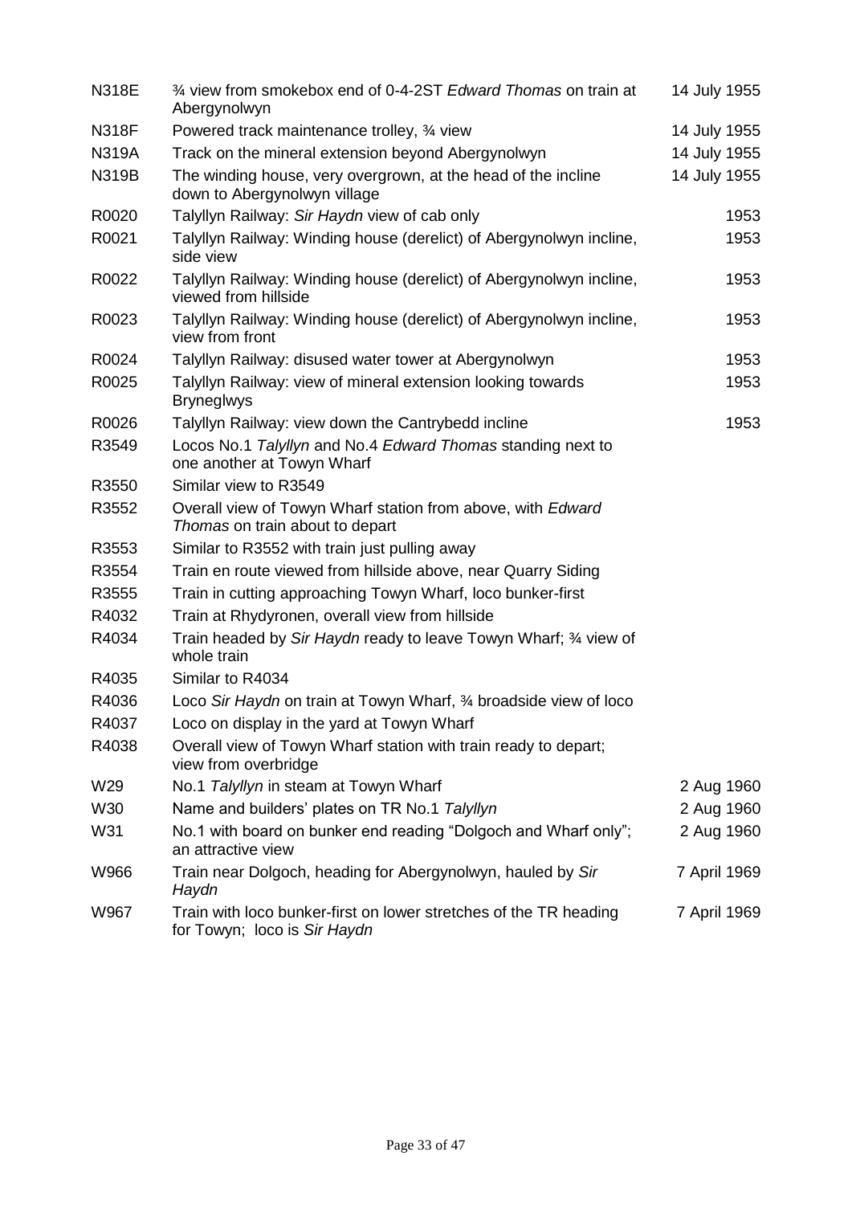| | | |
|---|---|---|
| N318E | ¾ view from smokebox end of 0-4-2ST *Edward Thomas* on train at Abergynolwyn | 14 July 1955 |
| N318F | Powered track maintenance trolley, ¾ view | 14 July 1955 |
| N319A | Track on the mineral extension beyond Abergynolwyn | 14 July 1955 |
| N319B | The winding house, very overgrown, at the head of the incline down to Abergynolwyn village | 14 July 1955 |
| R0020 | Talyllyn Railway: *Sir Haydn* view of cab only | 1953 |
| R0021 | Talyllyn Railway: Winding house (derelict) of Abergynolwyn incline, side view | 1953 |
| R0022 | Talyllyn Railway: Winding house (derelict) of Abergynolwyn incline, viewed from hillside | 1953 |
| R0023 | Talyllyn Railway: Winding house (derelict) of Abergynolwyn incline, view from front | 1953 |
| R0024 | Talyllyn Railway: disused water tower at Abergynolwyn | 1953 |
| R0025 | Talyllyn Railway: view of mineral extension looking towards Bryneglwys | 1953 |
| R0026 | Talyllyn Railway: view down the Cantrybedd incline | 1953 |
| R3549 | Locos No.1 *Talyllyn* and No.4 *Edward Thomas* standing next to one another at Towyn Wharf | |
| R3550 | Similar view to R3549 | |
| R3552 | Overall view of Towyn Wharf station from above, with *Edward Thomas* on train about to depart | |
| R3553 | Similar to R3552 with train just pulling away | |
| R3554 | Train en route viewed from hillside above, near Quarry Siding | |
| R3555 | Train in cutting approaching Towyn Wharf, loco bunker-first | |
| R4032 | Train at Rhydyronen, overall view from hillside | |
| R4034 | Train headed by *Sir Haydn* ready to leave Towyn Wharf; ¾ view of whole train | |
| R4035 | Similar to R4034 | |
| R4036 | Loco *Sir Haydn* on train at Towyn Wharf, ¾ broadside view of loco | |
| R4037 | Loco on display in the yard at Towyn Wharf | |
| R4038 | Overall view of Towyn Wharf station with train ready to depart; view from overbridge | |
| W29 | No.1 *Talyllyn* in steam at Towyn Wharf | 2 Aug 1960 |
| W30 | Name and builders' plates on TR No.1 *Talyllyn* | 2 Aug 1960 |
| W31 | No.1 with board on bunker end reading "Dolgoch and Wharf only"; an attractive view | 2 Aug 1960 |
| W966 | Train near Dolgoch, heading for Abergynolwyn, hauled by *Sir Haydn* | 7 April 1969 |
| W967 | Train with loco bunker-first on lower stretches of the TR heading for Towyn; loco is *Sir Haydn* | 7 April 1969 |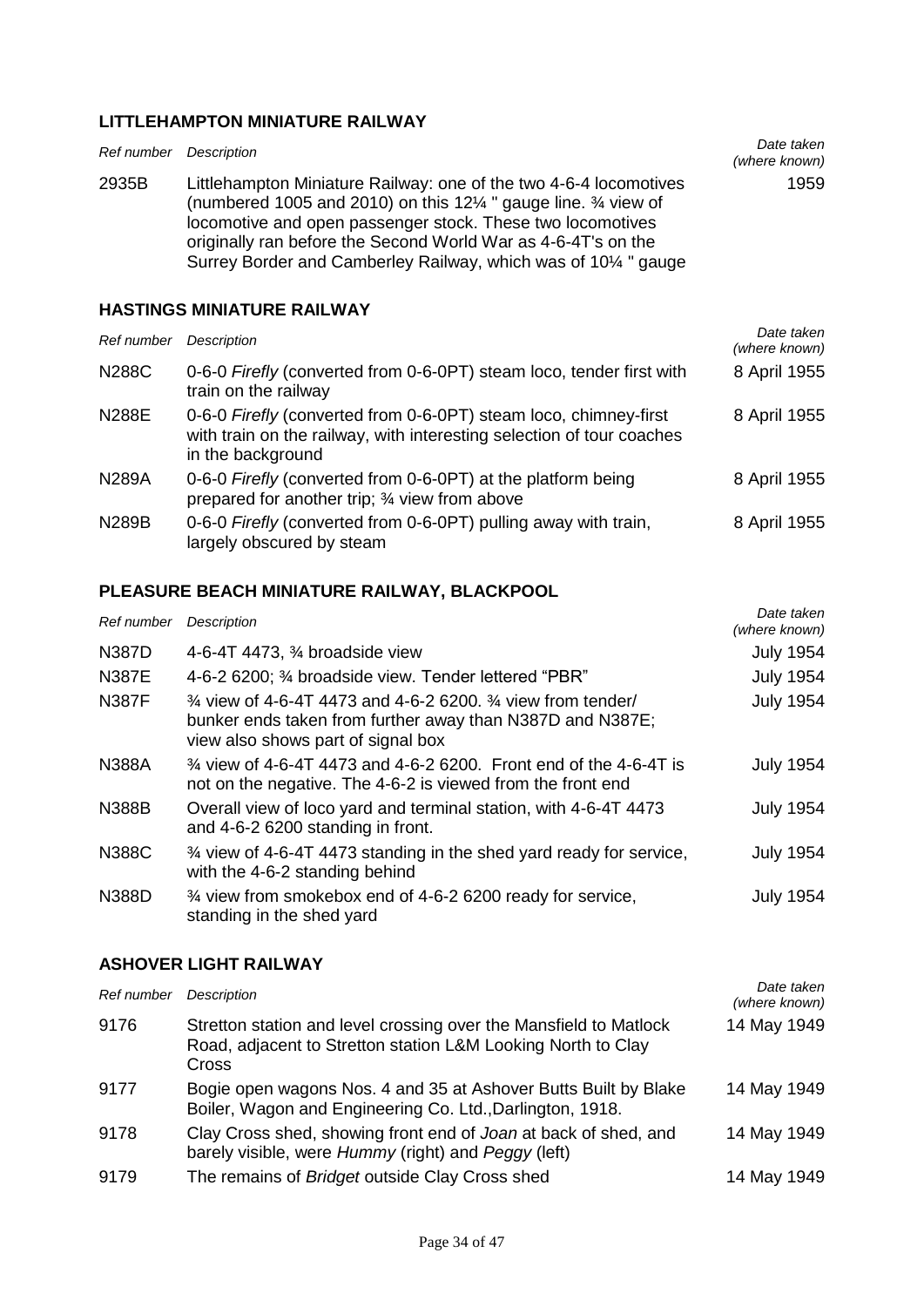## LITTLEHAMPTON MINIATURE RAILWAY

| *Ref number* | *Description* | *Date taken (where known)* |
|---|---|---|
| 2935B | Littlehampton Miniature Railway: one of the two 4-6-4 locomotives (numbered 1005 and 2010) on this 12¼ " gauge line. ¾ view of locomotive and open passenger stock. These two locomotives originally ran before the Second World War as 4-6-4T's on the Surrey Border and Camberley Railway, which was of 10¼ " gauge | 1959 |

## HASTINGS MINIATURE RAILWAY

| *Ref number* | *Description* | *Date taken (where known)* |
|---|---|---|
| N288C | 0-6-0 *Firefly* (converted from 0-6-0PT) steam loco, tender first with train on the railway | 8 April 1955 |
| N288E | 0-6-0 *Firefly* (converted from 0-6-0PT) steam loco, chimney-first with train on the railway, with interesting selection of tour coaches in the background | 8 April 1955 |
| N289A | 0-6-0 *Firefly* (converted from 0-6-0PT) at the platform being prepared for another trip; ¾ view from above | 8 April 1955 |
| N289B | 0-6-0 *Firefly* (converted from 0-6-0PT) pulling away with train, largely obscured by steam | 8 April 1955 |

## PLEASURE BEACH MINIATURE RAILWAY, BLACKPOOL

| *Ref number* | *Description* | *Date taken (where known)* |
|---|---|---|
| N387D | 4-6-4T 4473, ¾ broadside view | July 1954 |
| N387E | 4-6-2 6200; ¾ broadside view. Tender lettered "PBR" | July 1954 |
| N387F | ¾ view of 4-6-4T 4473 and 4-6-2 6200. ¾ view from tender/ bunker ends taken from further away than N387D and N387E; view also shows part of signal box | July 1954 |
| N388A | ¾ view of 4-6-4T 4473 and 4-6-2 6200. Front end of the 4-6-4T is not on the negative. The 4-6-2 is viewed from the front end | July 1954 |
| N388B | Overall view of loco yard and terminal station, with 4-6-4T 4473 and 4-6-2 6200 standing in front. | July 1954 |
| N388C | ¾ view of 4-6-4T 4473 standing in the shed yard ready for service, with the 4-6-2 standing behind | July 1954 |
| N388D | ¾ view from smokebox end of 4-6-2 6200 ready for service, standing in the shed yard | July 1954 |

## ASHOVER LIGHT RAILWAY

| *Ref number* | *Description* | *Date taken (where known)* |
|---|---|---|
| 9176 | Stretton station and level crossing over the Mansfield to Matlock Road, adjacent to Stretton station L&M Looking North to Clay Cross | 14 May 1949 |
| 9177 | Bogie open wagons Nos. 4 and 35 at Ashover Butts Built by Blake Boiler, Wagon and Engineering Co. Ltd.,Darlington, 1918. | 14 May 1949 |
| 9178 | Clay Cross shed, showing front end of *Joan* at back of shed, and barely visible, were *Hummy* (right) and *Peggy* (left) | 14 May 1949 |
| 9179 | The remains of *Bridget* outside Clay Cross shed | 14 May 1949 |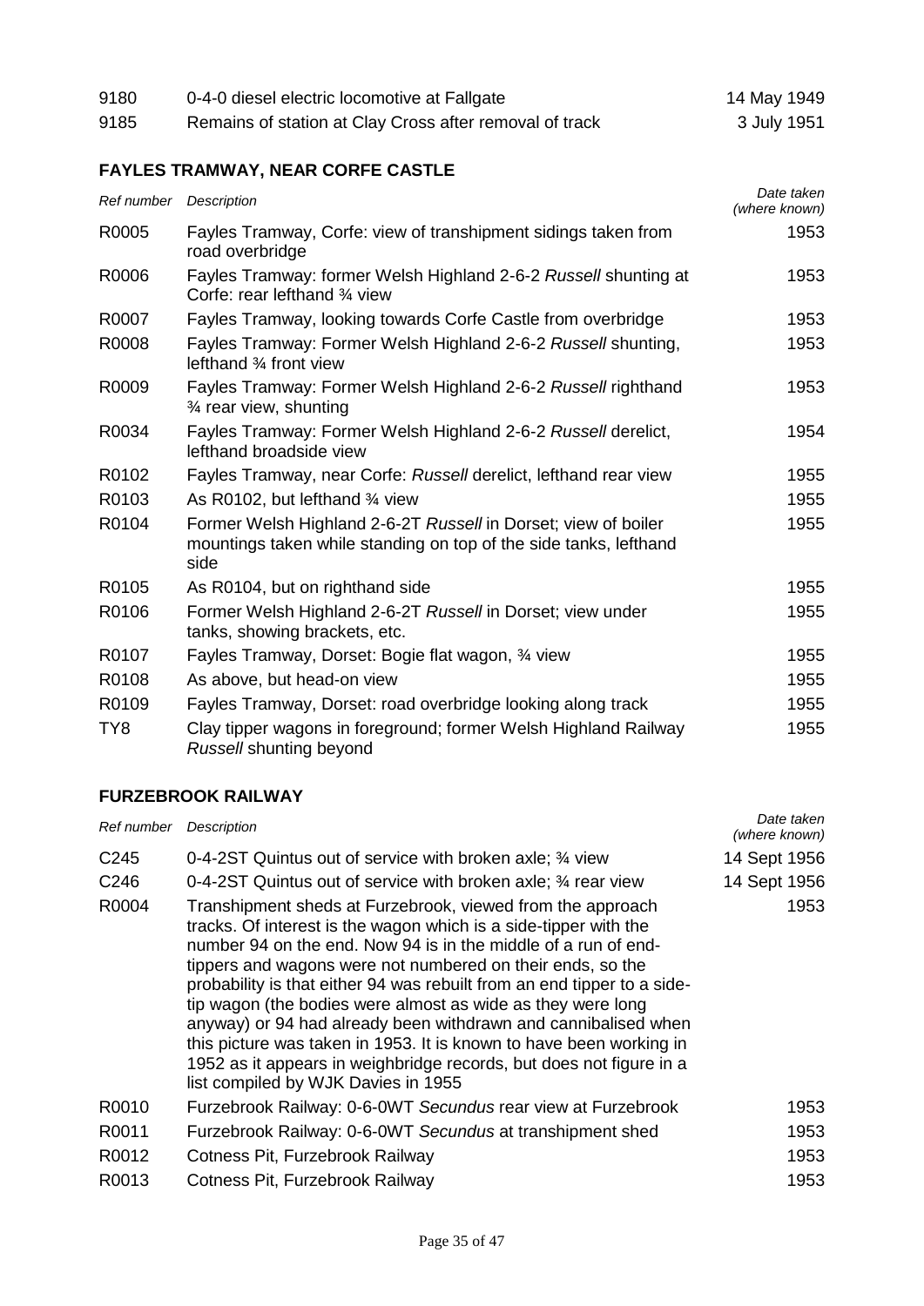| | | |
|---|---|---|
| 9180 | 0-4-0 diesel electric locomotive at Fallgate | 14 May 1949 |
| 9185 | Remains of station at Clay Cross after removal of track | 3 July 1951 |

## FAYLES TRAMWAY, NEAR CORFE CASTLE

| *Ref number* | *Description* | *Date taken (where known)* |
|---|---|---|
| R0005 | Fayles Tramway, Corfe: view of transhipment sidings taken from road overbridge | 1953 |
| R0006 | Fayles Tramway: former Welsh Highland 2-6-2 *Russell* shunting at Corfe: rear lefthand ¾ view | 1953 |
| R0007 | Fayles Tramway, looking towards Corfe Castle from overbridge | 1953 |
| R0008 | Fayles Tramway: Former Welsh Highland 2-6-2 *Russell* shunting, lefthand ¾ front view | 1953 |
| R0009 | Fayles Tramway: Former Welsh Highland 2-6-2 *Russell* righthand ¾ rear view, shunting | 1953 |
| R0034 | Fayles Tramway: Former Welsh Highland 2-6-2 *Russell* derelict, lefthand broadside view | 1954 |
| R0102 | Fayles Tramway, near Corfe: *Russell* derelict, lefthand rear view | 1955 |
| R0103 | As R0102, but lefthand ¾ view | 1955 |
| R0104 | Former Welsh Highland 2-6-2T *Russell* in Dorset; view of boiler mountings taken while standing on top of the side tanks, lefthand side | 1955 |
| R0105 | As R0104, but on righthand side | 1955 |
| R0106 | Former Welsh Highland 2-6-2T *Russell* in Dorset; view under tanks, showing brackets, etc. | 1955 |
| R0107 | Fayles Tramway, Dorset: Bogie flat wagon, ¾ view | 1955 |
| R0108 | As above, but head-on view | 1955 |
| R0109 | Fayles Tramway, Dorset: road overbridge looking along track | 1955 |
| TY8 | Clay tipper wagons in foreground; former Welsh Highland Railway *Russell* shunting beyond | 1955 |

## FURZEBROOK RAILWAY

| *Ref number* | *Description* | *Date taken (where known)* |
|---|---|---|
| C245 | 0-4-2ST Quintus out of service with broken axle; ¾ view | 14 Sept 1956 |
| C246 | 0-4-2ST Quintus out of service with broken axle; ¾ rear view | 14 Sept 1956 |
| R0004 | Transhipment sheds at Furzebrook, viewed from the approach tracks. Of interest is the wagon which is a side-tipper with the number 94 on the end. Now 94 is in the middle of a run of end-tippers and wagons were not numbered on their ends, so the probability is that either 94 was rebuilt from an end tipper to a side-tip wagon (the bodies were almost as wide as they were long anyway) or 94 had already been withdrawn and cannibalised when this picture was taken in 1953. It is known to have been working in 1952 as it appears in weighbridge records, but does not figure in a list compiled by WJK Davies in 1955 | 1953 |
| R0010 | Furzebrook Railway: 0-6-0WT *Secundus* rear view at Furzebrook | 1953 |
| R0011 | Furzebrook Railway: 0-6-0WT *Secundus* at transhipment shed | 1953 |
| R0012 | Cotness Pit, Furzebrook Railway | 1953 |
| R0013 | Cotness Pit, Furzebrook Railway | 1953 |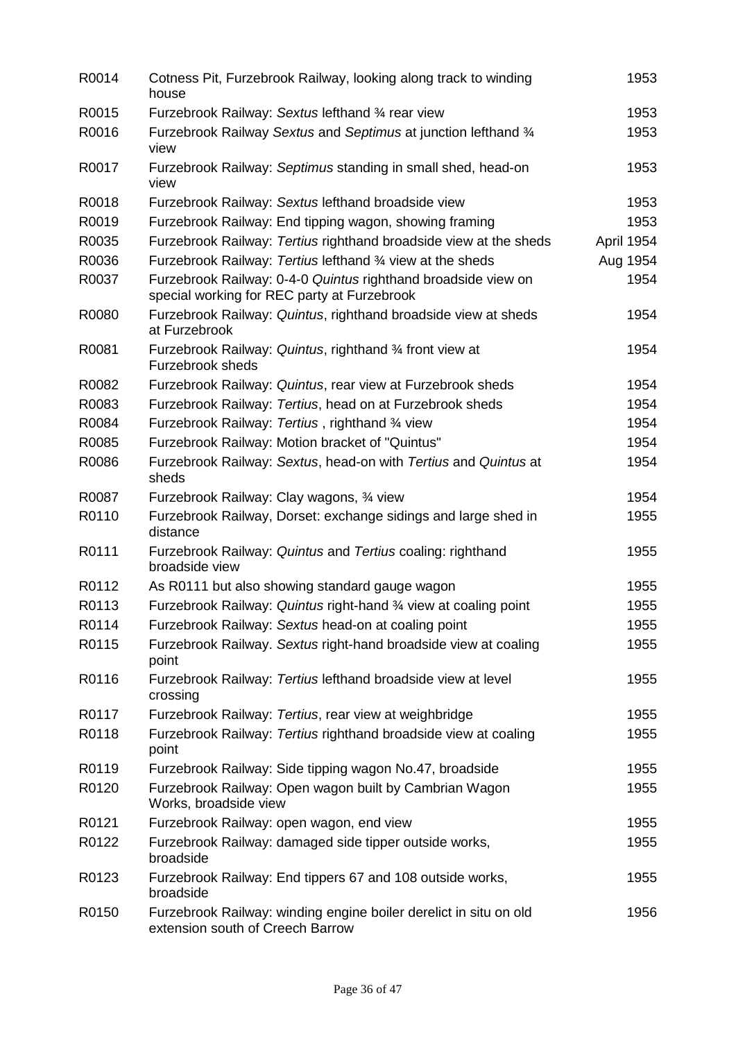| | | |
|---|---|---|
| R0014 | Cotness Pit, Furzebrook Railway, looking along track to winding house | 1953 |
| R0015 | Furzebrook Railway: *Sextus* lefthand ¾ rear view | 1953 |
| R0016 | Furzebrook Railway *Sextus* and *Septimus* at junction lefthand ¾ view | 1953 |
| R0017 | Furzebrook Railway: *Septimus* standing in small shed, head-on view | 1953 |
| R0018 | Furzebrook Railway: *Sextus* lefthand broadside view | 1953 |
| R0019 | Furzebrook Railway: End tipping wagon, showing framing | 1953 |
| R0035 | Furzebrook Railway: *Tertius* righthand broadside view at the sheds | April 1954 |
| R0036 | Furzebrook Railway: *Tertius* lefthand ¾ view at the sheds | Aug 1954 |
| R0037 | Furzebrook Railway: 0-4-0 *Quintus* righthand broadside view on special working for REC party at Furzebrook | 1954 |
| R0080 | Furzebrook Railway: *Quintus*, righthand broadside view at sheds at Furzebrook | 1954 |
| R0081 | Furzebrook Railway: *Quintus*, righthand ¾ front view at Furzebrook sheds | 1954 |
| R0082 | Furzebrook Railway: *Quintus*, rear view at Furzebrook sheds | 1954 |
| R0083 | Furzebrook Railway: *Tertius*, head on at Furzebrook sheds | 1954 |
| R0084 | Furzebrook Railway: *Tertius* , righthand ¾ view | 1954 |
| R0085 | Furzebrook Railway: Motion bracket of "Quintus" | 1954 |
| R0086 | Furzebrook Railway: *Sextus*, head-on with *Tertius* and *Quintus* at sheds | 1954 |
| R0087 | Furzebrook Railway: Clay wagons, ¾ view | 1954 |
| R0110 | Furzebrook Railway, Dorset: exchange sidings and large shed in distance | 1955 |
| R0111 | Furzebrook Railway: *Quintus* and *Tertius* coaling: righthand broadside view | 1955 |
| R0112 | As R0111 but also showing standard gauge wagon | 1955 |
| R0113 | Furzebrook Railway: *Quintus* right-hand ¾ view at coaling point | 1955 |
| R0114 | Furzebrook Railway: *Sextus* head-on at coaling point | 1955 |
| R0115 | Furzebrook Railway. *Sextus* right-hand broadside view at coaling point | 1955 |
| R0116 | Furzebrook Railway: *Tertius* lefthand broadside view at level crossing | 1955 |
| R0117 | Furzebrook Railway: *Tertius*, rear view at weighbridge | 1955 |
| R0118 | Furzebrook Railway: *Tertius* righthand broadside view at coaling point | 1955 |
| R0119 | Furzebrook Railway: Side tipping wagon No.47, broadside | 1955 |
| R0120 | Furzebrook Railway: Open wagon built by Cambrian Wagon Works, broadside view | 1955 |
| R0121 | Furzebrook Railway: open wagon, end view | 1955 |
| R0122 | Furzebrook Railway: damaged side tipper outside works, broadside | 1955 |
| R0123 | Furzebrook Railway: End tippers 67 and 108 outside works, broadside | 1955 |
| R0150 | Furzebrook Railway: winding engine boiler derelict in situ on old extension south of Creech Barrow | 1956 |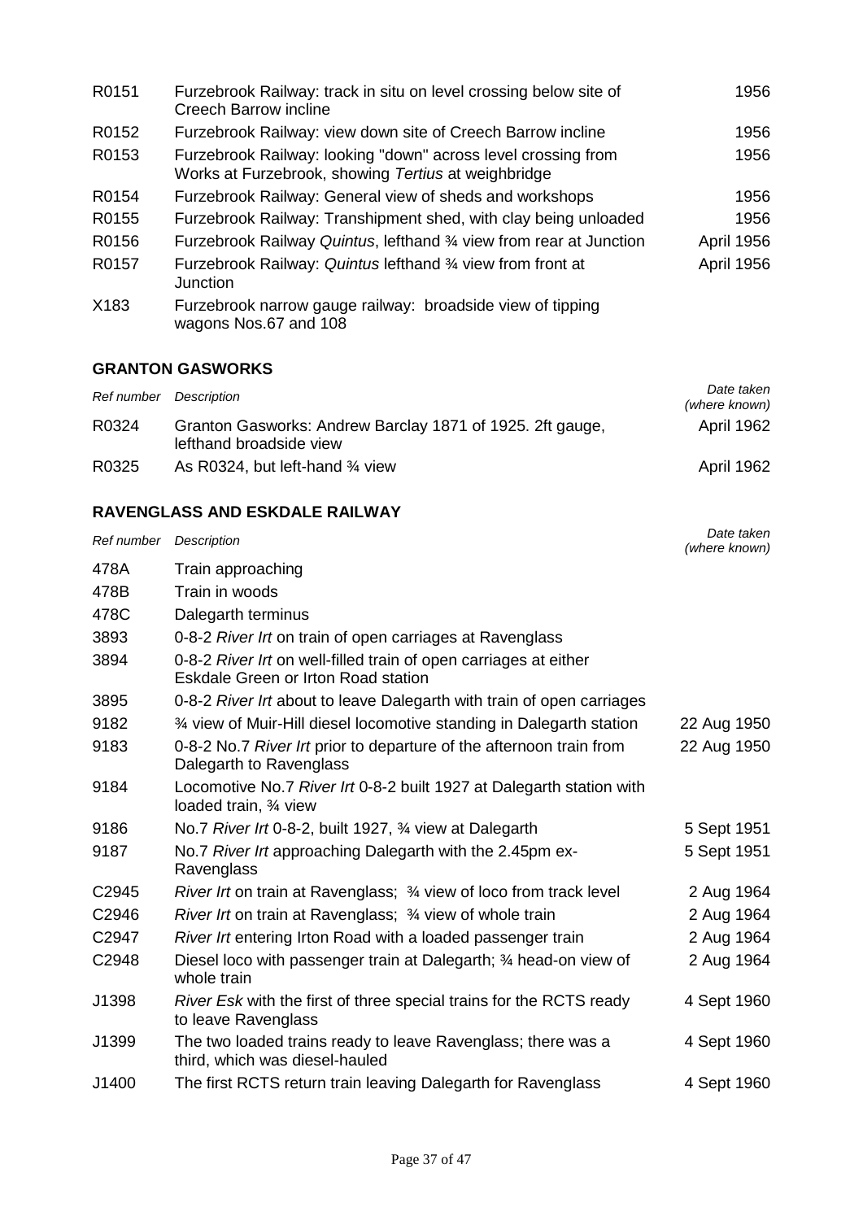| | | |
|---|---|---|
| R0151 | Furzebrook Railway: track in situ on level crossing below site of Creech Barrow incline | 1956 |
| R0152 | Furzebrook Railway: view down site of Creech Barrow incline | 1956 |
| R0153 | Furzebrook Railway: looking "down" across level crossing from Works at Furzebrook, showing *Tertius* at weighbridge | 1956 |
| R0154 | Furzebrook Railway: General view of sheds and workshops | 1956 |
| R0155 | Furzebrook Railway: Transhipment shed, with clay being unloaded | 1956 |
| R0156 | Furzebrook Railway *Quintus*, lefthand ¾ view from rear at Junction | April 1956 |
| R0157 | Furzebrook Railway: *Quintus* lefthand ¾ view from front at Junction | April 1956 |
| X183 | Furzebrook narrow gauge railway: broadside view of tipping wagons Nos.67 and 108 | |

## GRANTON GASWORKS

| *Ref number* | *Description* | *Date taken (where known)* |
|---|---|---|
| R0324 | Granton Gasworks: Andrew Barclay 1871 of 1925. 2ft gauge, lefthand broadside view | April 1962 |
| R0325 | As R0324, but left-hand ¾ view | April 1962 |

## RAVENGLASS AND ESKDALE RAILWAY

| *Ref number* | *Description* | *Date taken (where known)* |
|---|---|---|
| 478A | Train approaching | |
| 478B | Train in woods | |
| 478C | Dalegarth terminus | |
| 3893 | 0-8-2 *River Irt* on train of open carriages at Ravenglass | |
| 3894 | 0-8-2 *River Irt* on well-filled train of open carriages at either Eskdale Green or Irton Road station | |
| 3895 | 0-8-2 *River Irt* about to leave Dalegarth with train of open carriages | |
| 9182 | ¾ view of Muir-Hill diesel locomotive standing in Dalegarth station | 22 Aug 1950 |
| 9183 | 0-8-2 No.7 *River Irt* prior to departure of the afternoon train from Dalegarth to Ravenglass | 22 Aug 1950 |
| 9184 | Locomotive No.7 *River Irt* 0-8-2 built 1927 at Dalegarth station with loaded train, ¾ view | |
| 9186 | No.7 *River Irt* 0-8-2, built 1927, ¾ view at Dalegarth | 5 Sept 1951 |
| 9187 | No.7 *River Irt* approaching Dalegarth with the 2.45pm ex-Ravenglass | 5 Sept 1951 |
| C2945 | *River Irt* on train at Ravenglass; ¾ view of loco from track level | 2 Aug 1964 |
| C2946 | *River Irt* on train at Ravenglass; ¾ view of whole train | 2 Aug 1964 |
| C2947 | *River Irt* entering Irton Road with a loaded passenger train | 2 Aug 1964 |
| C2948 | Diesel loco with passenger train at Dalegarth; ¾ head-on view of whole train | 2 Aug 1964 |
| J1398 | *River Esk* with the first of three special trains for the RCTS ready to leave Ravenglass | 4 Sept 1960 |
| J1399 | The two loaded trains ready to leave Ravenglass; there was a third, which was diesel-hauled | 4 Sept 1960 |
| J1400 | The first RCTS return train leaving Dalegarth for Ravenglass | 4 Sept 1960 |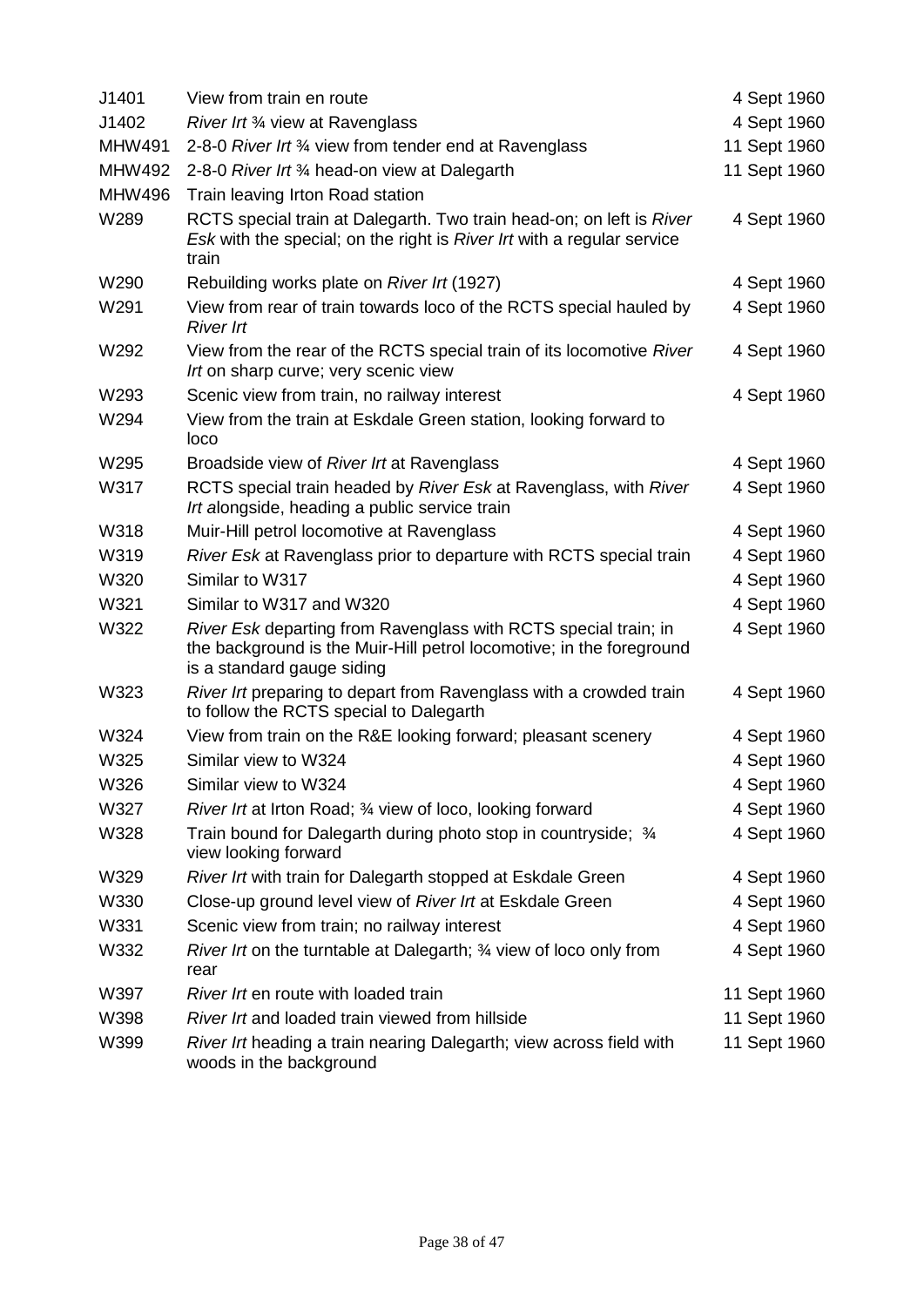| | | |
|---|---|---|
| J1401 | View from train en route | 4 Sept 1960 |
| J1402 | *River Irt* ¾ view at Ravenglass | 4 Sept 1960 |
| MHW491 | 2-8-0 *River Irt* ¾ view from tender end at Ravenglass | 11 Sept 1960 |
| MHW492 | 2-8-0 *River Irt* ¾ head-on view at Dalegarth | 11 Sept 1960 |
| MHW496 | Train leaving Irton Road station | |
| W289 | RCTS special train at Dalegarth. Two train head-on; on left is *River Esk* with the special; on the right is *River Irt* with a regular service train | 4 Sept 1960 |
| W290 | Rebuilding works plate on *River Irt* (1927) | 4 Sept 1960 |
| W291 | View from rear of train towards loco of the RCTS special hauled by *River Irt* | 4 Sept 1960 |
| W292 | View from the rear of the RCTS special train of its locomotive *River Irt* on sharp curve; very scenic view | 4 Sept 1960 |
| W293 | Scenic view from train, no railway interest | 4 Sept 1960 |
| W294 | View from the train at Eskdale Green station, looking forward to loco | |
| W295 | Broadside view of *River Irt* at Ravenglass | 4 Sept 1960 |
| W317 | RCTS special train headed by *River Esk* at Ravenglass, with *River Irt a*longside, heading a public service train | 4 Sept 1960 |
| W318 | Muir-Hill petrol locomotive at Ravenglass | 4 Sept 1960 |
| W319 | *River Esk* at Ravenglass prior to departure with RCTS special train | 4 Sept 1960 |
| W320 | Similar to W317 | 4 Sept 1960 |
| W321 | Similar to W317 and W320 | 4 Sept 1960 |
| W322 | *River Esk* departing from Ravenglass with RCTS special train; in the background is the Muir-Hill petrol locomotive; in the foreground is a standard gauge siding | 4 Sept 1960 |
| W323 | *River Irt* preparing to depart from Ravenglass with a crowded train to follow the RCTS special to Dalegarth | 4 Sept 1960 |
| W324 | View from train on the R&E looking forward; pleasant scenery | 4 Sept 1960 |
| W325 | Similar view to W324 | 4 Sept 1960 |
| W326 | Similar view to W324 | 4 Sept 1960 |
| W327 | *River Irt* at Irton Road; ¾ view of loco, looking forward | 4 Sept 1960 |
| W328 | Train bound for Dalegarth during photo stop in countryside; ¾ view looking forward | 4 Sept 1960 |
| W329 | *River Irt* with train for Dalegarth stopped at Eskdale Green | 4 Sept 1960 |
| W330 | Close-up ground level view of *River Irt* at Eskdale Green | 4 Sept 1960 |
| W331 | Scenic view from train; no railway interest | 4 Sept 1960 |
| W332 | *River Irt* on the turntable at Dalegarth; ¾ view of loco only from rear | 4 Sept 1960 |
| W397 | *River Irt* en route with loaded train | 11 Sept 1960 |
| W398 | *River Irt* and loaded train viewed from hillside | 11 Sept 1960 |
| W399 | *River Irt* heading a train nearing Dalegarth; view across field with woods in the background | 11 Sept 1960 |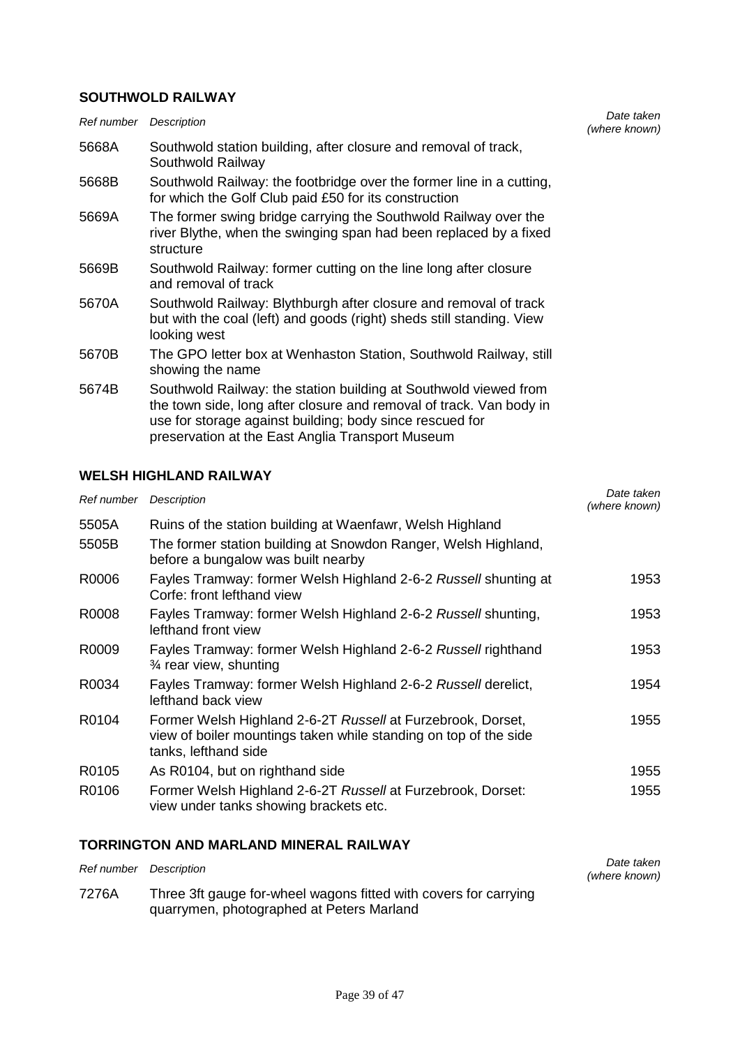## SOUTHWOLD RAILWAY

| *Ref number* | *Description* | *Date taken (where known)* |
| --- | --- | --- |
| 5668A | Southwold station building, after closure and removal of track, Southwold Railway | |
| 5668B | Southwold Railway: the footbridge over the former line in a cutting, for which the Golf Club paid £50 for its construction | |
| 5669A | The former swing bridge carrying the Southwold Railway over the river Blythe, when the swinging span had been replaced by a fixed structure | |
| 5669B | Southwold Railway: former cutting on the line long after closure and removal of track | |
| 5670A | Southwold Railway: Blythburgh after closure and removal of track but with the coal (left) and goods (right) sheds still standing. View looking west | |
| 5670B | The GPO letter box at Wenhaston Station, Southwold Railway, still showing the name | |
| 5674B | Southwold Railway: the station building at Southwold viewed from the town side, long after closure and removal of track. Van body in use for storage against building; body since rescued for preservation at the East Anglia Transport Museum | |

## WELSH HIGHLAND RAILWAY

| *Ref number* | *Description* | *Date taken (where known)* |
| --- | --- | --- |
| 5505A | Ruins of the station building at Waenfawr, Welsh Highland | |
| 5505B | The former station building at Snowdon Ranger, Welsh Highland, before a bungalow was built nearby | |
| R0006 | Fayles Tramway: former Welsh Highland 2-6-2 *Russell* shunting at Corfe: front lefthand view | 1953 |
| R0008 | Fayles Tramway: former Welsh Highland 2-6-2 *Russell* shunting, lefthand front view | 1953 |
| R0009 | Fayles Tramway: former Welsh Highland 2-6-2 *Russell* righthand ¾ rear view, shunting | 1953 |
| R0034 | Fayles Tramway: former Welsh Highland 2-6-2 *Russell* derelict, lefthand back view | 1954 |
| R0104 | Former Welsh Highland 2-6-2T *Russell* at Furzebrook, Dorset, view of boiler mountings taken while standing on top of the side tanks, lefthand side | 1955 |
| R0105 | As R0104, but on righthand side | 1955 |
| R0106 | Former Welsh Highland 2-6-2T *Russell* at Furzebrook, Dorset: view under tanks showing brackets etc. | 1955 |

## TORRINGTON AND MARLAND MINERAL RAILWAY

| *Ref number* | *Description* | *Date taken (where known)* |
| --- | --- | --- |
| 7276A | Three 3ft gauge for-wheel wagons fitted with covers for carrying quarrymen, photographed at Peters Marland | |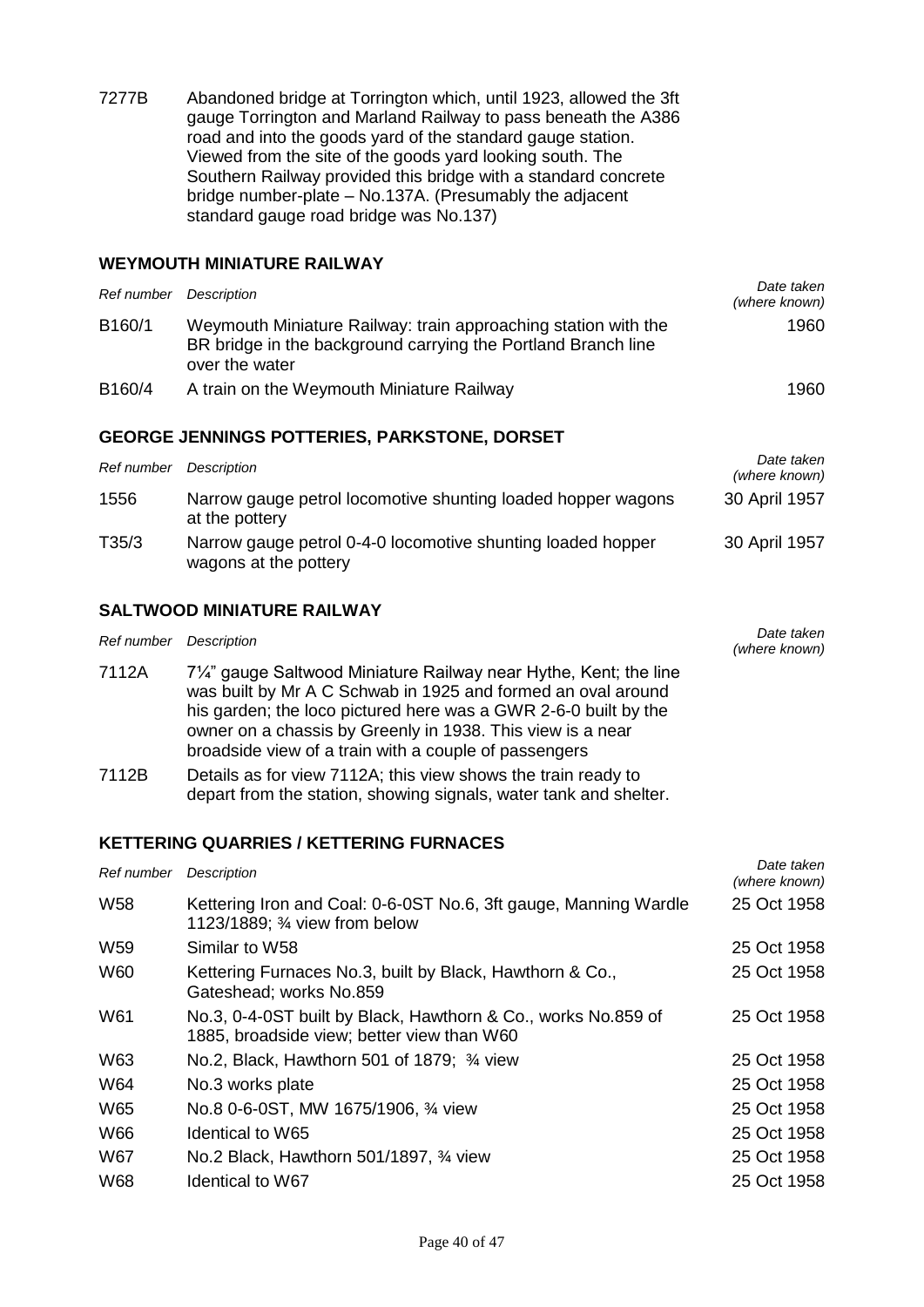| | | |
|---|---|---|
| 7277B | Abandoned bridge at Torrington which, until 1923, allowed the 3ft gauge Torrington and Marland Railway to pass beneath the A386 road and into the goods yard of the standard gauge station. Viewed from the site of the goods yard looking south. The Southern Railway provided this bridge with a standard concrete bridge number-plate – No.137A. (Presumably the adjacent standard gauge road bridge was No.137) | |

## WEYMOUTH MINIATURE RAILWAY

| *Ref number* | *Description* | *Date taken (where known)* |
|---|---|---|
| B160/1 | Weymouth Miniature Railway: train approaching station with the BR bridge in the background carrying the Portland Branch line over the water | 1960 |
| B160/4 | A train on the Weymouth Miniature Railway | 1960 |

## GEORGE JENNINGS POTTERIES, PARKSTONE, DORSET

| *Ref number* | *Description* | *Date taken (where known)* |
|---|---|---|
| 1556 | Narrow gauge petrol locomotive shunting loaded hopper wagons at the pottery | 30 April 1957 |
| T35/3 | Narrow gauge petrol 0-4-0 locomotive shunting loaded hopper wagons at the pottery | 30 April 1957 |

## SALTWOOD MINIATURE RAILWAY

| *Ref number* | *Description* | *Date taken (where known)* |
|---|---|---|
| 7112A | 7¼" gauge Saltwood Miniature Railway near Hythe, Kent; the line was built by Mr A C Schwab in 1925 and formed an oval around his garden; the loco pictured here was a GWR 2-6-0 built by the owner on a chassis by Greenly in 1938. This view is a near broadside view of a train with a couple of passengers | |
| 7112B | Details as for view 7112A; this view shows the train ready to depart from the station, showing signals, water tank and shelter. | |

## KETTERING QUARRIES / KETTERING FURNACES

| *Ref number* | *Description* | *Date taken (where known)* |
|---|---|---|
| W58 | Kettering Iron and Coal: 0-6-0ST No.6, 3ft gauge, Manning Wardle 1123/1889; ¾ view from below | 25 Oct 1958 |
| W59 | Similar to W58 | 25 Oct 1958 |
| W60 | Kettering Furnaces No.3, built by Black, Hawthorn & Co., Gateshead; works No.859 | 25 Oct 1958 |
| W61 | No.3, 0-4-0ST built by Black, Hawthorn & Co., works No.859 of 1885, broadside view; better view than W60 | 25 Oct 1958 |
| W63 | No.2, Black, Hawthorn 501 of 1879; ¾ view | 25 Oct 1958 |
| W64 | No.3 works plate | 25 Oct 1958 |
| W65 | No.8 0-6-0ST, MW 1675/1906, ¾ view | 25 Oct 1958 |
| W66 | Identical to W65 | 25 Oct 1958 |
| W67 | No.2 Black, Hawthorn 501/1897, ¾ view | 25 Oct 1958 |
| W68 | Identical to W67 | 25 Oct 1958 |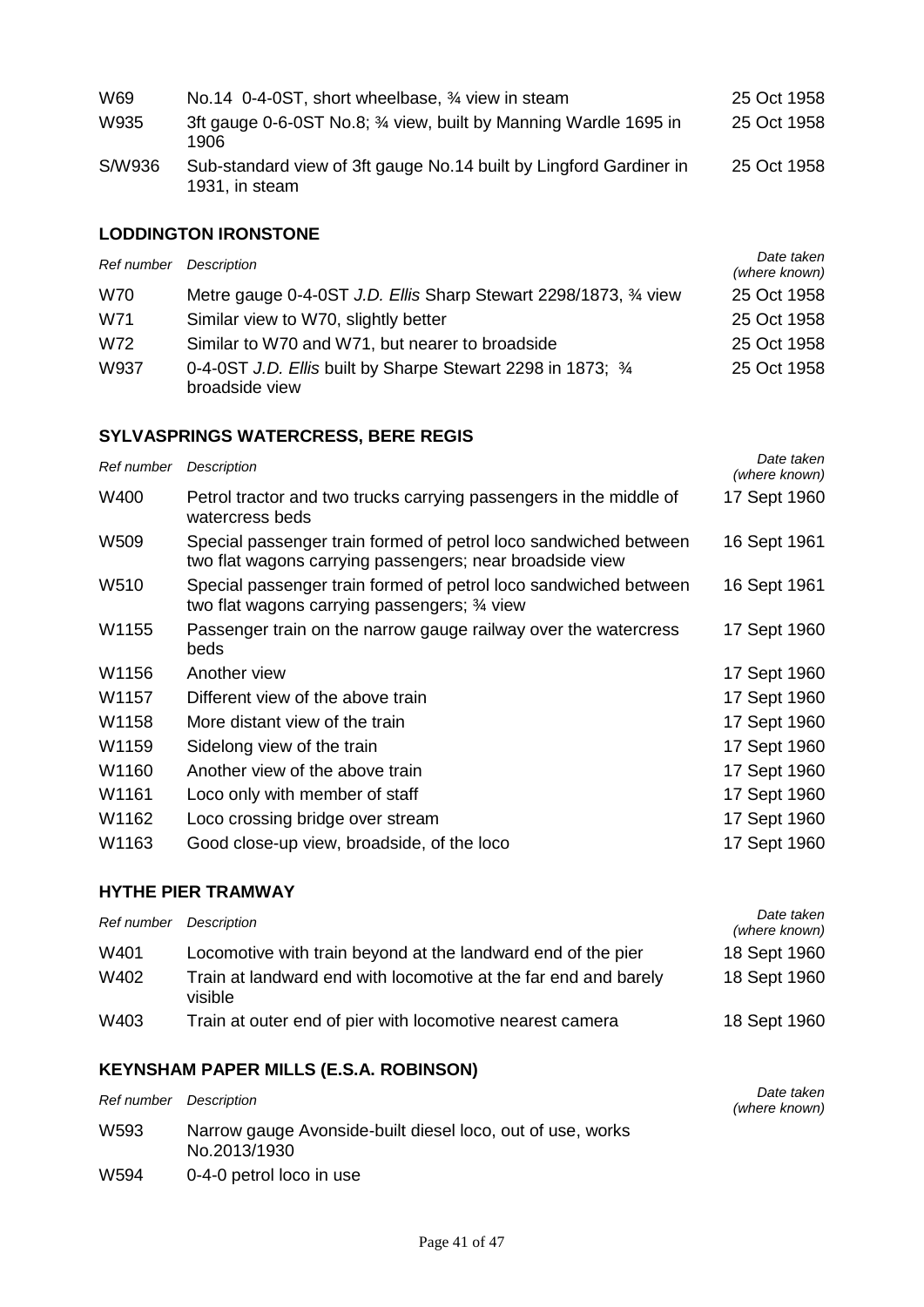| | | |
|---|---|---|
| W69 | No.14 0-4-0ST, short wheelbase, ¾ view in steam | 25 Oct 1958 |
| W935 | 3ft gauge 0-6-0ST No.8; ¾ view, built by Manning Wardle 1695 in 1906 | 25 Oct 1958 |
| S/W936 | Sub-standard view of 3ft gauge No.14 built by Lingford Gardiner in 1931, in steam | 25 Oct 1958 |

## LODDINGTON IRONSTONE

| *Ref number* | *Description* | *Date taken (where known)* |
|---|---|---|
| W70 | Metre gauge 0-4-0ST *J.D. Ellis* Sharp Stewart 2298/1873, ¾ view | 25 Oct 1958 |
| W71 | Similar view to W70, slightly better | 25 Oct 1958 |
| W72 | Similar to W70 and W71, but nearer to broadside | 25 Oct 1958 |
| W937 | 0-4-0ST *J.D. Ellis* built by Sharpe Stewart 2298 in 1873; ¾ broadside view | 25 Oct 1958 |

## SYLVASPRINGS WATERCRESS, BERE REGIS

| *Ref number* | *Description* | *Date taken (where known)* |
|---|---|---|
| W400 | Petrol tractor and two trucks carrying passengers in the middle of watercress beds | 17 Sept 1960 |
| W509 | Special passenger train formed of petrol loco sandwiched between two flat wagons carrying passengers; near broadside view | 16 Sept 1961 |
| W510 | Special passenger train formed of petrol loco sandwiched between two flat wagons carrying passengers; ¾ view | 16 Sept 1961 |
| W1155 | Passenger train on the narrow gauge railway over the watercress beds | 17 Sept 1960 |
| W1156 | Another view | 17 Sept 1960 |
| W1157 | Different view of the above train | 17 Sept 1960 |
| W1158 | More distant view of the train | 17 Sept 1960 |
| W1159 | Sidelong view of the train | 17 Sept 1960 |
| W1160 | Another view of the above train | 17 Sept 1960 |
| W1161 | Loco only with member of staff | 17 Sept 1960 |
| W1162 | Loco crossing bridge over stream | 17 Sept 1960 |
| W1163 | Good close-up view, broadside, of the loco | 17 Sept 1960 |

## HYTHE PIER TRAMWAY

| *Ref number* | *Description* | *Date taken (where known)* |
|---|---|---|
| W401 | Locomotive with train beyond at the landward end of the pier | 18 Sept 1960 |
| W402 | Train at landward end with locomotive at the far end and barely visible | 18 Sept 1960 |
| W403 | Train at outer end of pier with locomotive nearest camera | 18 Sept 1960 |

## KEYNSHAM PAPER MILLS (E.S.A. ROBINSON)

| *Ref number* | *Description* | *Date taken (where known)* |
|---|---|---|
| W593 | Narrow gauge Avonside-built diesel loco, out of use, works No.2013/1930 | |
| W594 | 0-4-0 petrol loco in use | |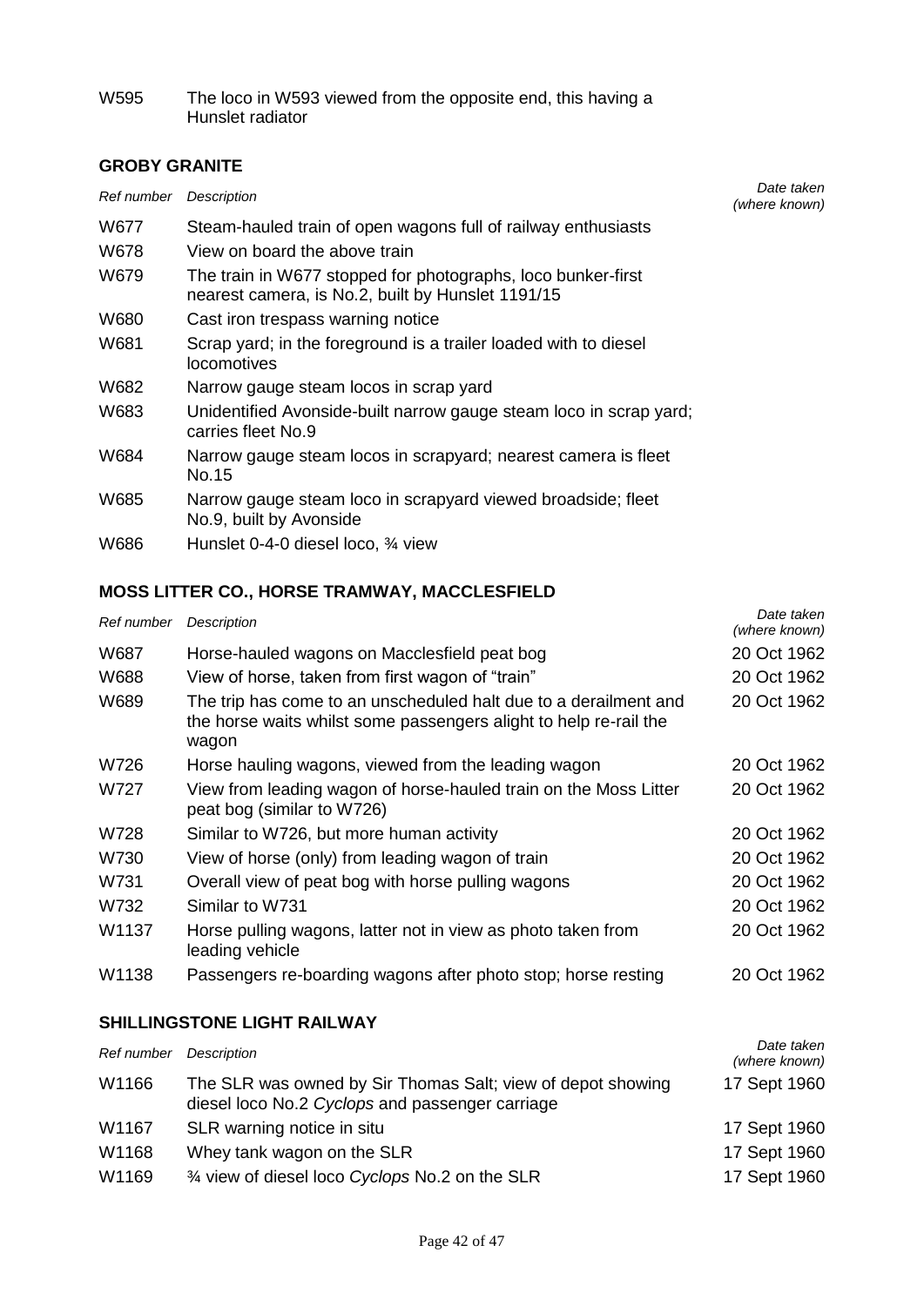| | |
|---|---|
| W595 | The loco in W593 viewed from the opposite end, this having a Hunslet radiator |

## GROBY GRANITE

| *Ref number* | *Description* | *Date taken (where known)* |
|---|---|---|
| W677 | Steam-hauled train of open wagons full of railway enthusiasts | |
| W678 | View on board the above train | |
| W679 | The train in W677 stopped for photographs, loco bunker-first nearest camera, is No.2, built by Hunslet 1191/15 | |
| W680 | Cast iron trespass warning notice | |
| W681 | Scrap yard; in the foreground is a trailer loaded with to diesel locomotives | |
| W682 | Narrow gauge steam locos in scrap yard | |
| W683 | Unidentified Avonside-built narrow gauge steam loco in scrap yard; carries fleet No.9 | |
| W684 | Narrow gauge steam locos in scrapyard; nearest camera is fleet No.15 | |
| W685 | Narrow gauge steam loco in scrapyard viewed broadside; fleet No.9, built by Avonside | |
| W686 | Hunslet 0-4-0 diesel loco, ¾ view | |

## MOSS LITTER CO., HORSE TRAMWAY, MACCLESFIELD

| *Ref number* | *Description* | *Date taken (where known)* |
|---|---|---|
| W687 | Horse-hauled wagons on Macclesfield peat bog | 20 Oct 1962 |
| W688 | View of horse, taken from first wagon of "train" | 20 Oct 1962 |
| W689 | The trip has come to an unscheduled halt due to a derailment and the horse waits whilst some passengers alight to help re-rail the wagon | 20 Oct 1962 |
| W726 | Horse hauling wagons, viewed from the leading wagon | 20 Oct 1962 |
| W727 | View from leading wagon of horse-hauled train on the Moss Litter peat bog (similar to W726) | 20 Oct 1962 |
| W728 | Similar to W726, but more human activity | 20 Oct 1962 |
| W730 | View of horse (only) from leading wagon of train | 20 Oct 1962 |
| W731 | Overall view of peat bog with horse pulling wagons | 20 Oct 1962 |
| W732 | Similar to W731 | 20 Oct 1962 |
| W1137 | Horse pulling wagons, latter not in view as photo taken from leading vehicle | 20 Oct 1962 |
| W1138 | Passengers re-boarding wagons after photo stop; horse resting | 20 Oct 1962 |

## SHILLINGSTONE LIGHT RAILWAY

| *Ref number* | *Description* | *Date taken (where known)* |
|---|---|---|
| W1166 | The SLR was owned by Sir Thomas Salt; view of depot showing diesel loco No.2 *Cyclops* and passenger carriage | 17 Sept 1960 |
| W1167 | SLR warning notice in situ | 17 Sept 1960 |
| W1168 | Whey tank wagon on the SLR | 17 Sept 1960 |
| W1169 | ¾ view of diesel loco *Cyclops* No.2 on the SLR | 17 Sept 1960 |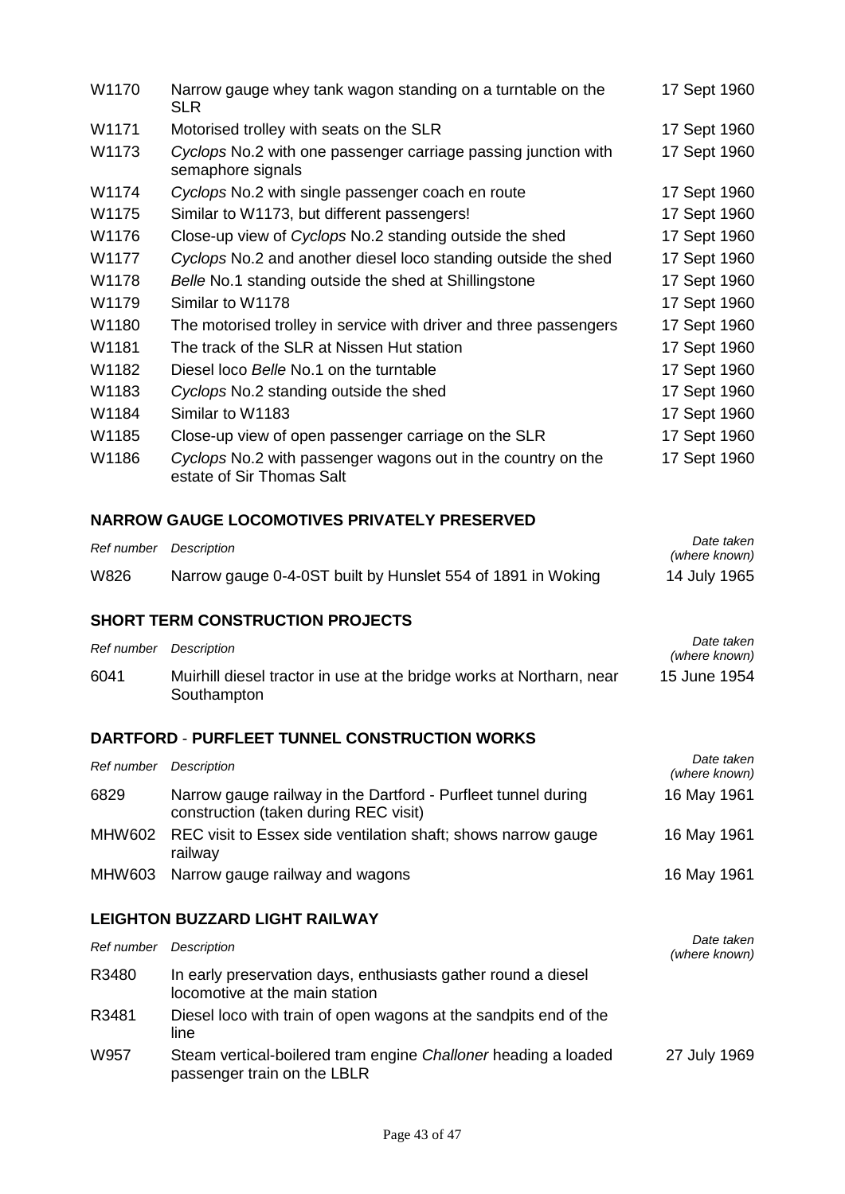| | | |
|---|---|---|
| W1170 | Narrow gauge whey tank wagon standing on a turntable on the SLR | 17 Sept 1960 |
| W1171 | Motorised trolley with seats on the SLR | 17 Sept 1960 |
| W1173 | *Cyclops* No.2 with one passenger carriage passing junction with semaphore signals | 17 Sept 1960 |
| W1174 | *Cyclops* No.2 with single passenger coach en route | 17 Sept 1960 |
| W1175 | Similar to W1173, but different passengers! | 17 Sept 1960 |
| W1176 | Close-up view of *Cyclops* No.2 standing outside the shed | 17 Sept 1960 |
| W1177 | *Cyclops* No.2 and another diesel loco standing outside the shed | 17 Sept 1960 |
| W1178 | *Belle* No.1 standing outside the shed at Shillingstone | 17 Sept 1960 |
| W1179 | Similar to W1178 | 17 Sept 1960 |
| W1180 | The motorised trolley in service with driver and three passengers | 17 Sept 1960 |
| W1181 | The track of the SLR at Nissen Hut station | 17 Sept 1960 |
| W1182 | Diesel loco *Belle* No.1 on the turntable | 17 Sept 1960 |
| W1183 | *Cyclops* No.2 standing outside the shed | 17 Sept 1960 |
| W1184 | Similar to W1183 | 17 Sept 1960 |
| W1185 | Close-up view of open passenger carriage on the SLR | 17 Sept 1960 |
| W1186 | *Cyclops* No.2 with passenger wagons out in the country on the estate of Sir Thomas Salt | 17 Sept 1960 |

## NARROW GAUGE LOCOMOTIVES PRIVATELY PRESERVED

| *Ref number* | *Description* | *Date taken (where known)* |
|---|---|---|
| W826 | Narrow gauge 0-4-0ST built by Hunslet 554 of 1891 in Woking | 14 July 1965 |

## SHORT TERM CONSTRUCTION PROJECTS

| *Ref number* | *Description* | *Date taken (where known)* |
|---|---|---|
| 6041 | Muirhill diesel tractor in use at the bridge works at Northarn, near Southampton | 15 June 1954 |

## DARTFORD - PURFLEET TUNNEL CONSTRUCTION WORKS

| *Ref number* | *Description* | *Date taken (where known)* |
|---|---|---|
| 6829 | Narrow gauge railway in the Dartford - Purfleet tunnel during construction (taken during REC visit) | 16 May 1961 |
| MHW602 | REC visit to Essex side ventilation shaft; shows narrow gauge railway | 16 May 1961 |
| MHW603 | Narrow gauge railway and wagons | 16 May 1961 |

## LEIGHTON BUZZARD LIGHT RAILWAY

| *Ref number* | *Description* | *Date taken (where known)* |
|---|---|---|
| R3480 | In early preservation days, enthusiasts gather round a diesel locomotive at the main station | |
| R3481 | Diesel loco with train of open wagons at the sandpits end of the line | |
| W957 | Steam vertical-boilered tram engine *Challoner* heading a loaded passenger train on the LBLR | 27 July 1969 |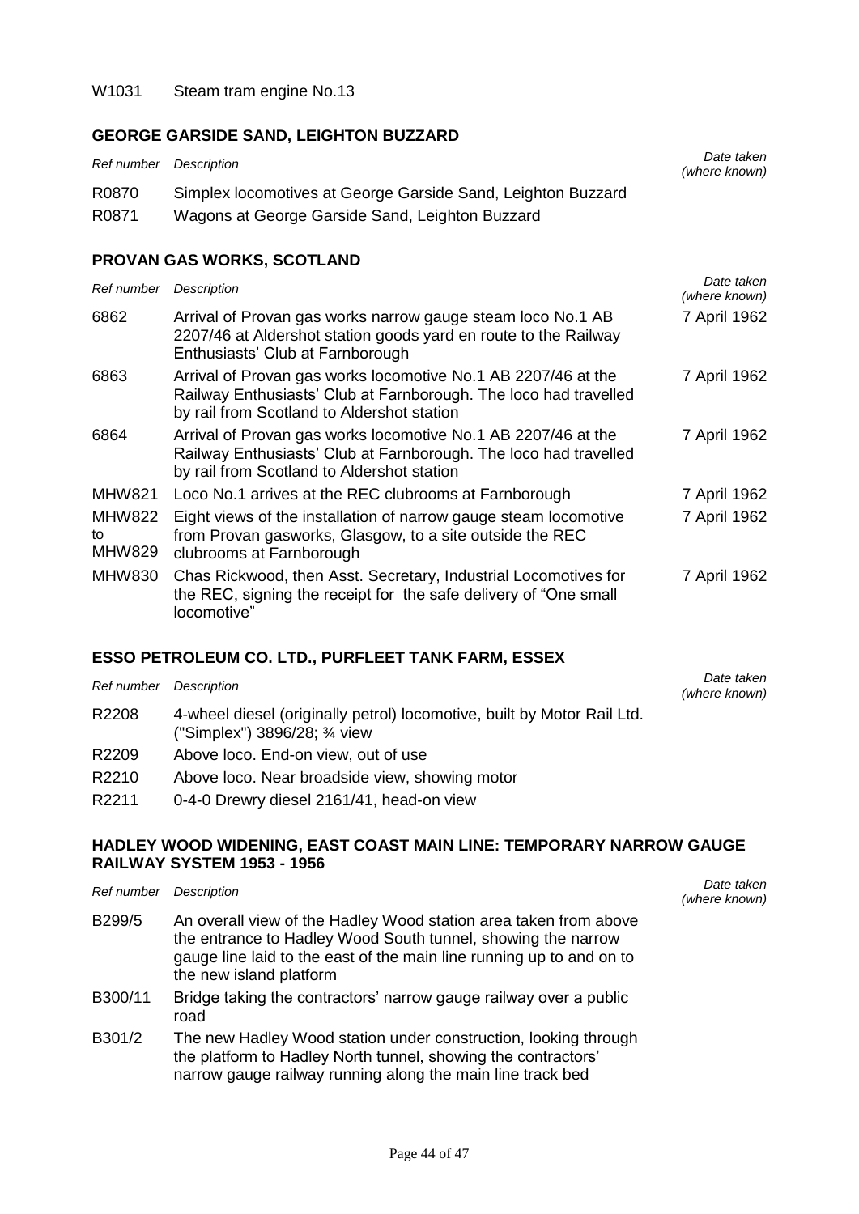| | |
|---|---|
| W1031 | Steam tram engine No.13 |

## GEORGE GARSIDE SAND, LEIGHTON BUZZARD

| *Ref number* | *Description* | *Date taken (where known)* |
|---|---|---|
| R0870 | Simplex locomotives at George Garside Sand, Leighton Buzzard | |
| R0871 | Wagons at George Garside Sand, Leighton Buzzard | |

## PROVAN GAS WORKS, SCOTLAND

| *Ref number* | *Description* | *Date taken (where known)* |
|---|---|---|
| 6862 | Arrival of Provan gas works narrow gauge steam loco No.1 AB 2207/46 at Aldershot station goods yard en route to the Railway Enthusiasts' Club at Farnborough | 7 April 1962 |
| 6863 | Arrival of Provan gas works locomotive No.1 AB 2207/46 at the Railway Enthusiasts' Club at Farnborough. The loco had travelled by rail from Scotland to Aldershot station | 7 April 1962 |
| 6864 | Arrival of Provan gas works locomotive No.1 AB 2207/46 at the Railway Enthusiasts' Club at Farnborough. The loco had travelled by rail from Scotland to Aldershot station | 7 April 1962 |
| MHW821 | Loco No.1 arrives at the REC clubrooms at Farnborough | 7 April 1962 |
| MHW822 to MHW829 | Eight views of the installation of narrow gauge steam locomotive from Provan gasworks, Glasgow, to a site outside the REC clubrooms at Farnborough | 7 April 1962 |
| MHW830 | Chas Rickwood, then Asst. Secretary, Industrial Locomotives for the REC, signing the receipt for the safe delivery of "One small locomotive" | 7 April 1962 |

## ESSO PETROLEUM CO. LTD., PURFLEET TANK FARM, ESSEX

| *Ref number* | *Description* | *Date taken (where known)* |
|---|---|---|
| R2208 | 4-wheel diesel (originally petrol) locomotive, built by Motor Rail Ltd. ("Simplex") 3896/28; ¾ view | |
| R2209 | Above loco. End-on view, out of use | |
| R2210 | Above loco. Near broadside view, showing motor | |
| R2211 | 0-4-0 Drewry diesel 2161/41, head-on view | |

## HADLEY WOOD WIDENING, EAST COAST MAIN LINE: TEMPORARY NARROW GAUGE RAILWAY SYSTEM 1953 - 1956

| *Ref number* | *Description* | *Date taken (where known)* |
|---|---|---|
| B299/5 | An overall view of the Hadley Wood station area taken from above the entrance to Hadley Wood South tunnel, showing the narrow gauge line laid to the east of the main line running up to and on to the new island platform | |
| B300/11 | Bridge taking the contractors' narrow gauge railway over a public road | |
| B301/2 | The new Hadley Wood station under construction, looking through the platform to Hadley North tunnel, showing the contractors' narrow gauge railway running along the main line track bed | |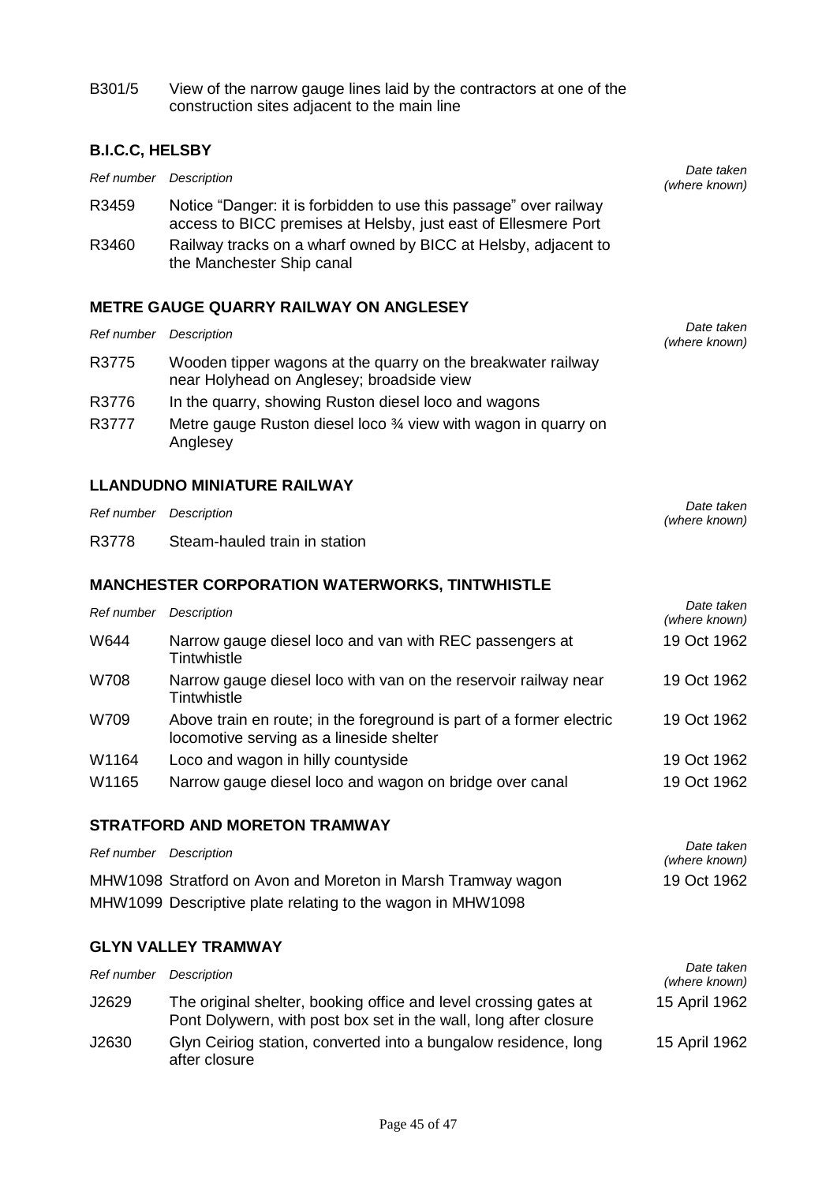| | | |
|---|---|---|
| B301/5 | View of the narrow gauge lines laid by the contractors at one of the construction sites adjacent to the main line | |

### B.I.C.C, HELSBY

| *Ref number* | *Description* | *Date taken (where known)* |
|---|---|---|
| R3459 | Notice "Danger: it is forbidden to use this passage" over railway access to BICC premises at Helsby, just east of Ellesmere Port | |
| R3460 | Railway tracks on a wharf owned by BICC at Helsby, adjacent to the Manchester Ship canal | |

### METRE GAUGE QUARRY RAILWAY ON ANGLESEY

| *Ref number* | *Description* | *Date taken (where known)* |
|---|---|---|
| R3775 | Wooden tipper wagons at the quarry on the breakwater railway near Holyhead on Anglesey; broadside view | |
| R3776 | In the quarry, showing Ruston diesel loco and wagons | |
| R3777 | Metre gauge Ruston diesel loco ¾ view with wagon in quarry on Anglesey | |

### LLANDUDNO MINIATURE RAILWAY

| *Ref number* | *Description* | *Date taken (where known)* |
|---|---|---|
| R3778 | Steam-hauled train in station | |

### MANCHESTER CORPORATION WATERWORKS, TINTWHISTLE

| *Ref number* | *Description* | *Date taken (where known)* |
|---|---|---|
| W644 | Narrow gauge diesel loco and van with REC passengers at Tintwhistle | 19 Oct 1962 |
| W708 | Narrow gauge diesel loco with van on the reservoir railway near Tintwhistle | 19 Oct 1962 |
| W709 | Above train en route; in the foreground is part of a former electric locomotive serving as a lineside shelter | 19 Oct 1962 |
| W1164 | Loco and wagon in hilly countyside | 19 Oct 1962 |
| W1165 | Narrow gauge diesel loco and wagon on bridge over canal | 19 Oct 1962 |

### STRATFORD AND MORETON TRAMWAY

| *Ref number* | *Description* | *Date taken (where known)* |
|---|---|---|
| MHW1098 | Stratford on Avon and Moreton in Marsh Tramway wagon | 19 Oct 1962 |
| MHW1099 | Descriptive plate relating to the wagon in MHW1098 | |

### GLYN VALLEY TRAMWAY

| *Ref number* | *Description* | *Date taken (where known)* |
|---|---|---|
| J2629 | The original shelter, booking office and level crossing gates at Pont Dolywern, with post box set in the wall, long after closure | 15 April 1962 |
| J2630 | Glyn Ceiriog station, converted into a bungalow residence, long after closure | 15 April 1962 |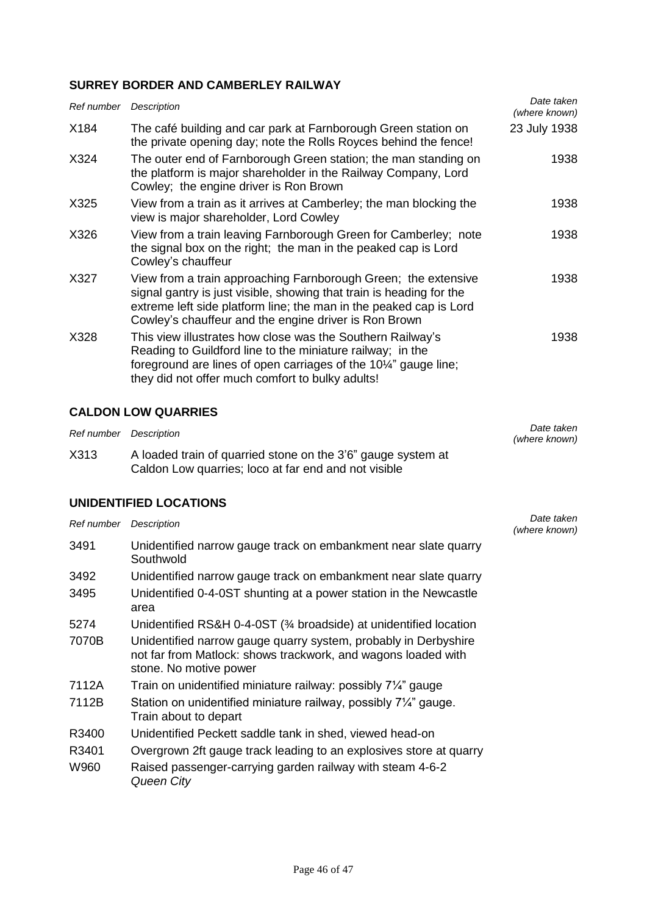## SURREY BORDER AND CAMBERLEY RAILWAY

| *Ref number* | *Description* | *Date taken (where known)* |
|---|---|---|
| X184 | The café building and car park at Farnborough Green station on the private opening day; note the Rolls Royces behind the fence! | 23 July 1938 |
| X324 | The outer end of Farnborough Green station; the man standing on the platform is major shareholder in the Railway Company, Lord Cowley; the engine driver is Ron Brown | 1938 |
| X325 | View from a train as it arrives at Camberley; the man blocking the view is major shareholder, Lord Cowley | 1938 |
| X326 | View from a train leaving Farnborough Green for Camberley; note the signal box on the right; the man in the peaked cap is Lord Cowley's chauffeur | 1938 |
| X327 | View from a train approaching Farnborough Green; the extensive signal gantry is just visible, showing that train is heading for the extreme left side platform line; the man in the peaked cap is Lord Cowley's chauffeur and the engine driver is Ron Brown | 1938 |
| X328 | This view illustrates how close was the Southern Railway's Reading to Guildford line to the miniature railway; in the foreground are lines of open carriages of the 10¼" gauge line; they did not offer much comfort to bulky adults! | 1938 |

## CALDON LOW QUARRIES

| *Ref number* | *Description* | *Date taken (where known)* |
|---|---|---|
| X313 | A loaded train of quarried stone on the 3'6" gauge system at Caldon Low quarries; loco at far end and not visible | |

## UNIDENTIFIED LOCATIONS

| *Ref number* | *Description* | *Date taken (where known)* |
|---|---|---|
| 3491 | Unidentified narrow gauge track on embankment near slate quarry Southwold | |
| 3492 | Unidentified narrow gauge track on embankment near slate quarry | |
| 3495 | Unidentified 0-4-0ST shunting at a power station in the Newcastle area | |
| 5274 | Unidentified RS&H 0-4-0ST (¾ broadside) at unidentified location | |
| 7070B | Unidentified narrow gauge quarry system, probably in Derbyshire not far from Matlock: shows trackwork, and wagons loaded with stone. No motive power | |
| 7112A | Train on unidentified miniature railway: possibly 7¼" gauge | |
| 7112B | Station on unidentified miniature railway, possibly 7¼" gauge. Train about to depart | |
| R3400 | Unidentified Peckett saddle tank in shed, viewed head-on | |
| R3401 | Overgrown 2ft gauge track leading to an explosives store at quarry | |
| W960 | Raised passenger-carrying garden railway with steam 4-6-2 *Queen City* | |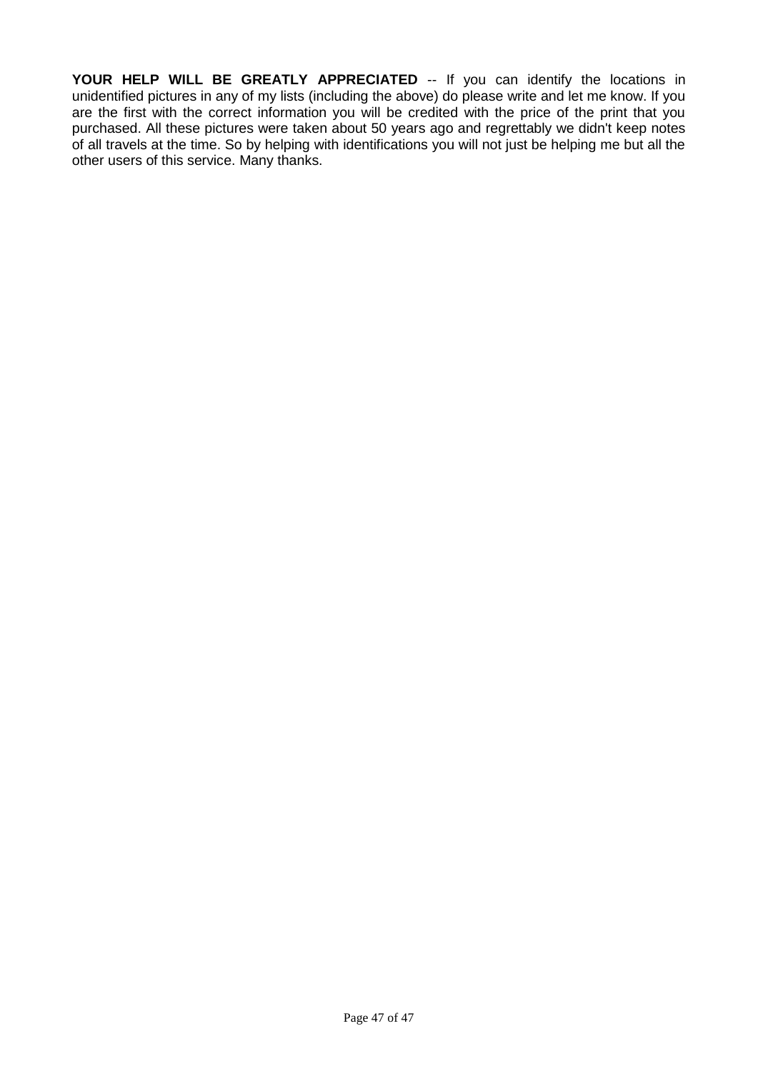**YOUR HELP WILL BE GREATLY APPRECIATED** -- If you can identify the locations in unidentified pictures in any of my lists (including the above) do please write and let me know. If you are the first with the correct information you will be credited with the price of the print that you purchased. All these pictures were taken about 50 years ago and regrettably we didn't keep notes of all travels at the time. So by helping with identifications you will not just be helping me but all the other users of this service. Many thanks.